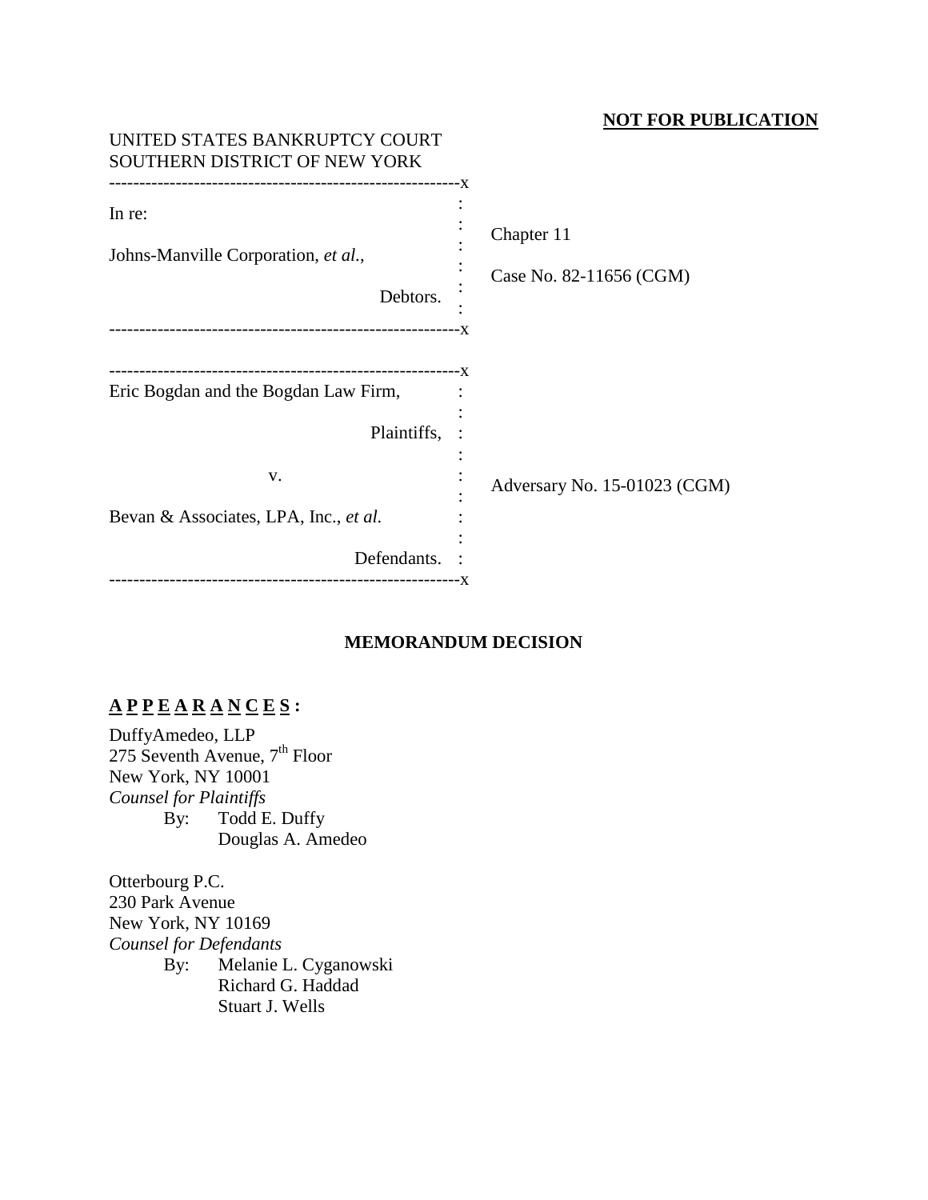**NOT FOR PUBLICATION**

UNITED STATES BANKRUPTCY COURT
SOUTHERN DISTRICT OF NEW YORK

| | |
|---|---|
| In re:<br><br>Johns-Manville Corporation, *et al.*,<br><br>Debtors. | Chapter 11<br><br>Case No. 82-11656 (CGM) |

| | |
|---|---|
| Eric Bogdan and the Bogdan Law Firm,<br><br>Plaintiffs,<br><br>v.<br><br>Bevan & Associates, LPA, Inc., *et al.*<br><br>Defendants. | Adversary No. 15-01023 (CGM) |

**MEMORANDUM DECISION**

**A P P E A R A N C E S :**

DuffyAmedeo, LLP
275 Seventh Avenue, 7th Floor
New York, NY 10001
*Counsel for Plaintiffs*
By: Todd E. Duffy
Douglas A. Amedeo

Otterbourg P.C.
230 Park Avenue
New York, NY 10169
*Counsel for Defendants*
By: Melanie L. Cyganowski
Richard G. Haddad
Stuart J. Wells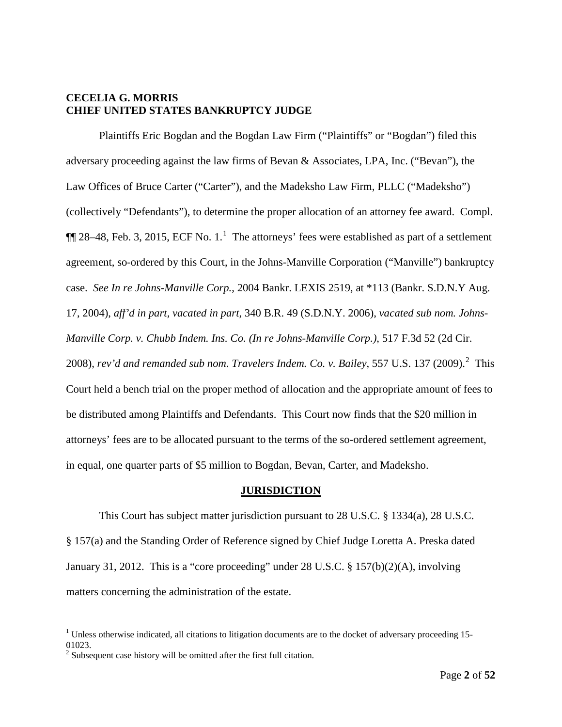**CECELIA G. MORRIS**
**CHIEF UNITED STATES BANKRUPTCY JUDGE**

Plaintiffs Eric Bogdan and the Bogdan Law Firm ("Plaintiffs" or "Bogdan") filed this adversary proceeding against the law firms of Bevan & Associates, LPA, Inc. ("Bevan"), the Law Offices of Bruce Carter ("Carter"), and the Madeksho Law Firm, PLLC ("Madeksho") (collectively "Defendants"), to determine the proper allocation of an attorney fee award. Compl. ¶¶ 28–48, Feb. 3, 2015, ECF No. 1.[1] The attorneys' fees were established as part of a settlement agreement, so-ordered by this Court, in the Johns-Manville Corporation ("Manville") bankruptcy case. *See In re Johns-Manville Corp.*, 2004 Bankr. LEXIS 2519, at *113 (Bankr. S.D.N.Y Aug. 17, 2004), *aff'd in part*, *vacated in part*, 340 B.R. 49 (S.D.N.Y. 2006), *vacated sub nom. Johns-Manville Corp. v. Chubb Indem. Ins. Co. (In re Johns-Manville Corp.)*, 517 F.3d 52 (2d Cir. 2008), *rev'd and remanded sub nom. Travelers Indem. Co. v. Bailey*, 557 U.S. 137 (2009).[2] This Court held a bench trial on the proper method of allocation and the appropriate amount of fees to be distributed among Plaintiffs and Defendants. This Court now finds that the $20 million in attorneys' fees are to be allocated pursuant to the terms of the so-ordered settlement agreement, in equal, one quarter parts of $5 million to Bogdan, Bevan, Carter, and Madeksho.

## JURISDICTION

This Court has subject matter jurisdiction pursuant to 28 U.S.C. § 1334(a), 28 U.S.C. § 157(a) and the Standing Order of Reference signed by Chief Judge Loretta A. Preska dated January 31, 2012. This is a "core proceeding" under 28 U.S.C. § 157(b)(2)(A), involving matters concerning the administration of the estate.

[1] Unless otherwise indicated, all citations to litigation documents are to the docket of adversary proceeding 15-01023.

[2] Subsequent case history will be omitted after the first full citation.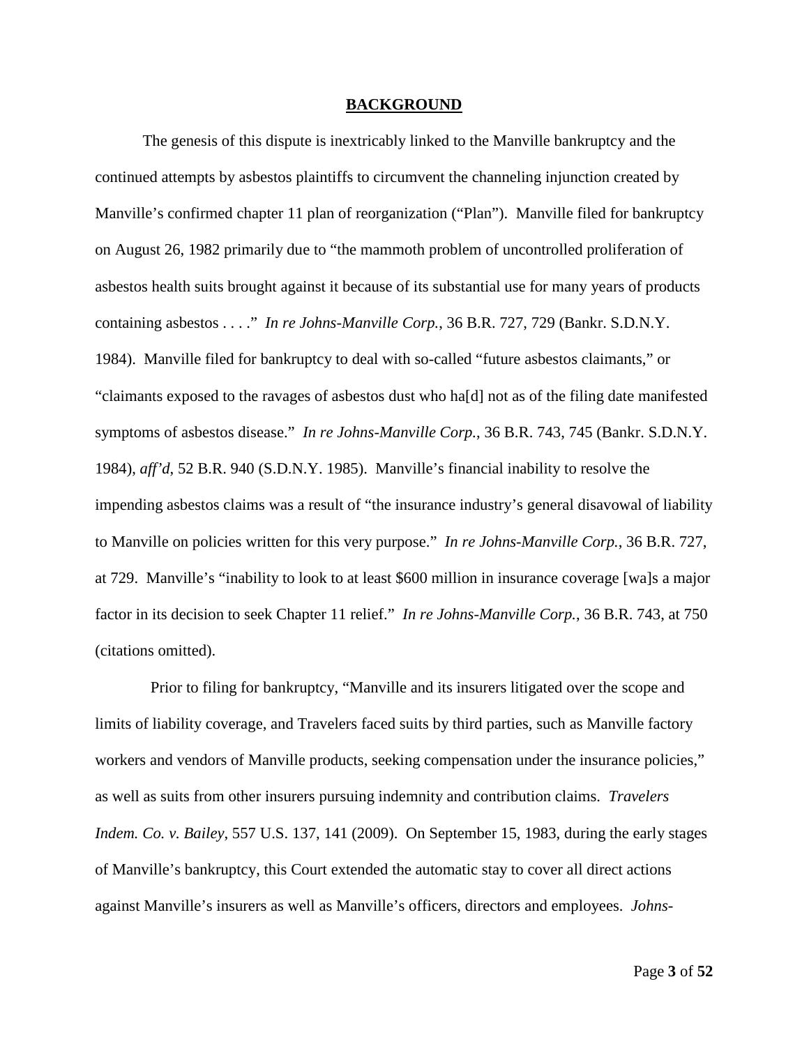## BACKGROUND

The genesis of this dispute is inextricably linked to the Manville bankruptcy and the continued attempts by asbestos plaintiffs to circumvent the channeling injunction created by Manville's confirmed chapter 11 plan of reorganization ("Plan"). Manville filed for bankruptcy on August 26, 1982 primarily due to "the mammoth problem of uncontrolled proliferation of asbestos health suits brought against it because of its substantial use for many years of products containing asbestos . . . ." *In re Johns-Manville Corp.*, 36 B.R. 727, 729 (Bankr. S.D.N.Y. 1984). Manville filed for bankruptcy to deal with so-called "future asbestos claimants," or "claimants exposed to the ravages of asbestos dust who ha[d] not as of the filing date manifested symptoms of asbestos disease." *In re Johns-Manville Corp.*, 36 B.R. 743, 745 (Bankr. S.D.N.Y. 1984), *aff'd*, 52 B.R. 940 (S.D.N.Y. 1985). Manville's financial inability to resolve the impending asbestos claims was a result of "the insurance industry's general disavowal of liability to Manville on policies written for this very purpose." *In re Johns-Manville Corp.*, 36 B.R. 727, at 729. Manville's "inability to look to at least $600 million in insurance coverage [wa]s a major factor in its decision to seek Chapter 11 relief." *In re Johns-Manville Corp.*, 36 B.R. 743, at 750 (citations omitted).

Prior to filing for bankruptcy, "Manville and its insurers litigated over the scope and limits of liability coverage, and Travelers faced suits by third parties, such as Manville factory workers and vendors of Manville products, seeking compensation under the insurance policies," as well as suits from other insurers pursuing indemnity and contribution claims. *Travelers Indem. Co. v. Bailey*, 557 U.S. 137, 141 (2009). On September 15, 1983, during the early stages of Manville's bankruptcy, this Court extended the automatic stay to cover all direct actions against Manville's insurers as well as Manville's officers, directors and employees. *Johns-*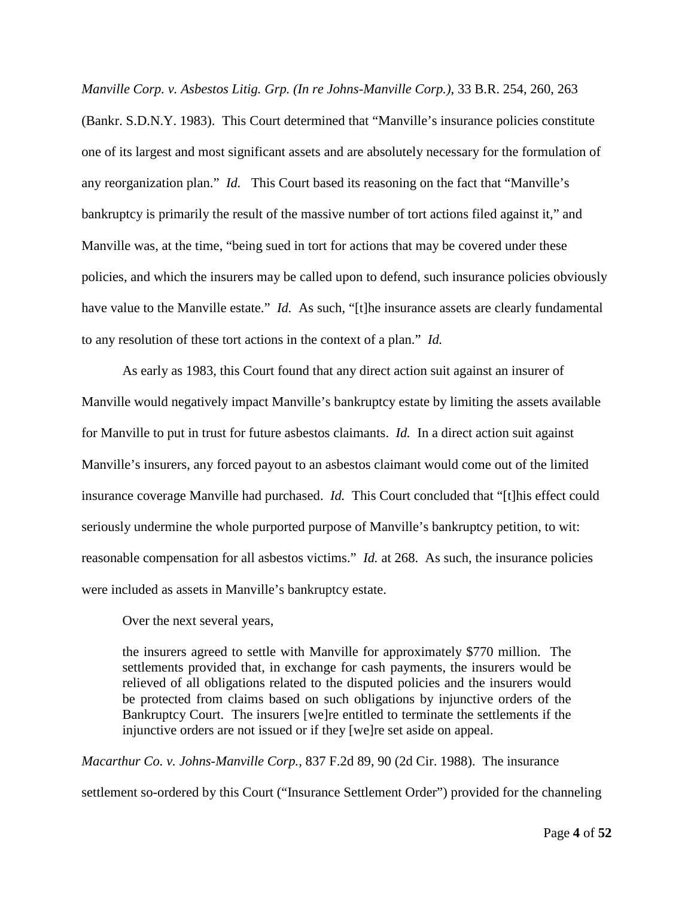*Manville Corp. v. Asbestos Litig. Grp. (In re Johns-Manville Corp.)*, 33 B.R. 254, 260, 263 (Bankr. S.D.N.Y. 1983). This Court determined that "Manville's insurance policies constitute one of its largest and most significant assets and are absolutely necessary for the formulation of any reorganization plan." *Id.* This Court based its reasoning on the fact that "Manville's bankruptcy is primarily the result of the massive number of tort actions filed against it," and Manville was, at the time, "being sued in tort for actions that may be covered under these policies, and which the insurers may be called upon to defend, such insurance policies obviously have value to the Manville estate." *Id.* As such, "[t]he insurance assets are clearly fundamental to any resolution of these tort actions in the context of a plan." *Id.*

As early as 1983, this Court found that any direct action suit against an insurer of Manville would negatively impact Manville's bankruptcy estate by limiting the assets available for Manville to put in trust for future asbestos claimants. *Id.* In a direct action suit against Manville's insurers, any forced payout to an asbestos claimant would come out of the limited insurance coverage Manville had purchased. *Id.* This Court concluded that "[t]his effect could seriously undermine the whole purported purpose of Manville's bankruptcy petition, to wit: reasonable compensation for all asbestos victims." *Id.* at 268. As such, the insurance policies were included as assets in Manville's bankruptcy estate.

Over the next several years,

> the insurers agreed to settle with Manville for approximately $770 million. The settlements provided that, in exchange for cash payments, the insurers would be relieved of all obligations related to the disputed policies and the insurers would be protected from claims based on such obligations by injunctive orders of the Bankruptcy Court. The insurers [we]re entitled to terminate the settlements if the injunctive orders are not issued or if they [we]re set aside on appeal.

*Macarthur Co. v. Johns-Manville Corp.*, 837 F.2d 89, 90 (2d Cir. 1988). The insurance settlement so-ordered by this Court ("Insurance Settlement Order") provided for the channeling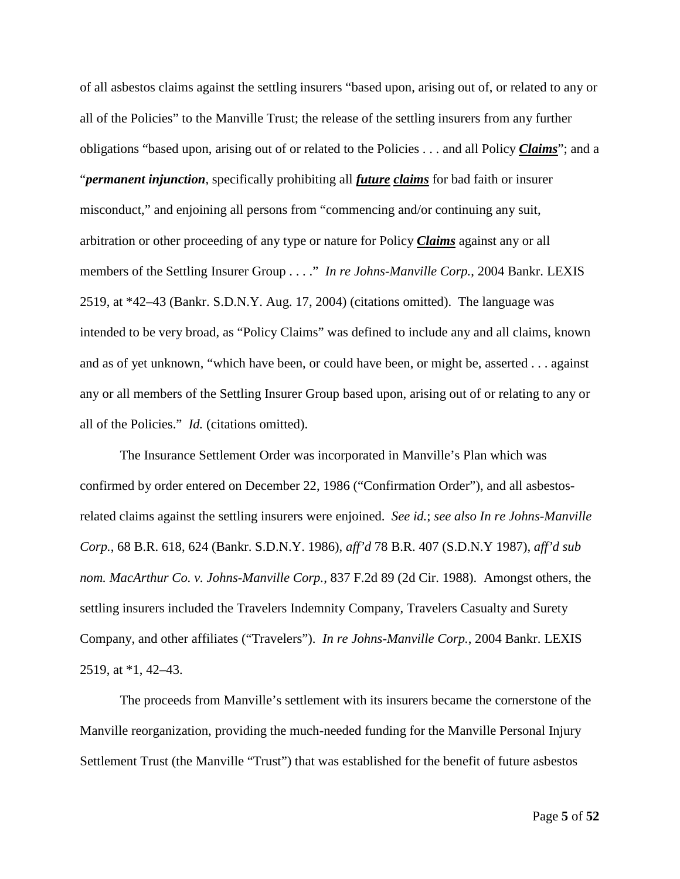of all asbestos claims against the settling insurers "based upon, arising out of, or related to any or all of the Policies" to the Manville Trust; the release of the settling insurers from any further obligations "based upon, arising out of or related to the Policies . . . and all Policy ***Claims***"; and a "***permanent injunction***, specifically prohibiting all ***future claims*** for bad faith or insurer misconduct," and enjoining all persons from "commencing and/or continuing any suit, arbitration or other proceeding of any type or nature for Policy ***Claims*** against any or all members of the Settling Insurer Group . . . ." *In re Johns-Manville Corp.*, 2004 Bankr. LEXIS 2519, at *42–43 (Bankr. S.D.N.Y. Aug. 17, 2004) (citations omitted). The language was intended to be very broad, as "Policy Claims" was defined to include any and all claims, known and as of yet unknown, "which have been, or could have been, or might be, asserted . . . against any or all members of the Settling Insurer Group based upon, arising out of or relating to any or all of the Policies." *Id.* (citations omitted).

The Insurance Settlement Order was incorporated in Manville's Plan which was confirmed by order entered on December 22, 1986 ("Confirmation Order"), and all asbestos-related claims against the settling insurers were enjoined. *See id.*; *see also In re Johns-Manville Corp.*, 68 B.R. 618, 624 (Bankr. S.D.N.Y. 1986), *aff'd* 78 B.R. 407 (S.D.N.Y 1987), *aff'd sub nom. MacArthur Co. v. Johns-Manville Corp.*, 837 F.2d 89 (2d Cir. 1988). Amongst others, the settling insurers included the Travelers Indemnity Company, Travelers Casualty and Surety Company, and other affiliates ("Travelers"). *In re Johns-Manville Corp.*, 2004 Bankr. LEXIS 2519, at *1, 42–43.

The proceeds from Manville's settlement with its insurers became the cornerstone of the Manville reorganization, providing the much-needed funding for the Manville Personal Injury Settlement Trust (the Manville "Trust") that was established for the benefit of future asbestos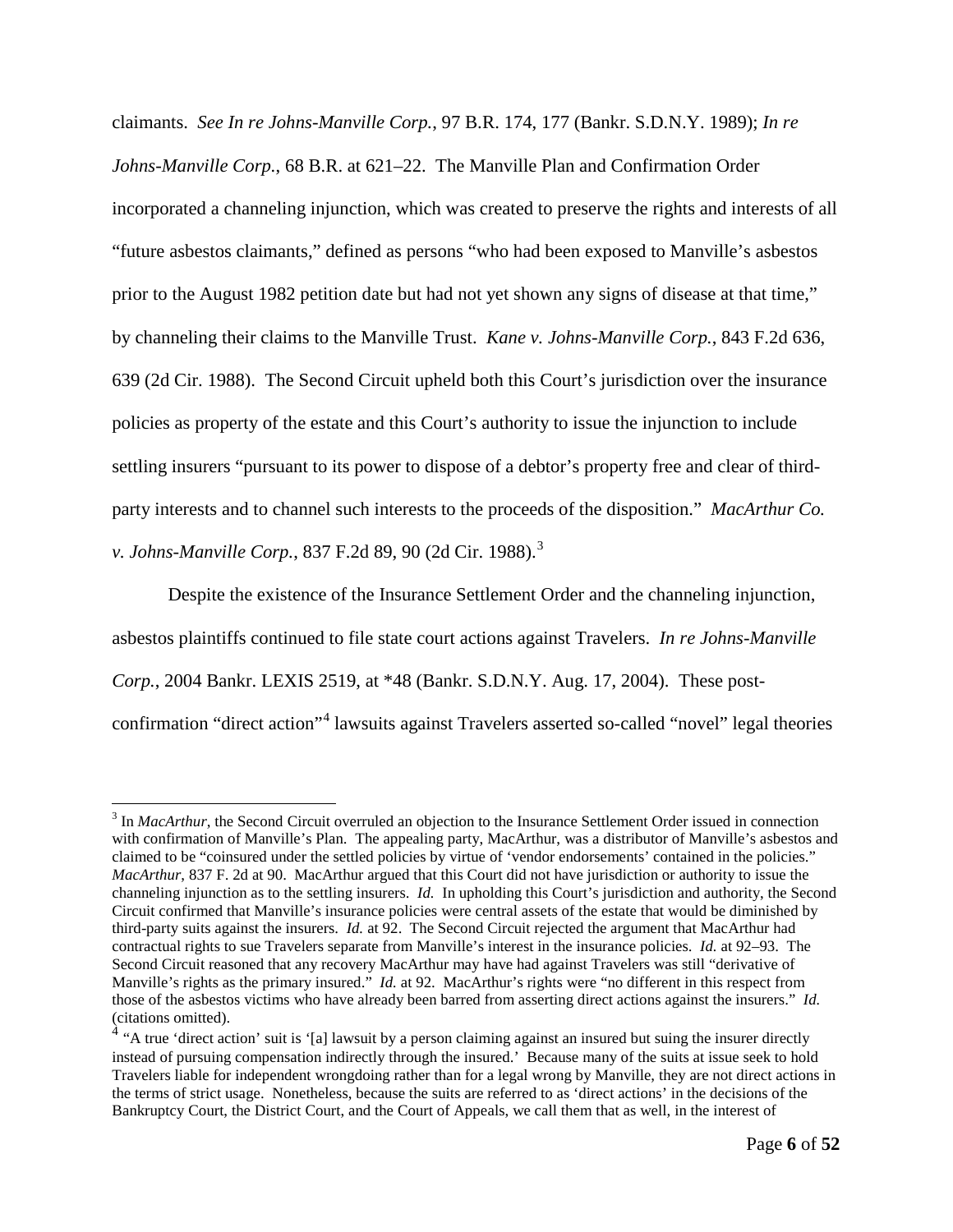claimants. *See In re Johns-Manville Corp.*, 97 B.R. 174, 177 (Bankr. S.D.N.Y. 1989); *In re Johns-Manville Corp.*, 68 B.R. at 621–22. The Manville Plan and Confirmation Order incorporated a channeling injunction, which was created to preserve the rights and interests of all "future asbestos claimants," defined as persons "who had been exposed to Manville's asbestos prior to the August 1982 petition date but had not yet shown any signs of disease at that time," by channeling their claims to the Manville Trust. *Kane v. Johns-Manville Corp.*, 843 F.2d 636, 639 (2d Cir. 1988). The Second Circuit upheld both this Court's jurisdiction over the insurance policies as property of the estate and this Court's authority to issue the injunction to include settling insurers "pursuant to its power to dispose of a debtor's property free and clear of third-party interests and to channel such interests to the proceeds of the disposition." *MacArthur Co. v. Johns-Manville Corp.*, 837 F.2d 89, 90 (2d Cir. 1988).[3]

Despite the existence of the Insurance Settlement Order and the channeling injunction, asbestos plaintiffs continued to file state court actions against Travelers. *In re Johns-Manville Corp.*, 2004 Bankr. LEXIS 2519, at *48 (Bankr. S.D.N.Y. Aug. 17, 2004). These post-confirmation "direct action"[4] lawsuits against Travelers asserted so-called "novel" legal theories

---

[3] In *MacArthur*, the Second Circuit overruled an objection to the Insurance Settlement Order issued in connection with confirmation of Manville's Plan. The appealing party, MacArthur, was a distributor of Manville's asbestos and claimed to be "coinsured under the settled policies by virtue of 'vendor endorsements' contained in the policies." *MacArthur*, 837 F. 2d at 90. MacArthur argued that this Court did not have jurisdiction or authority to issue the channeling injunction as to the settling insurers. *Id.* In upholding this Court's jurisdiction and authority, the Second Circuit confirmed that Manville's insurance policies were central assets of the estate that would be diminished by third-party suits against the insurers. *Id.* at 92. The Second Circuit rejected the argument that MacArthur had contractual rights to sue Travelers separate from Manville's interest in the insurance policies. *Id.* at 92–93. The Second Circuit reasoned that any recovery MacArthur may have had against Travelers was still "derivative of Manville's rights as the primary insured." *Id.* at 92. MacArthur's rights were "no different in this respect from those of the asbestos victims who have already been barred from asserting direct actions against the insurers." *Id.* (citations omitted).

[4] "A true 'direct action' suit is '[a] lawsuit by a person claiming against an insured but suing the insurer directly instead of pursuing compensation indirectly through the insured.' Because many of the suits at issue seek to hold Travelers liable for independent wrongdoing rather than for a legal wrong by Manville, they are not direct actions in the terms of strict usage. Nonetheless, because the suits are referred to as 'direct actions' in the decisions of the Bankruptcy Court, the District Court, and the Court of Appeals, we call them that as well, in the interest of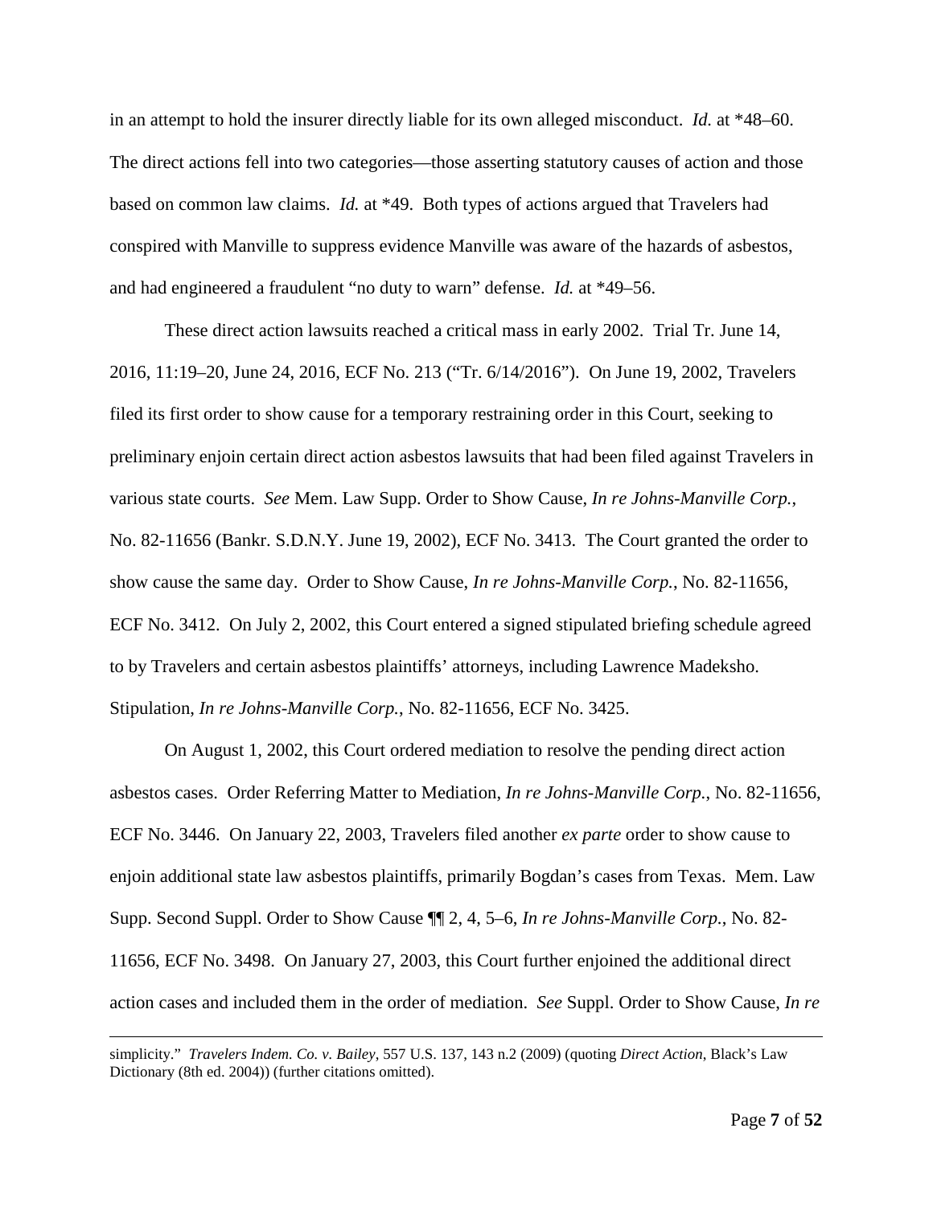in an attempt to hold the insurer directly liable for its own alleged misconduct. *Id.* at *48–60. The direct actions fell into two categories—those asserting statutory causes of action and those based on common law claims. *Id.* at *49. Both types of actions argued that Travelers had conspired with Manville to suppress evidence Manville was aware of the hazards of asbestos, and had engineered a fraudulent "no duty to warn" defense. *Id.* at *49–56.

These direct action lawsuits reached a critical mass in early 2002. Trial Tr. June 14, 2016, 11:19–20, June 24, 2016, ECF No. 213 ("Tr. 6/14/2016"). On June 19, 2002, Travelers filed its first order to show cause for a temporary restraining order in this Court, seeking to preliminary enjoin certain direct action asbestos lawsuits that had been filed against Travelers in various state courts. *See* Mem. Law Supp. Order to Show Cause, *In re Johns-Manville Corp.*, No. 82-11656 (Bankr. S.D.N.Y. June 19, 2002), ECF No. 3413. The Court granted the order to show cause the same day. Order to Show Cause, *In re Johns-Manville Corp.*, No. 82-11656, ECF No. 3412. On July 2, 2002, this Court entered a signed stipulated briefing schedule agreed to by Travelers and certain asbestos plaintiffs' attorneys, including Lawrence Madeksho. Stipulation, *In re Johns-Manville Corp.*, No. 82-11656, ECF No. 3425.

On August 1, 2002, this Court ordered mediation to resolve the pending direct action asbestos cases. Order Referring Matter to Mediation, *In re Johns-Manville Corp.*, No. 82-11656, ECF No. 3446. On January 22, 2003, Travelers filed another *ex parte* order to show cause to enjoin additional state law asbestos plaintiffs, primarily Bogdan's cases from Texas. Mem. Law Supp. Second Suppl. Order to Show Cause ¶¶ 2, 4, 5–6, *In re Johns-Manville Corp.*, No. 82-11656, ECF No. 3498. On January 27, 2003, this Court further enjoined the additional direct action cases and included them in the order of mediation. *See* Suppl. Order to Show Cause, *In re*

---

simplicity." *Travelers Indem. Co. v. Bailey*, 557 U.S. 137, 143 n.2 (2009) (quoting *Direct Action*, Black's Law Dictionary (8th ed. 2004)) (further citations omitted).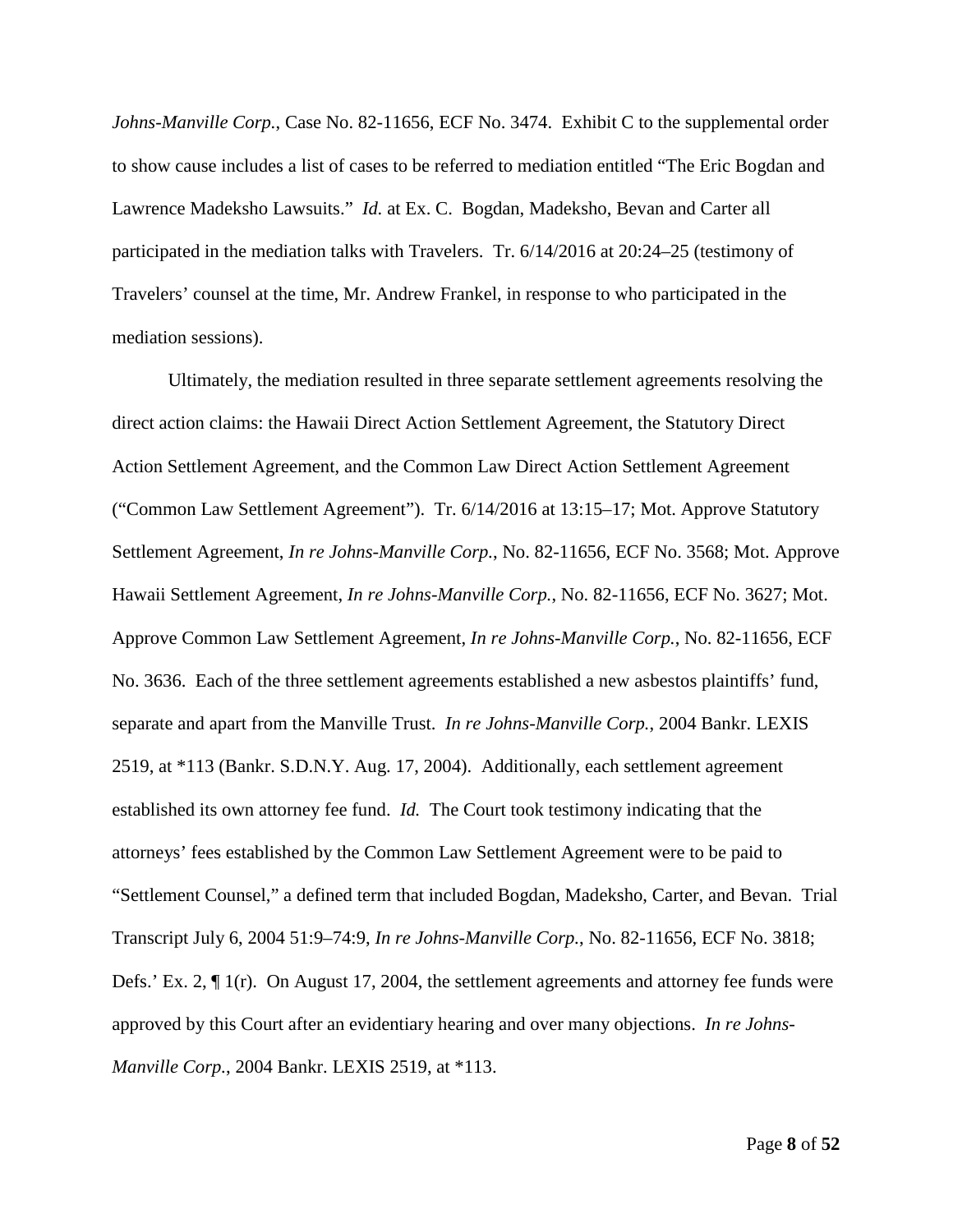*Johns-Manville Corp.*, Case No. 82-11656, ECF No. 3474. Exhibit C to the supplemental order to show cause includes a list of cases to be referred to mediation entitled "The Eric Bogdan and Lawrence Madeksho Lawsuits." *Id.* at Ex. C. Bogdan, Madeksho, Bevan and Carter all participated in the mediation talks with Travelers. Tr. 6/14/2016 at 20:24–25 (testimony of Travelers' counsel at the time, Mr. Andrew Frankel, in response to who participated in the mediation sessions).

Ultimately, the mediation resulted in three separate settlement agreements resolving the direct action claims: the Hawaii Direct Action Settlement Agreement, the Statutory Direct Action Settlement Agreement, and the Common Law Direct Action Settlement Agreement ("Common Law Settlement Agreement"). Tr. 6/14/2016 at 13:15–17; Mot. Approve Statutory Settlement Agreement, *In re Johns-Manville Corp.*, No. 82-11656, ECF No. 3568; Mot. Approve Hawaii Settlement Agreement, *In re Johns-Manville Corp.*, No. 82-11656, ECF No. 3627; Mot. Approve Common Law Settlement Agreement, *In re Johns-Manville Corp.*, No. 82-11656, ECF No. 3636. Each of the three settlement agreements established a new asbestos plaintiffs' fund, separate and apart from the Manville Trust. *In re Johns-Manville Corp.*, 2004 Bankr. LEXIS 2519, at *113 (Bankr. S.D.N.Y. Aug. 17, 2004). Additionally, each settlement agreement established its own attorney fee fund. *Id.* The Court took testimony indicating that the attorneys' fees established by the Common Law Settlement Agreement were to be paid to "Settlement Counsel," a defined term that included Bogdan, Madeksho, Carter, and Bevan. Trial Transcript July 6, 2004 51:9–74:9, *In re Johns-Manville Corp.*, No. 82-11656, ECF No. 3818; Defs.' Ex. 2, ¶ 1(r). On August 17, 2004, the settlement agreements and attorney fee funds were approved by this Court after an evidentiary hearing and over many objections. *In re Johns-Manville Corp.*, 2004 Bankr. LEXIS 2519, at *113.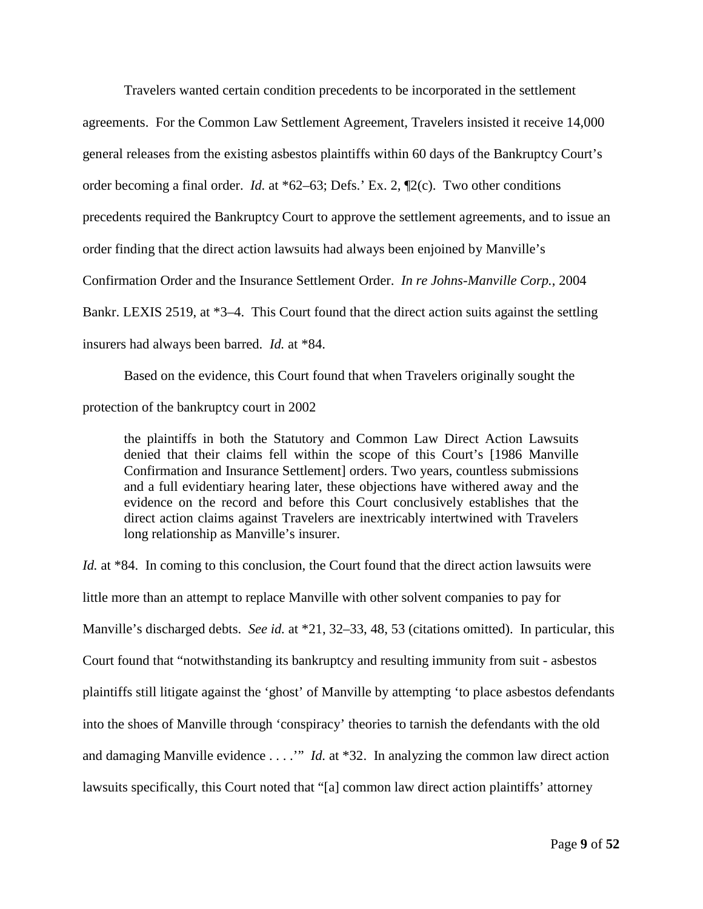Travelers wanted certain condition precedents to be incorporated in the settlement agreements. For the Common Law Settlement Agreement, Travelers insisted it receive 14,000 general releases from the existing asbestos plaintiffs within 60 days of the Bankruptcy Court's order becoming a final order. *Id.* at *62–63; Defs.' Ex. 2, ¶2(c). Two other conditions precedents required the Bankruptcy Court to approve the settlement agreements, and to issue an order finding that the direct action lawsuits had always been enjoined by Manville's Confirmation Order and the Insurance Settlement Order. *In re Johns-Manville Corp.*, 2004 Bankr. LEXIS 2519, at *3–4. This Court found that the direct action suits against the settling insurers had always been barred. *Id.* at *84.

Based on the evidence, this Court found that when Travelers originally sought the protection of the bankruptcy court in 2002

> the plaintiffs in both the Statutory and Common Law Direct Action Lawsuits denied that their claims fell within the scope of this Court's [1986 Manville Confirmation and Insurance Settlement] orders. Two years, countless submissions and a full evidentiary hearing later, these objections have withered away and the evidence on the record and before this Court conclusively establishes that the direct action claims against Travelers are inextricably intertwined with Travelers long relationship as Manville's insurer.

*Id.* at *84. In coming to this conclusion, the Court found that the direct action lawsuits were little more than an attempt to replace Manville with other solvent companies to pay for Manville's discharged debts. *See id.* at *21, 32–33, 48, 53 (citations omitted). In particular, this Court found that "notwithstanding its bankruptcy and resulting immunity from suit - asbestos plaintiffs still litigate against the 'ghost' of Manville by attempting 'to place asbestos defendants into the shoes of Manville through 'conspiracy' theories to tarnish the defendants with the old and damaging Manville evidence . . . .'" *Id.* at *32. In analyzing the common law direct action lawsuits specifically, this Court noted that "[a] common law direct action plaintiffs' attorney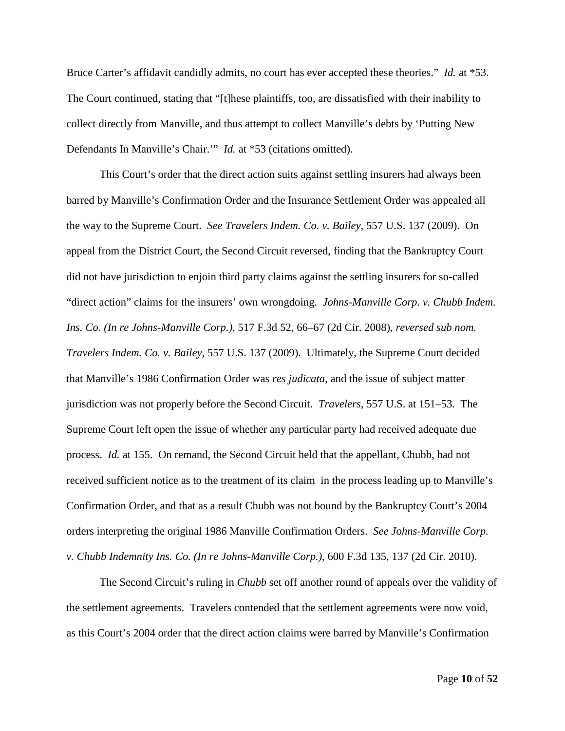Bruce Carter's affidavit candidly admits, no court has ever accepted these theories." *Id.* at *53. The Court continued, stating that "[t]hese plaintiffs, too, are dissatisfied with their inability to collect directly from Manville, and thus attempt to collect Manville's debts by 'Putting New Defendants In Manville's Chair.'" *Id.* at *53 (citations omitted).

This Court's order that the direct action suits against settling insurers had always been barred by Manville's Confirmation Order and the Insurance Settlement Order was appealed all the way to the Supreme Court. *See Travelers Indem. Co. v. Bailey*, 557 U.S. 137 (2009). On appeal from the District Court, the Second Circuit reversed, finding that the Bankruptcy Court did not have jurisdiction to enjoin third party claims against the settling insurers for so-called "direct action" claims for the insurers' own wrongdoing. *Johns-Manville Corp. v. Chubb Indem. Ins. Co. (In re Johns-Manville Corp.)*, 517 F.3d 52, 66–67 (2d Cir. 2008), *reversed sub nom. Travelers Indem. Co. v. Bailey*, 557 U.S. 137 (2009). Ultimately, the Supreme Court decided that Manville's 1986 Confirmation Order was *res judicata*, and the issue of subject matter jurisdiction was not properly before the Second Circuit. *Travelers*, 557 U.S. at 151–53. The Supreme Court left open the issue of whether any particular party had received adequate due process. *Id.* at 155. On remand, the Second Circuit held that the appellant, Chubb, had not received sufficient notice as to the treatment of its claim in the process leading up to Manville's Confirmation Order, and that as a result Chubb was not bound by the Bankruptcy Court's 2004 orders interpreting the original 1986 Manville Confirmation Orders. *See Johns-Manville Corp. v. Chubb Indemnity Ins. Co. (In re Johns-Manville Corp.)*, 600 F.3d 135, 137 (2d Cir. 2010).

The Second Circuit's ruling in *Chubb* set off another round of appeals over the validity of the settlement agreements. Travelers contended that the settlement agreements were now void, as this Court's 2004 order that the direct action claims were barred by Manville's Confirmation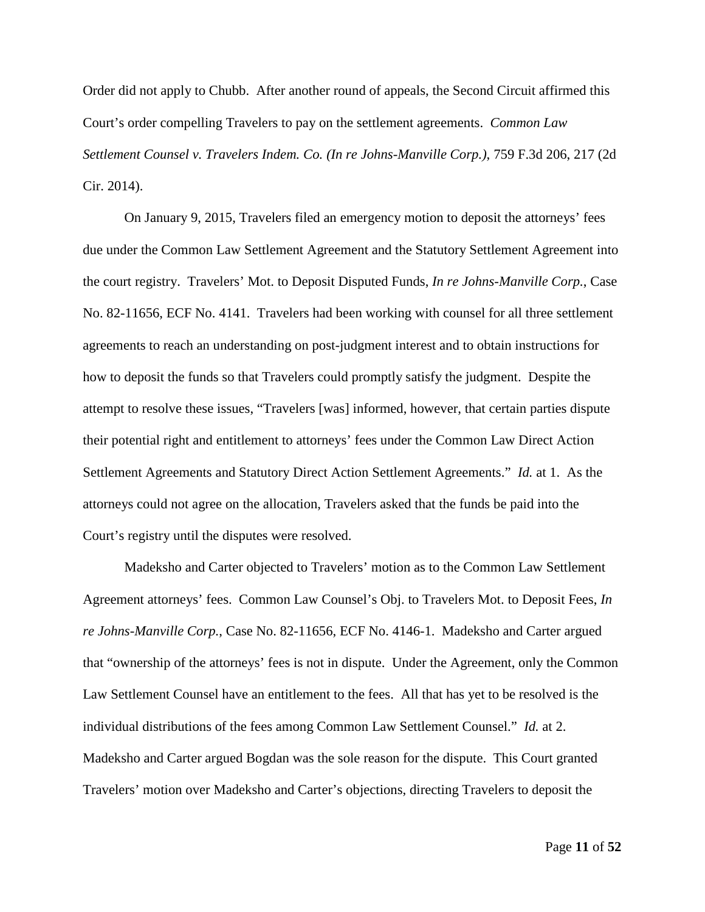Order did not apply to Chubb. After another round of appeals, the Second Circuit affirmed this Court's order compelling Travelers to pay on the settlement agreements. *Common Law Settlement Counsel v. Travelers Indem. Co. (In re Johns-Manville Corp.)*, 759 F.3d 206, 217 (2d Cir. 2014).

On January 9, 2015, Travelers filed an emergency motion to deposit the attorneys' fees due under the Common Law Settlement Agreement and the Statutory Settlement Agreement into the court registry. Travelers' Mot. to Deposit Disputed Funds, *In re Johns-Manville Corp.*, Case No. 82-11656, ECF No. 4141. Travelers had been working with counsel for all three settlement agreements to reach an understanding on post-judgment interest and to obtain instructions for how to deposit the funds so that Travelers could promptly satisfy the judgment. Despite the attempt to resolve these issues, "Travelers [was] informed, however, that certain parties dispute their potential right and entitlement to attorneys' fees under the Common Law Direct Action Settlement Agreements and Statutory Direct Action Settlement Agreements." *Id.* at 1. As the attorneys could not agree on the allocation, Travelers asked that the funds be paid into the Court's registry until the disputes were resolved.

Madeksho and Carter objected to Travelers' motion as to the Common Law Settlement Agreement attorneys' fees. Common Law Counsel's Obj. to Travelers Mot. to Deposit Fees, *In re Johns-Manville Corp.*, Case No. 82-11656, ECF No. 4146-1. Madeksho and Carter argued that "ownership of the attorneys' fees is not in dispute. Under the Agreement, only the Common Law Settlement Counsel have an entitlement to the fees. All that has yet to be resolved is the individual distributions of the fees among Common Law Settlement Counsel." *Id.* at 2. Madeksho and Carter argued Bogdan was the sole reason for the dispute. This Court granted Travelers' motion over Madeksho and Carter's objections, directing Travelers to deposit the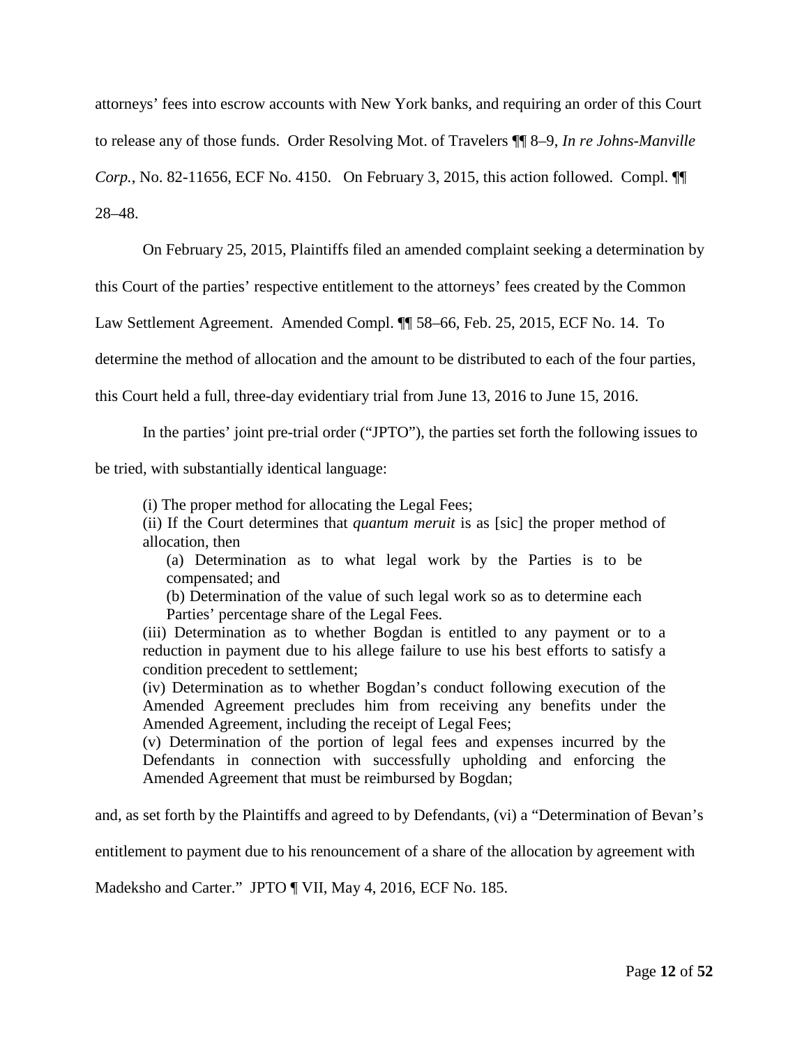attorneys' fees into escrow accounts with New York banks, and requiring an order of this Court to release any of those funds. Order Resolving Mot. of Travelers ¶¶ 8–9, *In re Johns-Manville Corp.*, No. 82-11656, ECF No. 4150. On February 3, 2015, this action followed. Compl. ¶¶ 28–48.

On February 25, 2015, Plaintiffs filed an amended complaint seeking a determination by this Court of the parties' respective entitlement to the attorneys' fees created by the Common Law Settlement Agreement. Amended Compl. ¶¶ 58–66, Feb. 25, 2015, ECF No. 14. To determine the method of allocation and the amount to be distributed to each of the four parties, this Court held a full, three-day evidentiary trial from June 13, 2016 to June 15, 2016.

In the parties' joint pre-trial order ("JPTO"), the parties set forth the following issues to be tried, with substantially identical language:

> (i) The proper method for allocating the Legal Fees;
>
> (ii) If the Court determines that *quantum meruit* is as [sic] the proper method of allocation, then
>
> > (a) Determination as to what legal work by the Parties is to be compensated; and
> >
> > (b) Determination of the value of such legal work so as to determine each Parties' percentage share of the Legal Fees.
>
> (iii) Determination as to whether Bogdan is entitled to any payment or to a reduction in payment due to his allege failure to use his best efforts to satisfy a condition precedent to settlement;
>
> (iv) Determination as to whether Bogdan's conduct following execution of the Amended Agreement precludes him from receiving any benefits under the Amended Agreement, including the receipt of Legal Fees;
>
> (v) Determination of the portion of legal fees and expenses incurred by the Defendants in connection with successfully upholding and enforcing the Amended Agreement that must be reimbursed by Bogdan;

and, as set forth by the Plaintiffs and agreed to by Defendants, (vi) a "Determination of Bevan's entitlement to payment due to his renouncement of a share of the allocation by agreement with Madeksho and Carter." JPTO ¶ VII, May 4, 2016, ECF No. 185.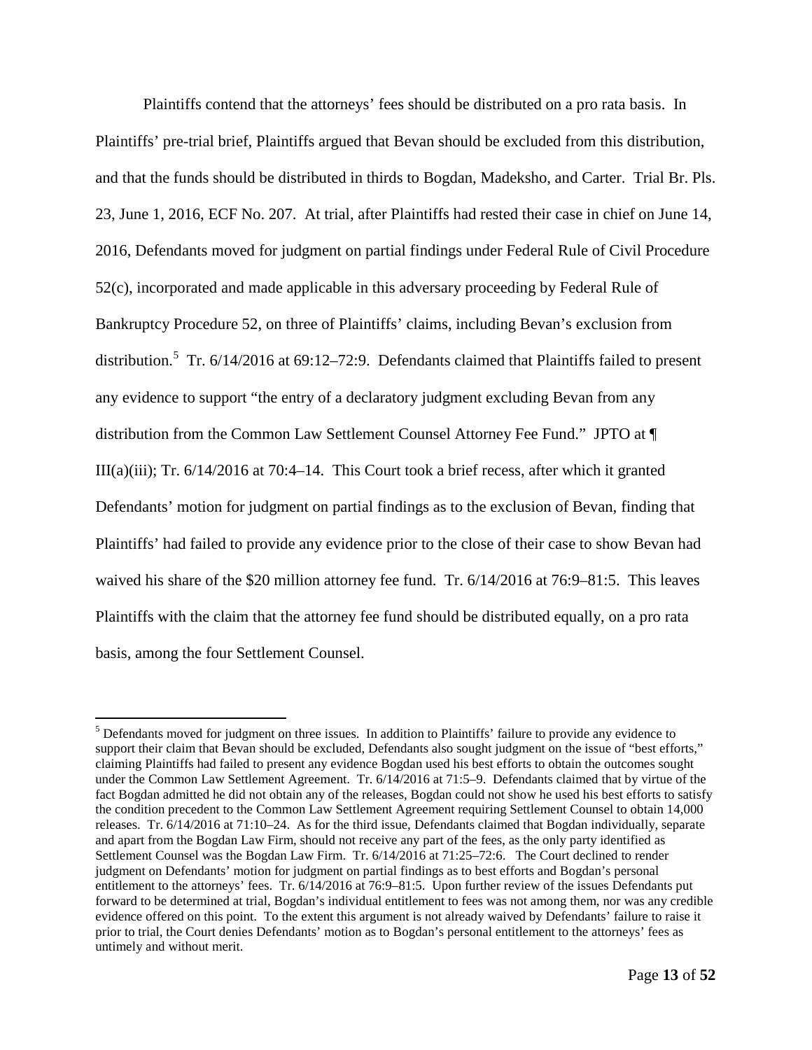Plaintiffs contend that the attorneys' fees should be distributed on a pro rata basis. In Plaintiffs' pre-trial brief, Plaintiffs argued that Bevan should be excluded from this distribution, and that the funds should be distributed in thirds to Bogdan, Madeksho, and Carter. Trial Br. Pls. 23, June 1, 2016, ECF No. 207. At trial, after Plaintiffs had rested their case in chief on June 14, 2016, Defendants moved for judgment on partial findings under Federal Rule of Civil Procedure 52(c), incorporated and made applicable in this adversary proceeding by Federal Rule of Bankruptcy Procedure 52, on three of Plaintiffs' claims, including Bevan's exclusion from distribution.[5] Tr. 6/14/2016 at 69:12–72:9. Defendants claimed that Plaintiffs failed to present any evidence to support "the entry of a declaratory judgment excluding Bevan from any distribution from the Common Law Settlement Counsel Attorney Fee Fund." JPTO at ¶ III(a)(iii); Tr. 6/14/2016 at 70:4–14. This Court took a brief recess, after which it granted Defendants' motion for judgment on partial findings as to the exclusion of Bevan, finding that Plaintiffs' had failed to provide any evidence prior to the close of their case to show Bevan had waived his share of the $20 million attorney fee fund. Tr. 6/14/2016 at 76:9–81:5. This leaves Plaintiffs with the claim that the attorney fee fund should be distributed equally, on a pro rata basis, among the four Settlement Counsel.

[5] Defendants moved for judgment on three issues. In addition to Plaintiffs' failure to provide any evidence to support their claim that Bevan should be excluded, Defendants also sought judgment on the issue of "best efforts," claiming Plaintiffs had failed to present any evidence Bogdan used his best efforts to obtain the outcomes sought under the Common Law Settlement Agreement. Tr. 6/14/2016 at 71:5–9. Defendants claimed that by virtue of the fact Bogdan admitted he did not obtain any of the releases, Bogdan could not show he used his best efforts to satisfy the condition precedent to the Common Law Settlement Agreement requiring Settlement Counsel to obtain 14,000 releases. Tr. 6/14/2016 at 71:10–24. As for the third issue, Defendants claimed that Bogdan individually, separate and apart from the Bogdan Law Firm, should not receive any part of the fees, as the only party identified as Settlement Counsel was the Bogdan Law Firm. Tr. 6/14/2016 at 71:25–72:6. The Court declined to render judgment on Defendants' motion for judgment on partial findings as to best efforts and Bogdan's personal entitlement to the attorneys' fees. Tr. 6/14/2016 at 76:9–81:5. Upon further review of the issues Defendants put forward to be determined at trial, Bogdan's individual entitlement to fees was not among them, nor was any credible evidence offered on this point. To the extent this argument is not already waived by Defendants' failure to raise it prior to trial, the Court denies Defendants' motion as to Bogdan's personal entitlement to the attorneys' fees as untimely and without merit.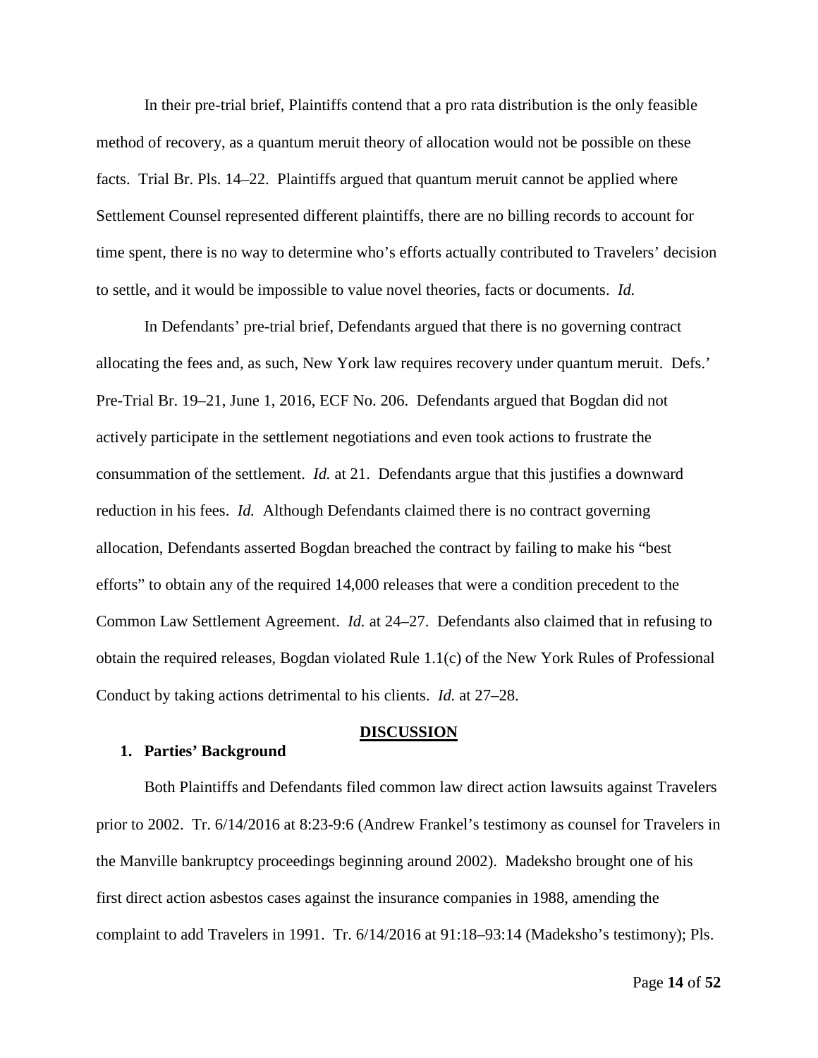In their pre-trial brief, Plaintiffs contend that a pro rata distribution is the only feasible method of recovery, as a quantum meruit theory of allocation would not be possible on these facts. Trial Br. Pls. 14–22. Plaintiffs argued that quantum meruit cannot be applied where Settlement Counsel represented different plaintiffs, there are no billing records to account for time spent, there is no way to determine who's efforts actually contributed to Travelers' decision to settle, and it would be impossible to value novel theories, facts or documents. *Id.*

In Defendants' pre-trial brief, Defendants argued that there is no governing contract allocating the fees and, as such, New York law requires recovery under quantum meruit. Defs.' Pre-Trial Br. 19–21, June 1, 2016, ECF No. 206. Defendants argued that Bogdan did not actively participate in the settlement negotiations and even took actions to frustrate the consummation of the settlement. *Id.* at 21. Defendants argue that this justifies a downward reduction in his fees. *Id.* Although Defendants claimed there is no contract governing allocation, Defendants asserted Bogdan breached the contract by failing to make his "best efforts" to obtain any of the required 14,000 releases that were a condition precedent to the Common Law Settlement Agreement. *Id.* at 24–27. Defendants also claimed that in refusing to obtain the required releases, Bogdan violated Rule 1.1(c) of the New York Rules of Professional Conduct by taking actions detrimental to his clients. *Id.* at 27–28.

## DISCUSSION

### 1. Parties' Background

Both Plaintiffs and Defendants filed common law direct action lawsuits against Travelers prior to 2002. Tr. 6/14/2016 at 8:23-9:6 (Andrew Frankel's testimony as counsel for Travelers in the Manville bankruptcy proceedings beginning around 2002). Madeksho brought one of his first direct action asbestos cases against the insurance companies in 1988, amending the complaint to add Travelers in 1991. Tr. 6/14/2016 at 91:18–93:14 (Madeksho's testimony); Pls.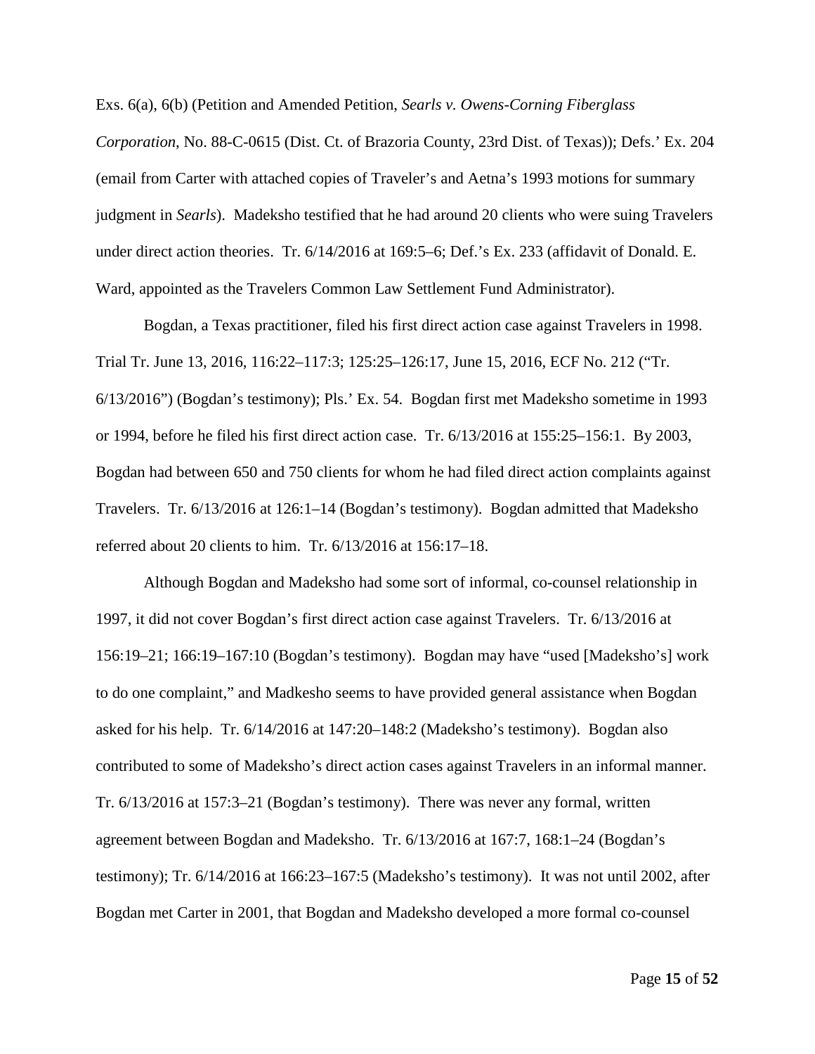Exs. 6(a), 6(b) (Petition and Amended Petition, *Searls v. Owens-Corning Fiberglass Corporation*, No. 88-C-0615 (Dist. Ct. of Brazoria County, 23rd Dist. of Texas)); Defs.' Ex. 204 (email from Carter with attached copies of Traveler's and Aetna's 1993 motions for summary judgment in *Searls*). Madeksho testified that he had around 20 clients who were suing Travelers under direct action theories. Tr. 6/14/2016 at 169:5–6; Def.'s Ex. 233 (affidavit of Donald. E. Ward, appointed as the Travelers Common Law Settlement Fund Administrator).

Bogdan, a Texas practitioner, filed his first direct action case against Travelers in 1998. Trial Tr. June 13, 2016, 116:22–117:3; 125:25–126:17, June 15, 2016, ECF No. 212 ("Tr. 6/13/2016") (Bogdan's testimony); Pls.' Ex. 54. Bogdan first met Madeksho sometime in 1993 or 1994, before he filed his first direct action case. Tr. 6/13/2016 at 155:25–156:1. By 2003, Bogdan had between 650 and 750 clients for whom he had filed direct action complaints against Travelers. Tr. 6/13/2016 at 126:1–14 (Bogdan's testimony). Bogdan admitted that Madeksho referred about 20 clients to him. Tr. 6/13/2016 at 156:17–18.

Although Bogdan and Madeksho had some sort of informal, co-counsel relationship in 1997, it did not cover Bogdan's first direct action case against Travelers. Tr. 6/13/2016 at 156:19–21; 166:19–167:10 (Bogdan's testimony). Bogdan may have "used [Madeksho's] work to do one complaint," and Madkesho seems to have provided general assistance when Bogdan asked for his help. Tr. 6/14/2016 at 147:20–148:2 (Madeksho's testimony). Bogdan also contributed to some of Madeksho's direct action cases against Travelers in an informal manner. Tr. 6/13/2016 at 157:3–21 (Bogdan's testimony). There was never any formal, written agreement between Bogdan and Madeksho. Tr. 6/13/2016 at 167:7, 168:1–24 (Bogdan's testimony); Tr. 6/14/2016 at 166:23–167:5 (Madeksho's testimony). It was not until 2002, after Bogdan met Carter in 2001, that Bogdan and Madeksho developed a more formal co-counsel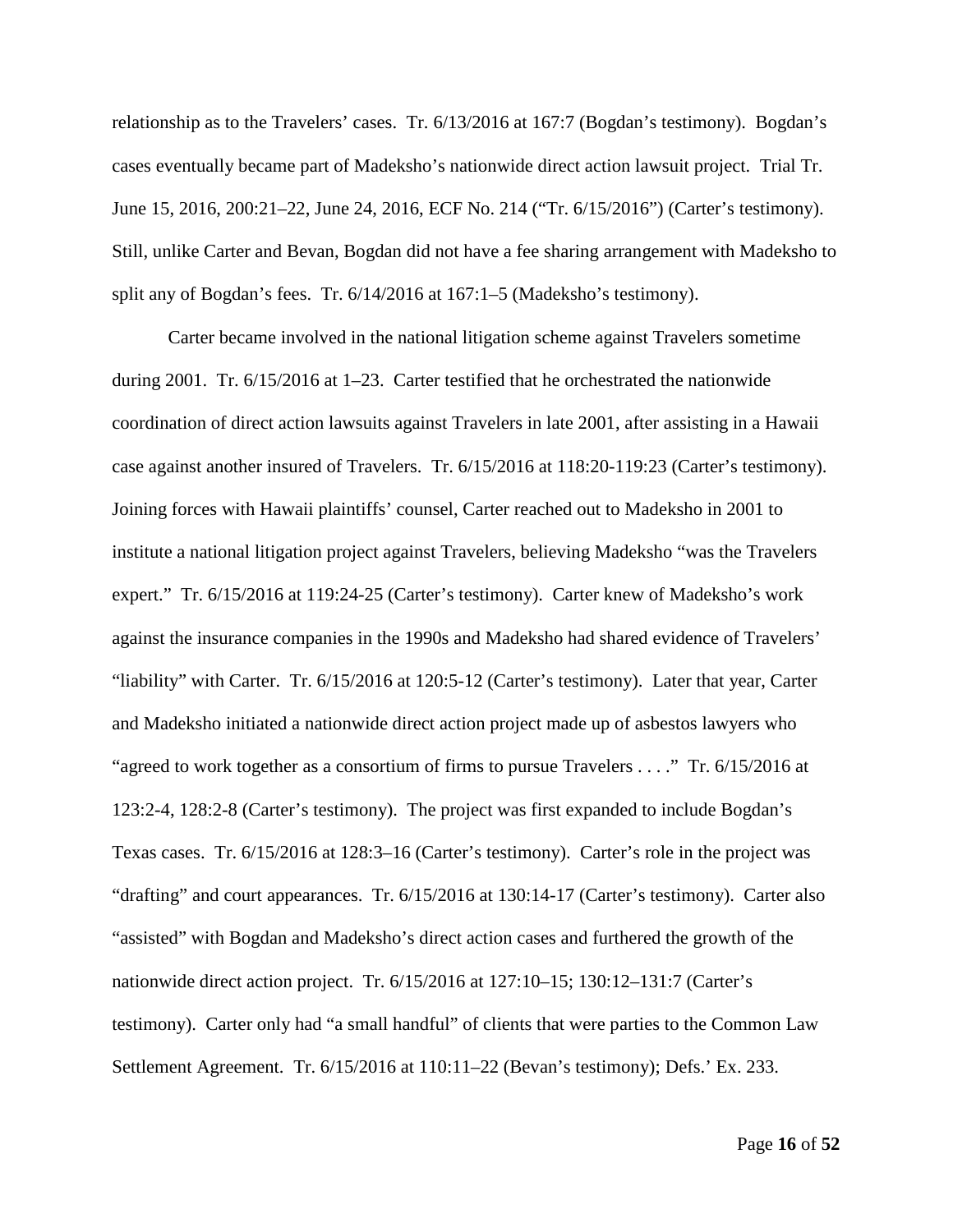relationship as to the Travelers' cases. Tr. 6/13/2016 at 167:7 (Bogdan's testimony). Bogdan's cases eventually became part of Madeksho's nationwide direct action lawsuit project. Trial Tr. June 15, 2016, 200:21–22, June 24, 2016, ECF No. 214 ("Tr. 6/15/2016") (Carter's testimony). Still, unlike Carter and Bevan, Bogdan did not have a fee sharing arrangement with Madeksho to split any of Bogdan's fees. Tr. 6/14/2016 at 167:1–5 (Madeksho's testimony).

Carter became involved in the national litigation scheme against Travelers sometime during 2001. Tr. 6/15/2016 at 1–23. Carter testified that he orchestrated the nationwide coordination of direct action lawsuits against Travelers in late 2001, after assisting in a Hawaii case against another insured of Travelers. Tr. 6/15/2016 at 118:20-119:23 (Carter's testimony). Joining forces with Hawaii plaintiffs' counsel, Carter reached out to Madeksho in 2001 to institute a national litigation project against Travelers, believing Madeksho "was the Travelers expert." Tr. 6/15/2016 at 119:24-25 (Carter's testimony). Carter knew of Madeksho's work against the insurance companies in the 1990s and Madeksho had shared evidence of Travelers' "liability" with Carter. Tr. 6/15/2016 at 120:5-12 (Carter's testimony). Later that year, Carter and Madeksho initiated a nationwide direct action project made up of asbestos lawyers who "agreed to work together as a consortium of firms to pursue Travelers . . . ." Tr. 6/15/2016 at 123:2-4, 128:2-8 (Carter's testimony). The project was first expanded to include Bogdan's Texas cases. Tr. 6/15/2016 at 128:3–16 (Carter's testimony). Carter's role in the project was "drafting" and court appearances. Tr. 6/15/2016 at 130:14-17 (Carter's testimony). Carter also "assisted" with Bogdan and Madeksho's direct action cases and furthered the growth of the nationwide direct action project. Tr. 6/15/2016 at 127:10–15; 130:12–131:7 (Carter's testimony). Carter only had "a small handful" of clients that were parties to the Common Law Settlement Agreement. Tr. 6/15/2016 at 110:11–22 (Bevan's testimony); Defs.' Ex. 233.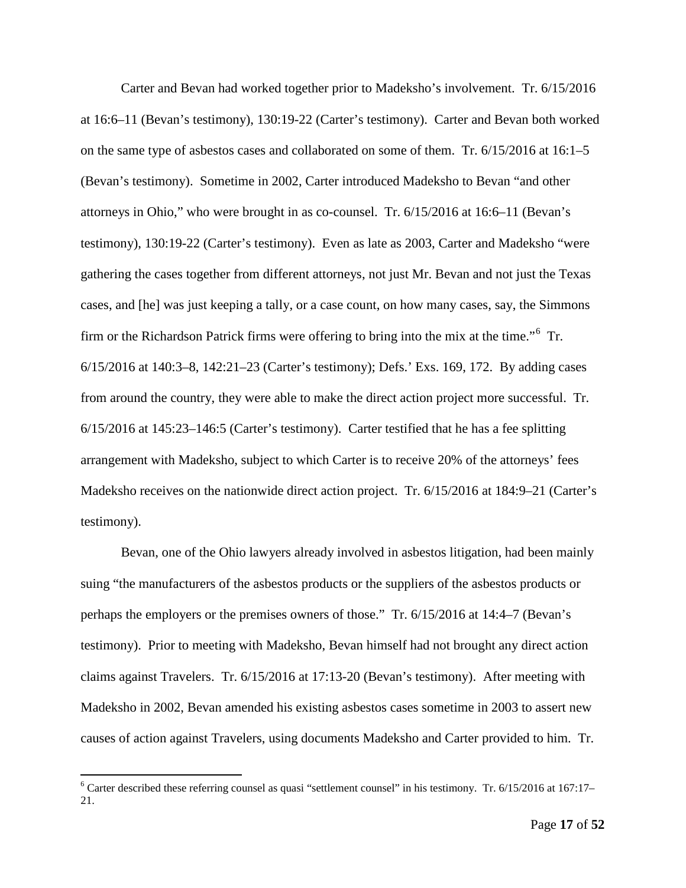Carter and Bevan had worked together prior to Madeksho's involvement. Tr. 6/15/2016 at 16:6–11 (Bevan's testimony), 130:19-22 (Carter's testimony). Carter and Bevan both worked on the same type of asbestos cases and collaborated on some of them. Tr. 6/15/2016 at 16:1–5 (Bevan's testimony). Sometime in 2002, Carter introduced Madeksho to Bevan "and other attorneys in Ohio," who were brought in as co-counsel. Tr. 6/15/2016 at 16:6–11 (Bevan's testimony), 130:19-22 (Carter's testimony). Even as late as 2003, Carter and Madeksho "were gathering the cases together from different attorneys, not just Mr. Bevan and not just the Texas cases, and [he] was just keeping a tally, or a case count, on how many cases, say, the Simmons firm or the Richardson Patrick firms were offering to bring into the mix at the time."[6] Tr. 6/15/2016 at 140:3–8, 142:21–23 (Carter's testimony); Defs.' Exs. 169, 172. By adding cases from around the country, they were able to make the direct action project more successful. Tr. 6/15/2016 at 145:23–146:5 (Carter's testimony). Carter testified that he has a fee splitting arrangement with Madeksho, subject to which Carter is to receive 20% of the attorneys' fees Madeksho receives on the nationwide direct action project. Tr. 6/15/2016 at 184:9–21 (Carter's testimony).

Bevan, one of the Ohio lawyers already involved in asbestos litigation, had been mainly suing "the manufacturers of the asbestos products or the suppliers of the asbestos products or perhaps the employers or the premises owners of those." Tr. 6/15/2016 at 14:4–7 (Bevan's testimony). Prior to meeting with Madeksho, Bevan himself had not brought any direct action claims against Travelers. Tr. 6/15/2016 at 17:13-20 (Bevan's testimony). After meeting with Madeksho in 2002, Bevan amended his existing asbestos cases sometime in 2003 to assert new causes of action against Travelers, using documents Madeksho and Carter provided to him. Tr.

[6] Carter described these referring counsel as quasi "settlement counsel" in his testimony. Tr. 6/15/2016 at 167:17–21.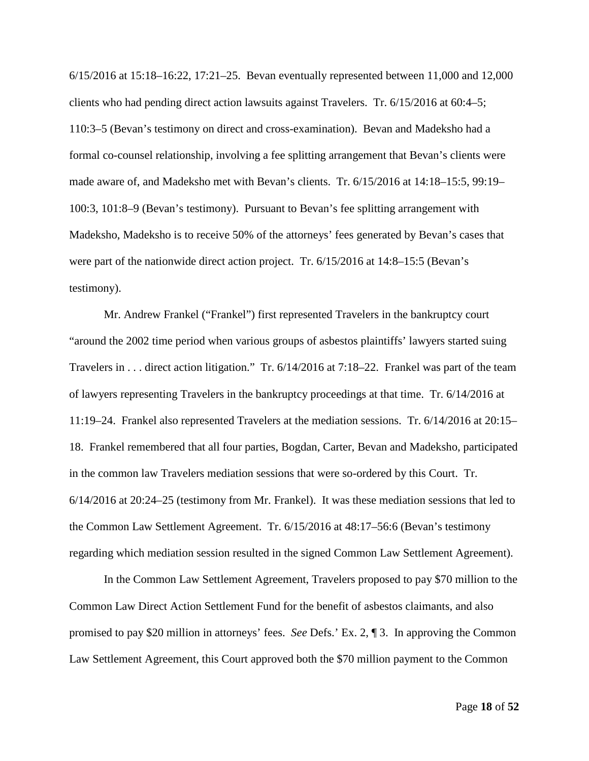6/15/2016 at 15:18–16:22, 17:21–25. Bevan eventually represented between 11,000 and 12,000 clients who had pending direct action lawsuits against Travelers. Tr. 6/15/2016 at 60:4–5; 110:3–5 (Bevan's testimony on direct and cross-examination). Bevan and Madeksho had a formal co-counsel relationship, involving a fee splitting arrangement that Bevan's clients were made aware of, and Madeksho met with Bevan's clients. Tr. 6/15/2016 at 14:18–15:5, 99:19–100:3, 101:8–9 (Bevan's testimony). Pursuant to Bevan's fee splitting arrangement with Madeksho, Madeksho is to receive 50% of the attorneys' fees generated by Bevan's cases that were part of the nationwide direct action project. Tr. 6/15/2016 at 14:8–15:5 (Bevan's testimony).

Mr. Andrew Frankel ("Frankel") first represented Travelers in the bankruptcy court "around the 2002 time period when various groups of asbestos plaintiffs' lawyers started suing Travelers in . . . direct action litigation." Tr. 6/14/2016 at 7:18–22. Frankel was part of the team of lawyers representing Travelers in the bankruptcy proceedings at that time. Tr. 6/14/2016 at 11:19–24. Frankel also represented Travelers at the mediation sessions. Tr. 6/14/2016 at 20:15–18. Frankel remembered that all four parties, Bogdan, Carter, Bevan and Madeksho, participated in the common law Travelers mediation sessions that were so-ordered by this Court. Tr. 6/14/2016 at 20:24–25 (testimony from Mr. Frankel). It was these mediation sessions that led to the Common Law Settlement Agreement. Tr. 6/15/2016 at 48:17–56:6 (Bevan's testimony regarding which mediation session resulted in the signed Common Law Settlement Agreement).

In the Common Law Settlement Agreement, Travelers proposed to pay $70 million to the Common Law Direct Action Settlement Fund for the benefit of asbestos claimants, and also promised to pay $20 million in attorneys' fees. *See* Defs.' Ex. 2, ¶ 3. In approving the Common Law Settlement Agreement, this Court approved both the $70 million payment to the Common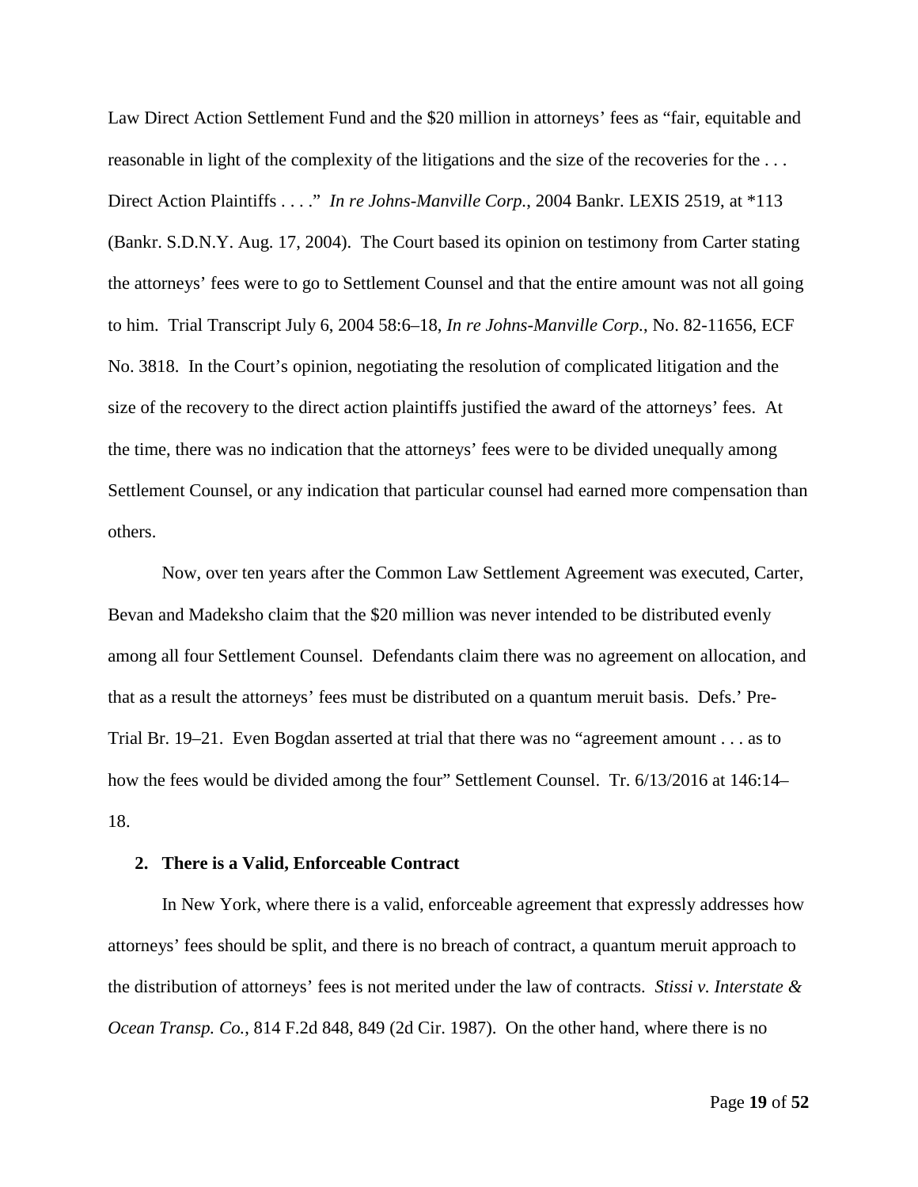Law Direct Action Settlement Fund and the $20 million in attorneys' fees as "fair, equitable and reasonable in light of the complexity of the litigations and the size of the recoveries for the . . . Direct Action Plaintiffs . . . ." *In re Johns-Manville Corp.*, 2004 Bankr. LEXIS 2519, at *113 (Bankr. S.D.N.Y. Aug. 17, 2004). The Court based its opinion on testimony from Carter stating the attorneys' fees were to go to Settlement Counsel and that the entire amount was not all going to him. Trial Transcript July 6, 2004 58:6–18, *In re Johns-Manville Corp.*, No. 82-11656, ECF No. 3818. In the Court's opinion, negotiating the resolution of complicated litigation and the size of the recovery to the direct action plaintiffs justified the award of the attorneys' fees. At the time, there was no indication that the attorneys' fees were to be divided unequally among Settlement Counsel, or any indication that particular counsel had earned more compensation than others.

Now, over ten years after the Common Law Settlement Agreement was executed, Carter, Bevan and Madeksho claim that the $20 million was never intended to be distributed evenly among all four Settlement Counsel. Defendants claim there was no agreement on allocation, and that as a result the attorneys' fees must be distributed on a quantum meruit basis. Defs.' Pre-Trial Br. 19–21. Even Bogdan asserted at trial that there was no "agreement amount . . . as to how the fees would be divided among the four" Settlement Counsel. Tr. 6/13/2016 at 146:14–18.

**2. There is a Valid, Enforceable Contract**

In New York, where there is a valid, enforceable agreement that expressly addresses how attorneys' fees should be split, and there is no breach of contract, a quantum meruit approach to the distribution of attorneys' fees is not merited under the law of contracts. *Stissi v. Interstate & Ocean Transp. Co.*, 814 F.2d 848, 849 (2d Cir. 1987). On the other hand, where there is no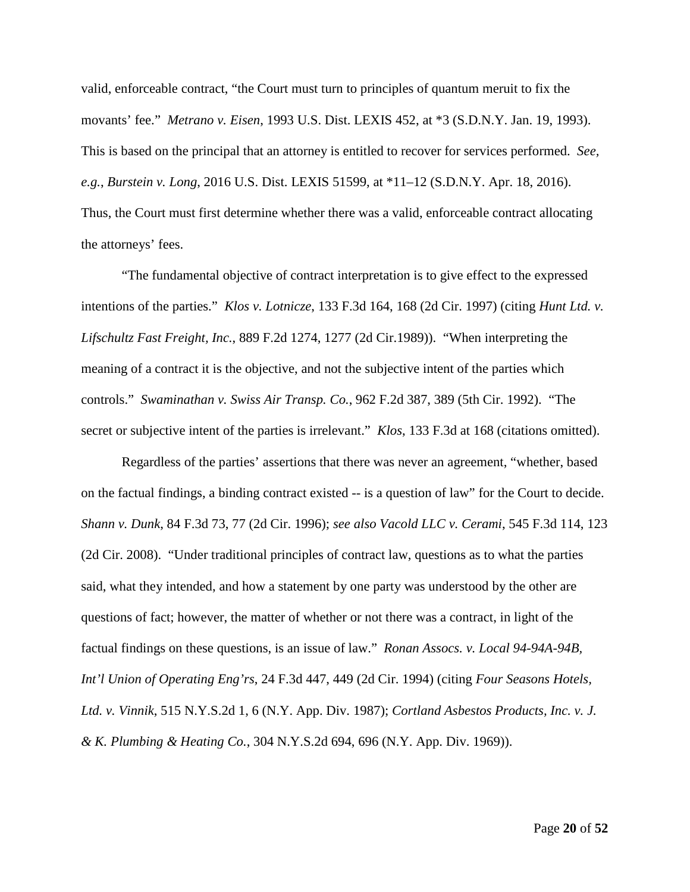valid, enforceable contract, "the Court must turn to principles of quantum meruit to fix the movants' fee." *Metrano v. Eisen*, 1993 U.S. Dist. LEXIS 452, at *3 (S.D.N.Y. Jan. 19, 1993). This is based on the principal that an attorney is entitled to recover for services performed. *See, e.g.*, *Burstein v. Long*, 2016 U.S. Dist. LEXIS 51599, at *11–12 (S.D.N.Y. Apr. 18, 2016). Thus, the Court must first determine whether there was a valid, enforceable contract allocating the attorneys' fees.

"The fundamental objective of contract interpretation is to give effect to the expressed intentions of the parties." *Klos v. Lotnicze*, 133 F.3d 164, 168 (2d Cir. 1997) (citing *Hunt Ltd. v. Lifschultz Fast Freight, Inc.*, 889 F.2d 1274, 1277 (2d Cir.1989)). "When interpreting the meaning of a contract it is the objective, and not the subjective intent of the parties which controls." *Swaminathan v. Swiss Air Transp. Co.*, 962 F.2d 387, 389 (5th Cir. 1992). "The secret or subjective intent of the parties is irrelevant." *Klos*, 133 F.3d at 168 (citations omitted).

Regardless of the parties' assertions that there was never an agreement, "whether, based on the factual findings, a binding contract existed -- is a question of law" for the Court to decide. *Shann v. Dunk*, 84 F.3d 73, 77 (2d Cir. 1996); *see also Vacold LLC v. Cerami*, 545 F.3d 114, 123 (2d Cir. 2008). "Under traditional principles of contract law, questions as to what the parties said, what they intended, and how a statement by one party was understood by the other are questions of fact; however, the matter of whether or not there was a contract, in light of the factual findings on these questions, is an issue of law." *Ronan Assocs. v. Local 94-94A-94B, Int'l Union of Operating Eng'rs*, 24 F.3d 447, 449 (2d Cir. 1994) (citing *Four Seasons Hotels, Ltd. v. Vinnik*, 515 N.Y.S.2d 1, 6 (N.Y. App. Div. 1987); *Cortland Asbestos Products, Inc. v. J. & K. Plumbing & Heating Co.*, 304 N.Y.S.2d 694, 696 (N.Y. App. Div. 1969)).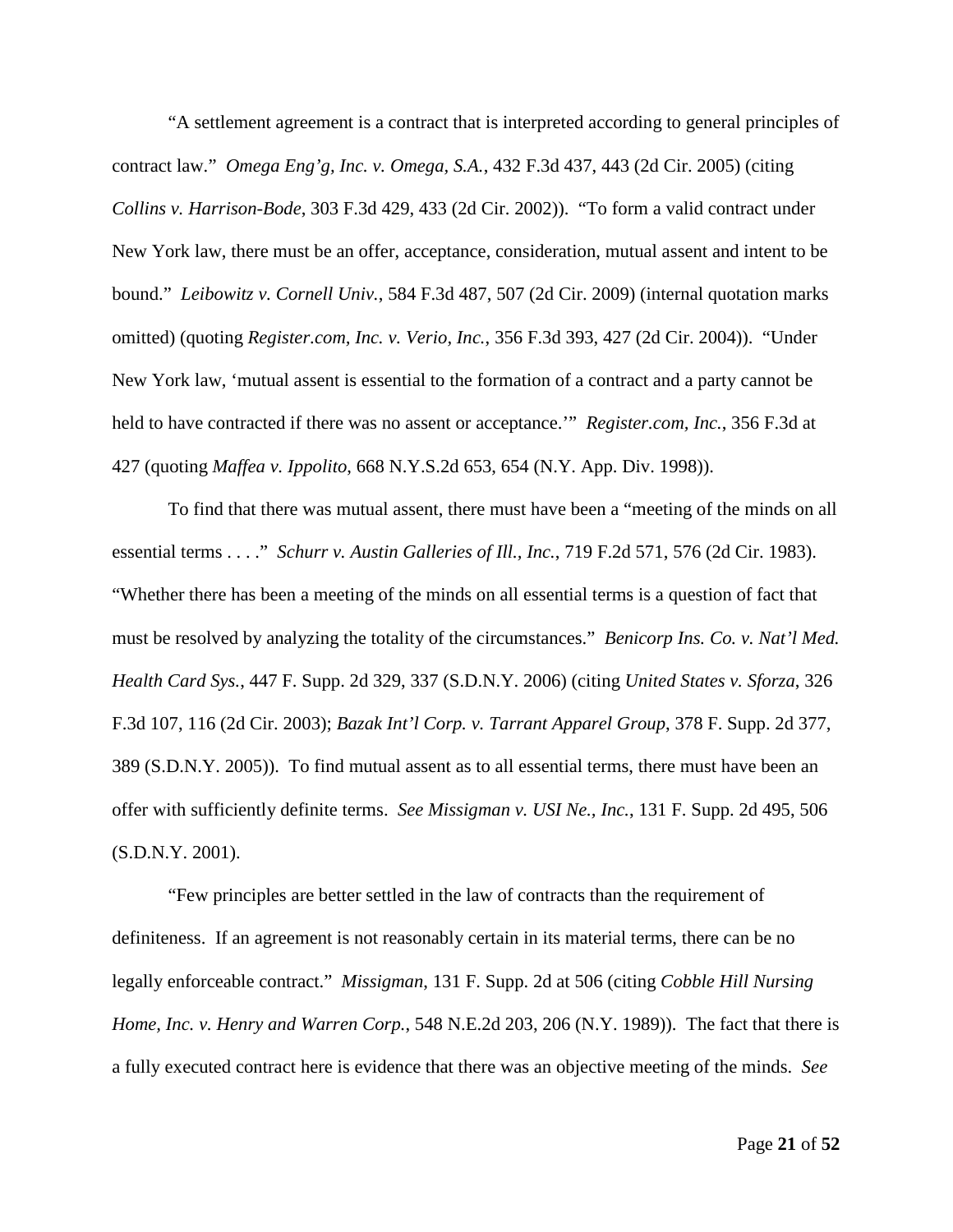"A settlement agreement is a contract that is interpreted according to general principles of contract law." *Omega Eng'g, Inc. v. Omega, S.A.*, 432 F.3d 437, 443 (2d Cir. 2005) (citing *Collins v. Harrison-Bode*, 303 F.3d 429, 433 (2d Cir. 2002)). "To form a valid contract under New York law, there must be an offer, acceptance, consideration, mutual assent and intent to be bound." *Leibowitz v. Cornell Univ.*, 584 F.3d 487, 507 (2d Cir. 2009) (internal quotation marks omitted) (quoting *Register.com, Inc. v. Verio, Inc.*, 356 F.3d 393, 427 (2d Cir. 2004)). "Under New York law, 'mutual assent is essential to the formation of a contract and a party cannot be held to have contracted if there was no assent or acceptance.'" *Register.com, Inc.*, 356 F.3d at 427 (quoting *Maffea v. Ippolito*, 668 N.Y.S.2d 653, 654 (N.Y. App. Div. 1998)).

To find that there was mutual assent, there must have been a "meeting of the minds on all essential terms . . . ." *Schurr v. Austin Galleries of Ill., Inc.*, 719 F.2d 571, 576 (2d Cir. 1983). "Whether there has been a meeting of the minds on all essential terms is a question of fact that must be resolved by analyzing the totality of the circumstances." *Benicorp Ins. Co. v. Nat'l Med. Health Card Sys.*, 447 F. Supp. 2d 329, 337 (S.D.N.Y. 2006) (citing *United States v. Sforza*, 326 F.3d 107, 116 (2d Cir. 2003); *Bazak Int'l Corp. v. Tarrant Apparel Group*, 378 F. Supp. 2d 377, 389 (S.D.N.Y. 2005)). To find mutual assent as to all essential terms, there must have been an offer with sufficiently definite terms. *See Missigman v. USI Ne., Inc.*, 131 F. Supp. 2d 495, 506 (S.D.N.Y. 2001).

"Few principles are better settled in the law of contracts than the requirement of definiteness. If an agreement is not reasonably certain in its material terms, there can be no legally enforceable contract." *Missigman*, 131 F. Supp. 2d at 506 (citing *Cobble Hill Nursing Home, Inc. v. Henry and Warren Corp.*, 548 N.E.2d 203, 206 (N.Y. 1989)). The fact that there is a fully executed contract here is evidence that there was an objective meeting of the minds. *See*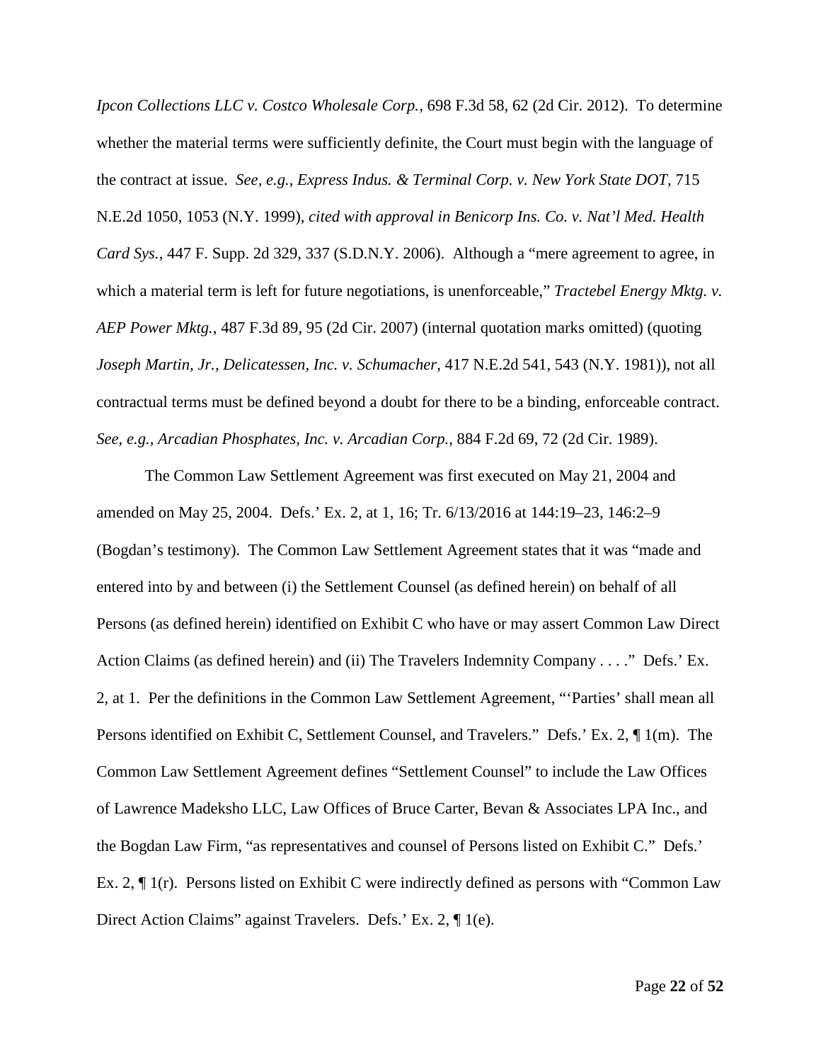*Ipcon Collections LLC v. Costco Wholesale Corp.*, 698 F.3d 58, 62 (2d Cir. 2012). To determine whether the material terms were sufficiently definite, the Court must begin with the language of the contract at issue. *See, e.g.*, *Express Indus. & Terminal Corp. v. New York State DOT*, 715 N.E.2d 1050, 1053 (N.Y. 1999), *cited with approval in Benicorp Ins. Co. v. Nat'l Med. Health Card Sys.*, 447 F. Supp. 2d 329, 337 (S.D.N.Y. 2006). Although a "mere agreement to agree, in which a material term is left for future negotiations, is unenforceable," *Tractebel Energy Mktg. v. AEP Power Mktg.*, 487 F.3d 89, 95 (2d Cir. 2007) (internal quotation marks omitted) (quoting *Joseph Martin, Jr., Delicatessen, Inc. v. Schumacher*, 417 N.E.2d 541, 543 (N.Y. 1981)), not all contractual terms must be defined beyond a doubt for there to be a binding, enforceable contract. *See, e.g.*, *Arcadian Phosphates, Inc. v. Arcadian Corp.*, 884 F.2d 69, 72 (2d Cir. 1989).

The Common Law Settlement Agreement was first executed on May 21, 2004 and amended on May 25, 2004. Defs.' Ex. 2, at 1, 16; Tr. 6/13/2016 at 144:19–23, 146:2–9 (Bogdan's testimony). The Common Law Settlement Agreement states that it was "made and entered into by and between (i) the Settlement Counsel (as defined herein) on behalf of all Persons (as defined herein) identified on Exhibit C who have or may assert Common Law Direct Action Claims (as defined herein) and (ii) The Travelers Indemnity Company . . . ." Defs.' Ex. 2, at 1. Per the definitions in the Common Law Settlement Agreement, "'Parties' shall mean all Persons identified on Exhibit C, Settlement Counsel, and Travelers." Defs.' Ex. 2, ¶ 1(m). The Common Law Settlement Agreement defines "Settlement Counsel" to include the Law Offices of Lawrence Madeksho LLC, Law Offices of Bruce Carter, Bevan & Associates LPA Inc., and the Bogdan Law Firm, "as representatives and counsel of Persons listed on Exhibit C." Defs.' Ex. 2, ¶ 1(r). Persons listed on Exhibit C were indirectly defined as persons with "Common Law Direct Action Claims" against Travelers. Defs.' Ex. 2, ¶ 1(e).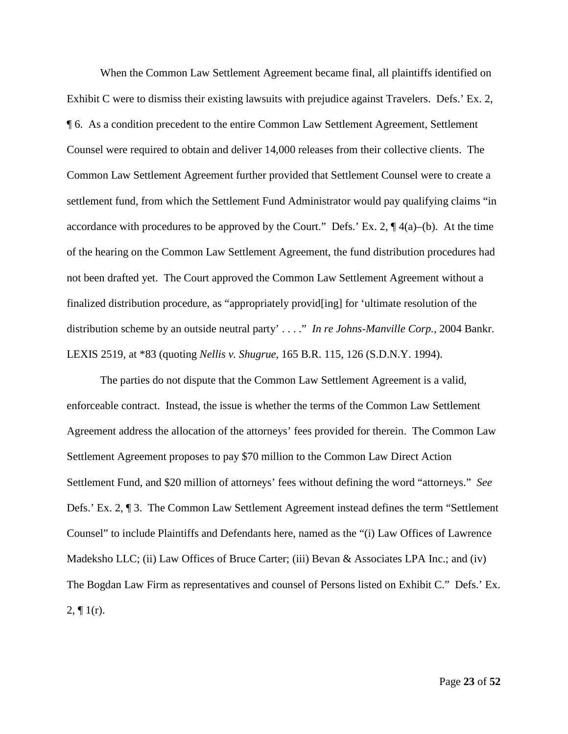When the Common Law Settlement Agreement became final, all plaintiffs identified on Exhibit C were to dismiss their existing lawsuits with prejudice against Travelers. Defs.' Ex. 2, ¶ 6. As a condition precedent to the entire Common Law Settlement Agreement, Settlement Counsel were required to obtain and deliver 14,000 releases from their collective clients. The Common Law Settlement Agreement further provided that Settlement Counsel were to create a settlement fund, from which the Settlement Fund Administrator would pay qualifying claims "in accordance with procedures to be approved by the Court." Defs.' Ex. 2, ¶ 4(a)–(b). At the time of the hearing on the Common Law Settlement Agreement, the fund distribution procedures had not been drafted yet. The Court approved the Common Law Settlement Agreement without a finalized distribution procedure, as "appropriately provid[ing] for 'ultimate resolution of the distribution scheme by an outside neutral party' . . . ." *In re Johns-Manville Corp.*, 2004 Bankr. LEXIS 2519, at *83 (quoting *Nellis v. Shugrue*, 165 B.R. 115, 126 (S.D.N.Y. 1994).

The parties do not dispute that the Common Law Settlement Agreement is a valid, enforceable contract. Instead, the issue is whether the terms of the Common Law Settlement Agreement address the allocation of the attorneys' fees provided for therein. The Common Law Settlement Agreement proposes to pay $70 million to the Common Law Direct Action Settlement Fund, and $20 million of attorneys' fees without defining the word "attorneys." *See* Defs.' Ex. 2, ¶ 3. The Common Law Settlement Agreement instead defines the term "Settlement Counsel" to include Plaintiffs and Defendants here, named as the "(i) Law Offices of Lawrence Madeksho LLC; (ii) Law Offices of Bruce Carter; (iii) Bevan & Associates LPA Inc.; and (iv) The Bogdan Law Firm as representatives and counsel of Persons listed on Exhibit C." Defs.' Ex. 2, ¶ 1(r).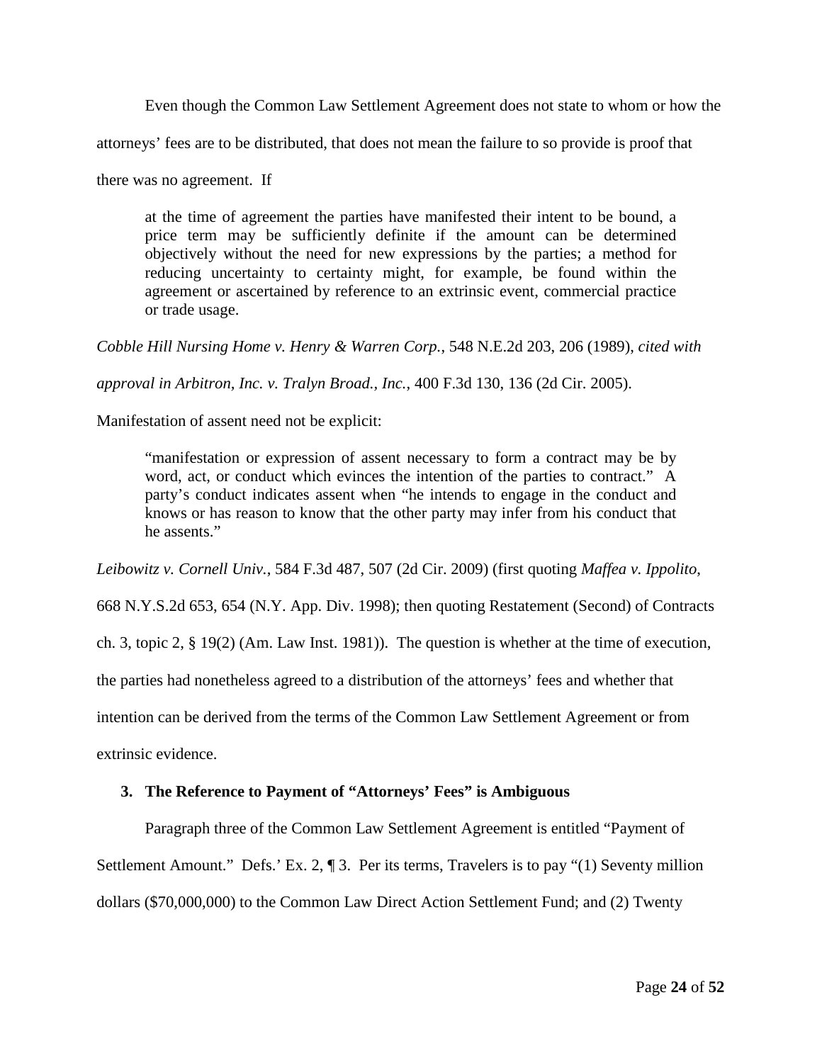Even though the Common Law Settlement Agreement does not state to whom or how the attorneys' fees are to be distributed, that does not mean the failure to so provide is proof that there was no agreement. If

> at the time of agreement the parties have manifested their intent to be bound, a price term may be sufficiently definite if the amount can be determined objectively without the need for new expressions by the parties; a method for reducing uncertainty to certainty might, for example, be found within the agreement or ascertained by reference to an extrinsic event, commercial practice or trade usage.

*Cobble Hill Nursing Home v. Henry & Warren Corp.*, 548 N.E.2d 203, 206 (1989), *cited with approval in Arbitron, Inc. v. Tralyn Broad., Inc.*, 400 F.3d 130, 136 (2d Cir. 2005).

Manifestation of assent need not be explicit:

> "manifestation or expression of assent necessary to form a contract may be by word, act, or conduct which evinces the intention of the parties to contract." A party's conduct indicates assent when "he intends to engage in the conduct and knows or has reason to know that the other party may infer from his conduct that he assents."

*Leibowitz v. Cornell Univ.*, 584 F.3d 487, 507 (2d Cir. 2009) (first quoting *Maffea v. Ippolito*, 668 N.Y.S.2d 653, 654 (N.Y. App. Div. 1998); then quoting Restatement (Second) of Contracts ch. 3, topic 2, § 19(2) (Am. Law Inst. 1981)). The question is whether at the time of execution, the parties had nonetheless agreed to a distribution of the attorneys' fees and whether that intention can be derived from the terms of the Common Law Settlement Agreement or from extrinsic evidence.

### 3. The Reference to Payment of "Attorneys' Fees" is Ambiguous

Paragraph three of the Common Law Settlement Agreement is entitled "Payment of Settlement Amount." Defs.' Ex. 2, ¶ 3. Per its terms, Travelers is to pay "(1) Seventy million dollars ($70,000,000) to the Common Law Direct Action Settlement Fund; and (2) Twenty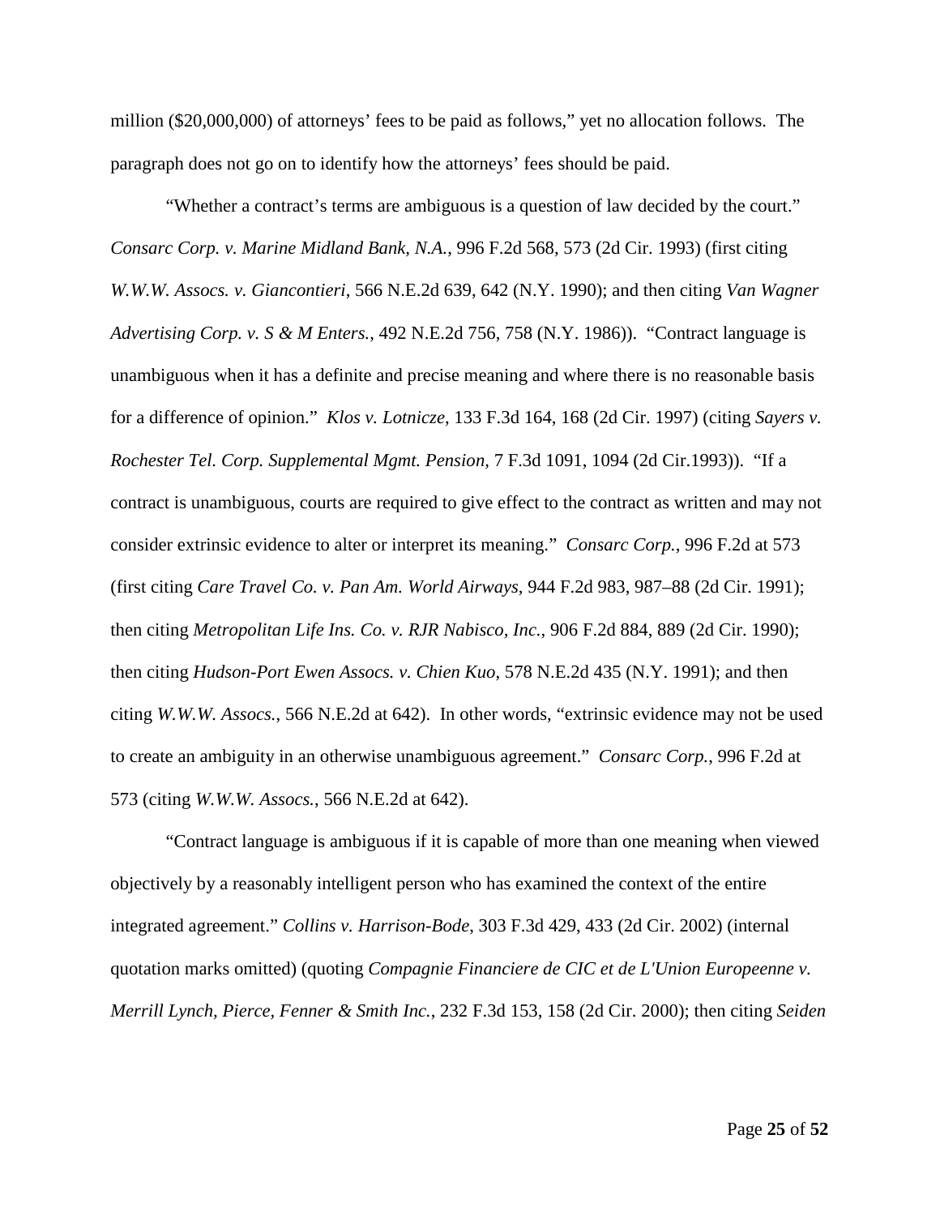million ($20,000,000) of attorneys' fees to be paid as follows," yet no allocation follows. The paragraph does not go on to identify how the attorneys' fees should be paid.

"Whether a contract's terms are ambiguous is a question of law decided by the court." *Consarc Corp. v. Marine Midland Bank, N.A.*, 996 F.2d 568, 573 (2d Cir. 1993) (first citing *W.W.W. Assocs. v. Giancontieri*, 566 N.E.2d 639, 642 (N.Y. 1990); and then citing *Van Wagner Advertising Corp. v. S & M Enters.*, 492 N.E.2d 756, 758 (N.Y. 1986)). "Contract language is unambiguous when it has a definite and precise meaning and where there is no reasonable basis for a difference of opinion." *Klos v. Lotnicze*, 133 F.3d 164, 168 (2d Cir. 1997) (citing *Sayers v. Rochester Tel. Corp. Supplemental Mgmt. Pension*, 7 F.3d 1091, 1094 (2d Cir.1993)). "If a contract is unambiguous, courts are required to give effect to the contract as written and may not consider extrinsic evidence to alter or interpret its meaning." *Consarc Corp.*, 996 F.2d at 573 (first citing *Care Travel Co. v. Pan Am. World Airways*, 944 F.2d 983, 987–88 (2d Cir. 1991); then citing *Metropolitan Life Ins. Co. v. RJR Nabisco, Inc.*, 906 F.2d 884, 889 (2d Cir. 1990); then citing *Hudson-Port Ewen Assocs. v. Chien Kuo*, 578 N.E.2d 435 (N.Y. 1991); and then citing *W.W.W. Assocs.*, 566 N.E.2d at 642). In other words, "extrinsic evidence may not be used to create an ambiguity in an otherwise unambiguous agreement." *Consarc Corp.*, 996 F.2d at 573 (citing *W.W.W. Assocs.*, 566 N.E.2d at 642).

"Contract language is ambiguous if it is capable of more than one meaning when viewed objectively by a reasonably intelligent person who has examined the context of the entire integrated agreement." *Collins v. Harrison-Bode*, 303 F.3d 429, 433 (2d Cir. 2002) (internal quotation marks omitted) (quoting *Compagnie Financiere de CIC et de L'Union Europeenne v. Merrill Lynch, Pierce, Fenner & Smith Inc.*, 232 F.3d 153, 158 (2d Cir. 2000); then citing *Seiden*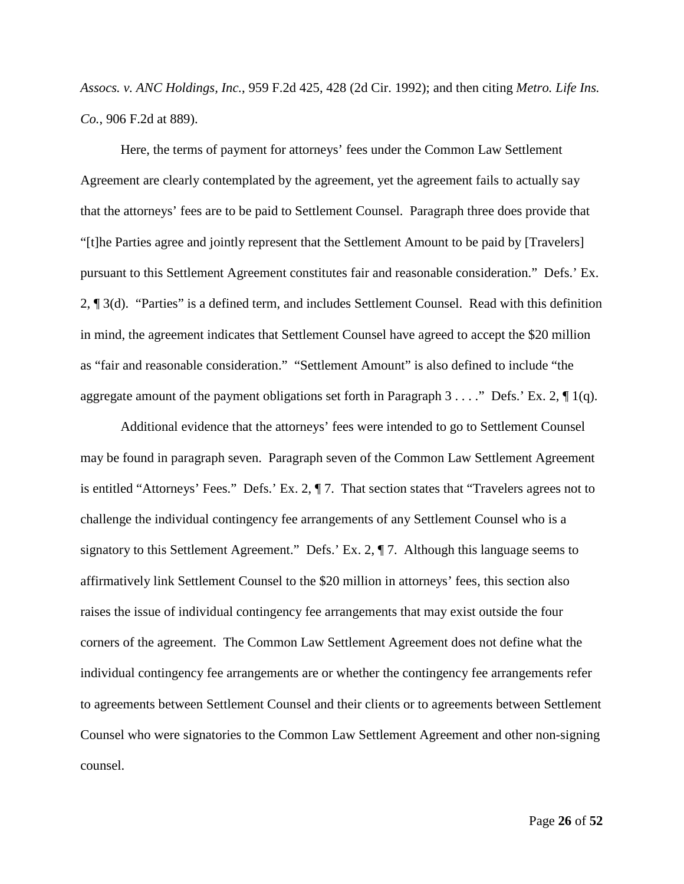*Assocs. v. ANC Holdings, Inc.*, 959 F.2d 425, 428 (2d Cir. 1992); and then citing *Metro. Life Ins. Co.*, 906 F.2d at 889).

Here, the terms of payment for attorneys' fees under the Common Law Settlement Agreement are clearly contemplated by the agreement, yet the agreement fails to actually say that the attorneys' fees are to be paid to Settlement Counsel. Paragraph three does provide that "[t]he Parties agree and jointly represent that the Settlement Amount to be paid by [Travelers] pursuant to this Settlement Agreement constitutes fair and reasonable consideration." Defs.' Ex. 2, ¶ 3(d). "Parties" is a defined term, and includes Settlement Counsel. Read with this definition in mind, the agreement indicates that Settlement Counsel have agreed to accept the $20 million as "fair and reasonable consideration." "Settlement Amount" is also defined to include "the aggregate amount of the payment obligations set forth in Paragraph 3 . . . ." Defs.' Ex. 2, ¶ 1(q).

Additional evidence that the attorneys' fees were intended to go to Settlement Counsel may be found in paragraph seven. Paragraph seven of the Common Law Settlement Agreement is entitled "Attorneys' Fees." Defs.' Ex. 2, ¶ 7. That section states that "Travelers agrees not to challenge the individual contingency fee arrangements of any Settlement Counsel who is a signatory to this Settlement Agreement." Defs.' Ex. 2, ¶ 7. Although this language seems to affirmatively link Settlement Counsel to the $20 million in attorneys' fees, this section also raises the issue of individual contingency fee arrangements that may exist outside the four corners of the agreement. The Common Law Settlement Agreement does not define what the individual contingency fee arrangements are or whether the contingency fee arrangements refer to agreements between Settlement Counsel and their clients or to agreements between Settlement Counsel who were signatories to the Common Law Settlement Agreement and other non-signing counsel.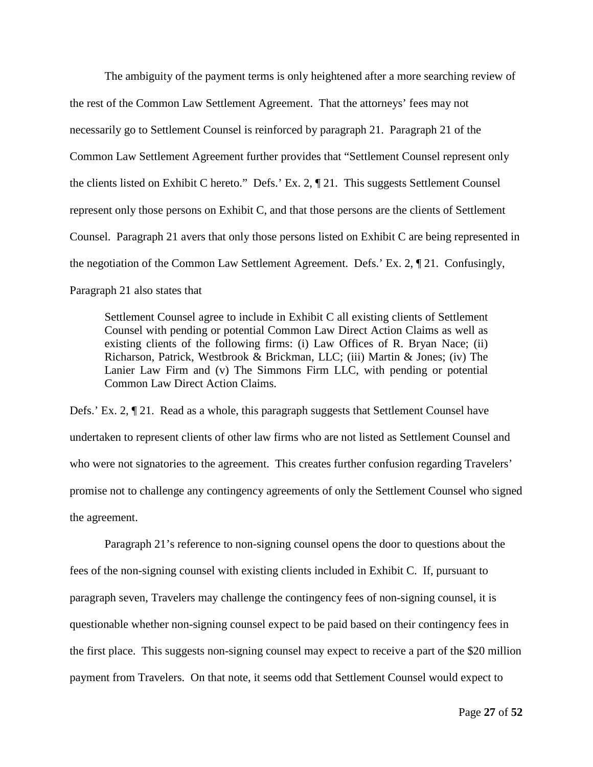The ambiguity of the payment terms is only heightened after a more searching review of the rest of the Common Law Settlement Agreement. That the attorneys' fees may not necessarily go to Settlement Counsel is reinforced by paragraph 21. Paragraph 21 of the Common Law Settlement Agreement further provides that "Settlement Counsel represent only the clients listed on Exhibit C hereto." Defs.' Ex. 2, ¶ 21. This suggests Settlement Counsel represent only those persons on Exhibit C, and that those persons are the clients of Settlement Counsel. Paragraph 21 avers that only those persons listed on Exhibit C are being represented in the negotiation of the Common Law Settlement Agreement. Defs.' Ex. 2, ¶ 21. Confusingly, Paragraph 21 also states that

> Settlement Counsel agree to include in Exhibit C all existing clients of Settlement Counsel with pending or potential Common Law Direct Action Claims as well as existing clients of the following firms: (i) Law Offices of R. Bryan Nace; (ii) Richarson, Patrick, Westbrook & Brickman, LLC; (iii) Martin & Jones; (iv) The Lanier Law Firm and (v) The Simmons Firm LLC, with pending or potential Common Law Direct Action Claims.

Defs.' Ex. 2, ¶ 21. Read as a whole, this paragraph suggests that Settlement Counsel have undertaken to represent clients of other law firms who are not listed as Settlement Counsel and who were not signatories to the agreement. This creates further confusion regarding Travelers' promise not to challenge any contingency agreements of only the Settlement Counsel who signed the agreement.

Paragraph 21's reference to non-signing counsel opens the door to questions about the fees of the non-signing counsel with existing clients included in Exhibit C. If, pursuant to paragraph seven, Travelers may challenge the contingency fees of non-signing counsel, it is questionable whether non-signing counsel expect to be paid based on their contingency fees in the first place. This suggests non-signing counsel may expect to receive a part of the $20 million payment from Travelers. On that note, it seems odd that Settlement Counsel would expect to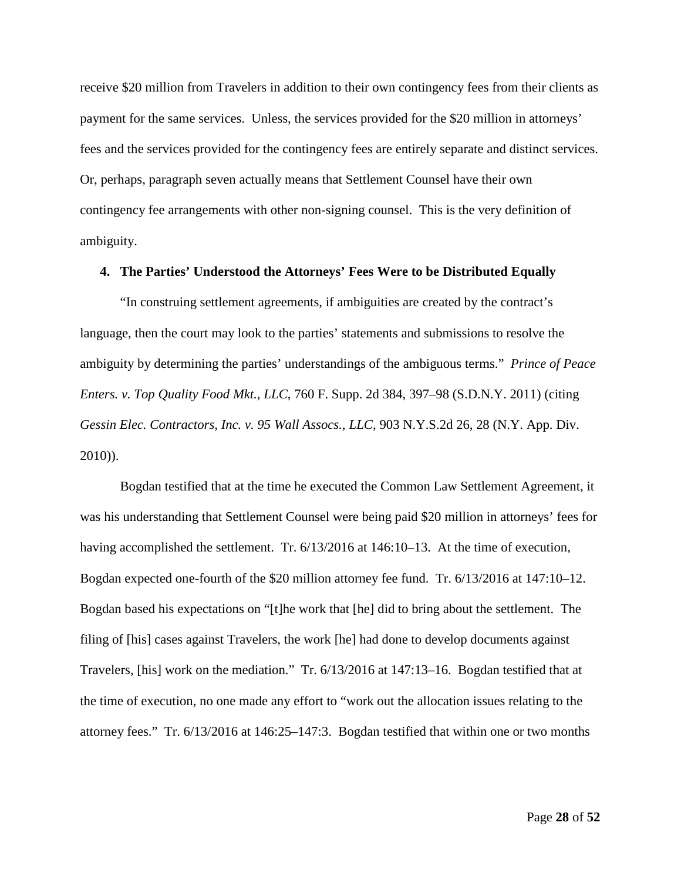receive $20 million from Travelers in addition to their own contingency fees from their clients as payment for the same services. Unless, the services provided for the $20 million in attorneys' fees and the services provided for the contingency fees are entirely separate and distinct services. Or, perhaps, paragraph seven actually means that Settlement Counsel have their own contingency fee arrangements with other non-signing counsel. This is the very definition of ambiguity.

**4. The Parties' Understood the Attorneys' Fees Were to be Distributed Equally**

"In construing settlement agreements, if ambiguities are created by the contract's language, then the court may look to the parties' statements and submissions to resolve the ambiguity by determining the parties' understandings of the ambiguous terms." *Prince of Peace Enters. v. Top Quality Food Mkt., LLC*, 760 F. Supp. 2d 384, 397–98 (S.D.N.Y. 2011) (citing *Gessin Elec. Contractors, Inc. v. 95 Wall Assocs., LLC*, 903 N.Y.S.2d 26, 28 (N.Y. App. Div. 2010)).

Bogdan testified that at the time he executed the Common Law Settlement Agreement, it was his understanding that Settlement Counsel were being paid $20 million in attorneys' fees for having accomplished the settlement. Tr. 6/13/2016 at 146:10–13. At the time of execution, Bogdan expected one-fourth of the $20 million attorney fee fund. Tr. 6/13/2016 at 147:10–12. Bogdan based his expectations on "[t]he work that [he] did to bring about the settlement. The filing of [his] cases against Travelers, the work [he] had done to develop documents against Travelers, [his] work on the mediation." Tr. 6/13/2016 at 147:13–16. Bogdan testified that at the time of execution, no one made any effort to "work out the allocation issues relating to the attorney fees." Tr. 6/13/2016 at 146:25–147:3. Bogdan testified that within one or two months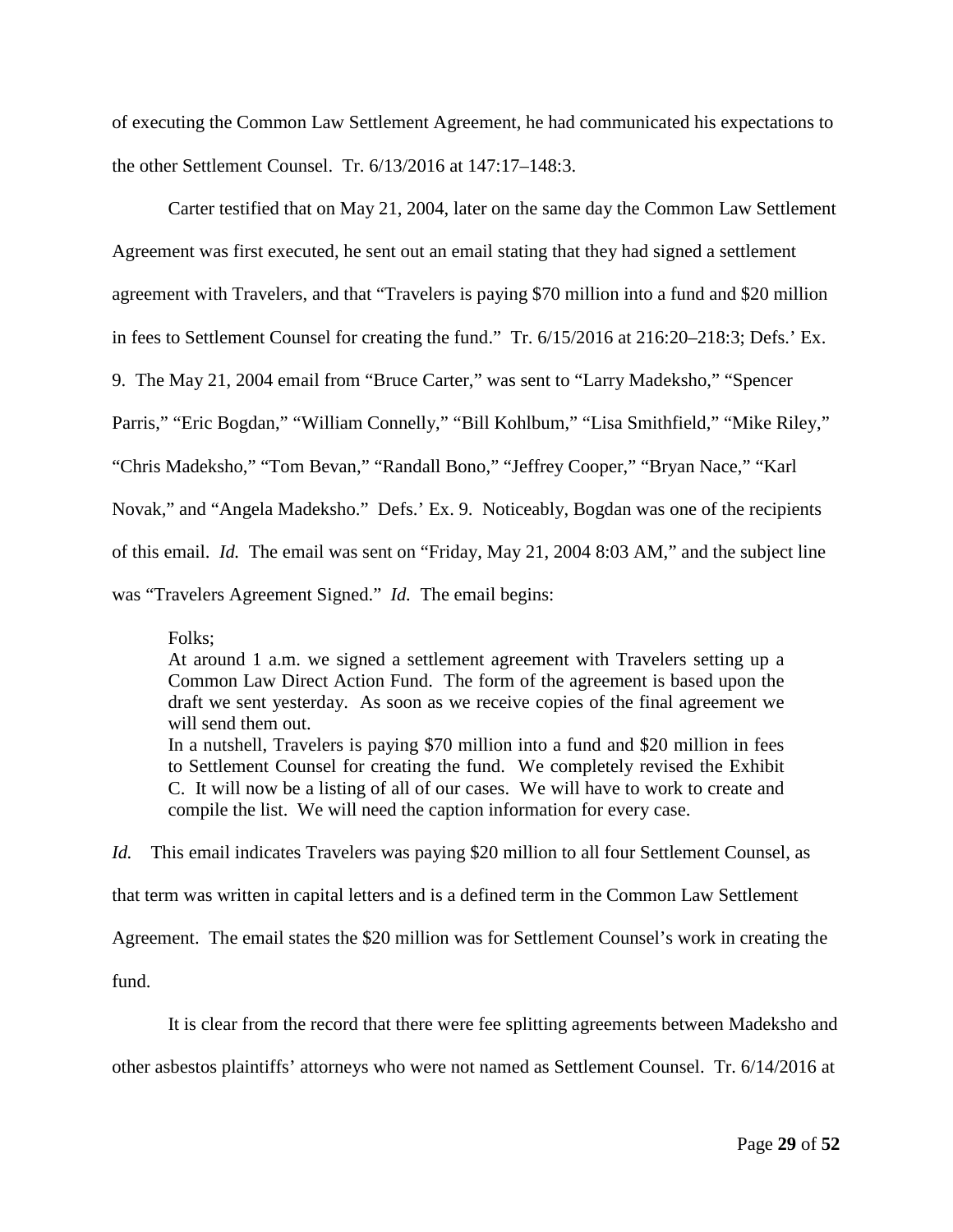of executing the Common Law Settlement Agreement, he had communicated his expectations to the other Settlement Counsel. Tr. 6/13/2016 at 147:17–148:3.

Carter testified that on May 21, 2004, later on the same day the Common Law Settlement Agreement was first executed, he sent out an email stating that they had signed a settlement agreement with Travelers, and that "Travelers is paying $70 million into a fund and $20 million in fees to Settlement Counsel for creating the fund." Tr. 6/15/2016 at 216:20–218:3; Defs.' Ex. 9. The May 21, 2004 email from "Bruce Carter," was sent to "Larry Madeksho," "Spencer Parris," "Eric Bogdan," "William Connelly," "Bill Kohlbum," "Lisa Smithfield," "Mike Riley," "Chris Madeksho," "Tom Bevan," "Randall Bono," "Jeffrey Cooper," "Bryan Nace," "Karl Novak," and "Angela Madeksho." Defs.' Ex. 9. Noticeably, Bogdan was one of the recipients of this email. *Id.* The email was sent on "Friday, May 21, 2004 8:03 AM," and the subject line was "Travelers Agreement Signed." *Id.* The email begins:

> Folks;
> At around 1 a.m. we signed a settlement agreement with Travelers setting up a Common Law Direct Action Fund. The form of the agreement is based upon the draft we sent yesterday. As soon as we receive copies of the final agreement we will send them out.
> In a nutshell, Travelers is paying $70 million into a fund and $20 million in fees to Settlement Counsel for creating the fund. We completely revised the Exhibit C. It will now be a listing of all of our cases. We will have to work to create and compile the list. We will need the caption information for every case.

*Id.* This email indicates Travelers was paying $20 million to all four Settlement Counsel, as that term was written in capital letters and is a defined term in the Common Law Settlement Agreement. The email states the $20 million was for Settlement Counsel's work in creating the fund.

It is clear from the record that there were fee splitting agreements between Madeksho and other asbestos plaintiffs' attorneys who were not named as Settlement Counsel. Tr. 6/14/2016 at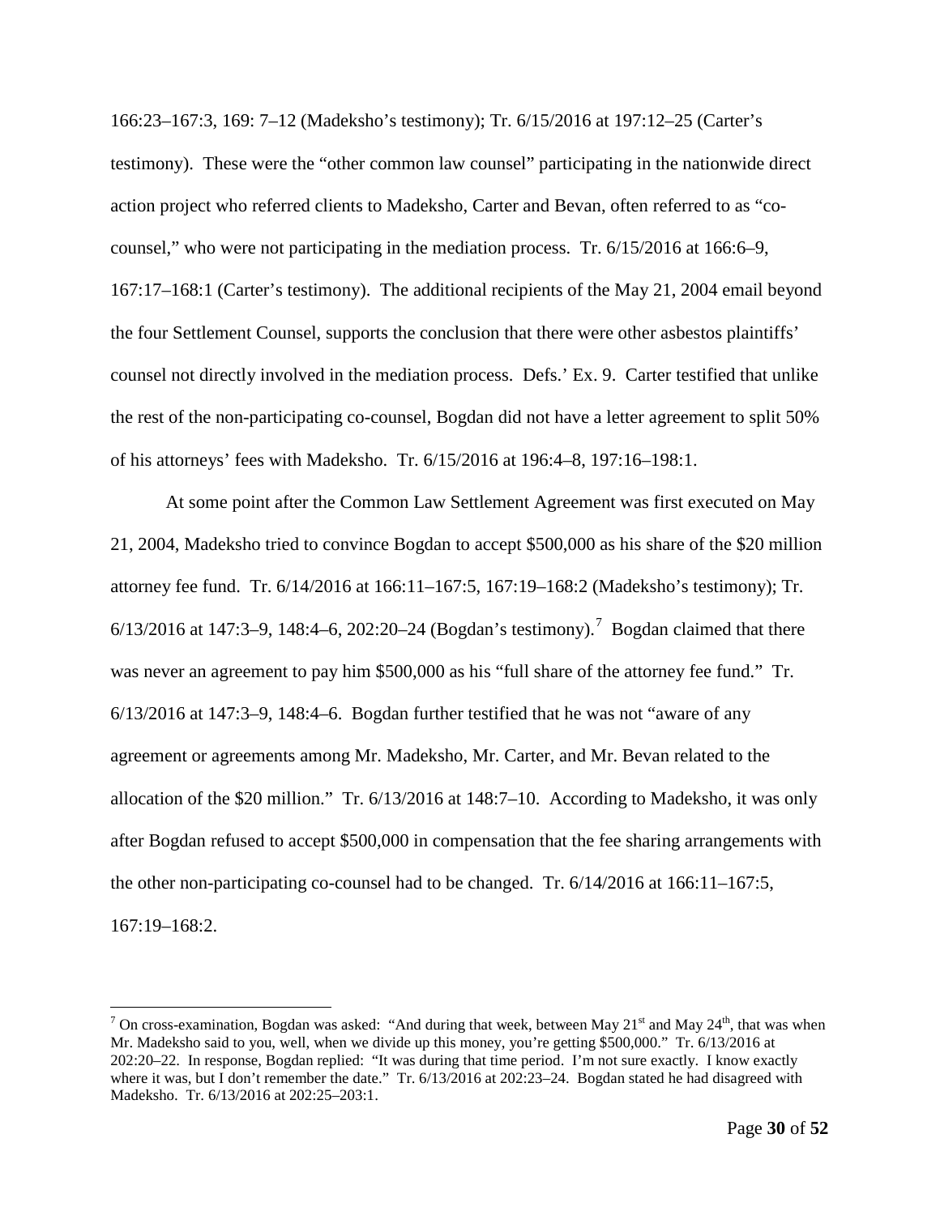166:23–167:3, 169: 7–12 (Madeksho's testimony); Tr. 6/15/2016 at 197:12–25 (Carter's testimony). These were the "other common law counsel" participating in the nationwide direct action project who referred clients to Madeksho, Carter and Bevan, often referred to as "co-counsel," who were not participating in the mediation process. Tr. 6/15/2016 at 166:6–9, 167:17–168:1 (Carter's testimony). The additional recipients of the May 21, 2004 email beyond the four Settlement Counsel, supports the conclusion that there were other asbestos plaintiffs' counsel not directly involved in the mediation process. Defs.' Ex. 9. Carter testified that unlike the rest of the non-participating co-counsel, Bogdan did not have a letter agreement to split 50% of his attorneys' fees with Madeksho. Tr. 6/15/2016 at 196:4–8, 197:16–198:1.

At some point after the Common Law Settlement Agreement was first executed on May 21, 2004, Madeksho tried to convince Bogdan to accept $500,000 as his share of the $20 million attorney fee fund. Tr. 6/14/2016 at 166:11–167:5, 167:19–168:2 (Madeksho's testimony); Tr. 6/13/2016 at 147:3–9, 148:4–6, 202:20–24 (Bogdan's testimony).[7] Bogdan claimed that there was never an agreement to pay him $500,000 as his "full share of the attorney fee fund." Tr. 6/13/2016 at 147:3–9, 148:4–6. Bogdan further testified that he was not "aware of any agreement or agreements among Mr. Madeksho, Mr. Carter, and Mr. Bevan related to the allocation of the $20 million." Tr. 6/13/2016 at 148:7–10. According to Madeksho, it was only after Bogdan refused to accept $500,000 in compensation that the fee sharing arrangements with the other non-participating co-counsel had to be changed. Tr. 6/14/2016 at 166:11–167:5, 167:19–168:2.

---

[7] On cross-examination, Bogdan was asked: "And during that week, between May 21st and May 24th, that was when Mr. Madeksho said to you, well, when we divide up this money, you're getting $500,000." Tr. 6/13/2016 at 202:20–22. In response, Bogdan replied: "It was during that time period. I'm not sure exactly. I know exactly where it was, but I don't remember the date." Tr. 6/13/2016 at 202:23–24. Bogdan stated he had disagreed with Madeksho. Tr. 6/13/2016 at 202:25–203:1.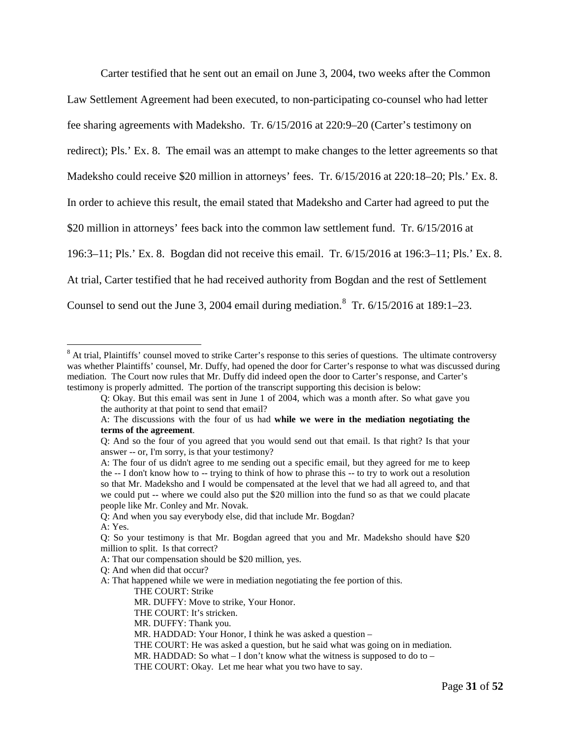Carter testified that he sent out an email on June 3, 2004, two weeks after the Common Law Settlement Agreement had been executed, to non-participating co-counsel who had letter fee sharing agreements with Madeksho. Tr. 6/15/2016 at 220:9–20 (Carter's testimony on redirect); Pls.' Ex. 8. The email was an attempt to make changes to the letter agreements so that Madeksho could receive $20 million in attorneys' fees. Tr. 6/15/2016 at 220:18–20; Pls.' Ex. 8. In order to achieve this result, the email stated that Madeksho and Carter had agreed to put the $20 million in attorneys' fees back into the common law settlement fund. Tr. 6/15/2016 at 196:3–11; Pls.' Ex. 8. Bogdan did not receive this email. Tr. 6/15/2016 at 196:3–11; Pls.' Ex. 8. At trial, Carter testified that he had received authority from Bogdan and the rest of Settlement Counsel to send out the June 3, 2004 email during mediation.[8] Tr. 6/15/2016 at 189:1–23.

---

[8] At trial, Plaintiffs' counsel moved to strike Carter's response to this series of questions. The ultimate controversy was whether Plaintiffs' counsel, Mr. Duffy, had opened the door for Carter's response to what was discussed during mediation. The Court now rules that Mr. Duffy did indeed open the door to Carter's response, and Carter's testimony is properly admitted. The portion of the transcript supporting this decision is below:

> Q: Okay. But this email was sent in June 1 of 2004, which was a month after. So what gave you the authority at that point to send that email?
>
> A: The discussions with the four of us had **while we were in the mediation negotiating the terms of the agreement**.
>
> Q: And so the four of you agreed that you would send out that email. Is that right? Is that your answer -- or, I'm sorry, is that your testimony?
>
> A: The four of us didn't agree to me sending out a specific email, but they agreed for me to keep the -- I don't know how to -- trying to think of how to phrase this -- to try to work out a resolution so that Mr. Madeksho and I would be compensated at the level that we had all agreed to, and that we could put -- where we could also put the $20 million into the fund so as that we could placate people like Mr. Conley and Mr. Novak.
>
> Q: And when you say everybody else, did that include Mr. Bogdan?
>
> A: Yes.
>
> Q: So your testimony is that Mr. Bogdan agreed that you and Mr. Madeksho should have $20 million to split. Is that correct?
>
> A: That our compensation should be $20 million, yes.
>
> Q: And when did that occur?
>
> A: That happened while we were in mediation negotiating the fee portion of this.
>
> THE COURT: Strike
>
> MR. DUFFY: Move to strike, Your Honor.
>
> THE COURT: It's stricken.
>
> MR. DUFFY: Thank you.
>
> MR. HADDAD: Your Honor, I think he was asked a question –
>
> THE COURT: He was asked a question, but he said what was going on in mediation.
>
> MR. HADDAD: So what – I don't know what the witness is supposed to do to –
>
> THE COURT: Okay. Let me hear what you two have to say.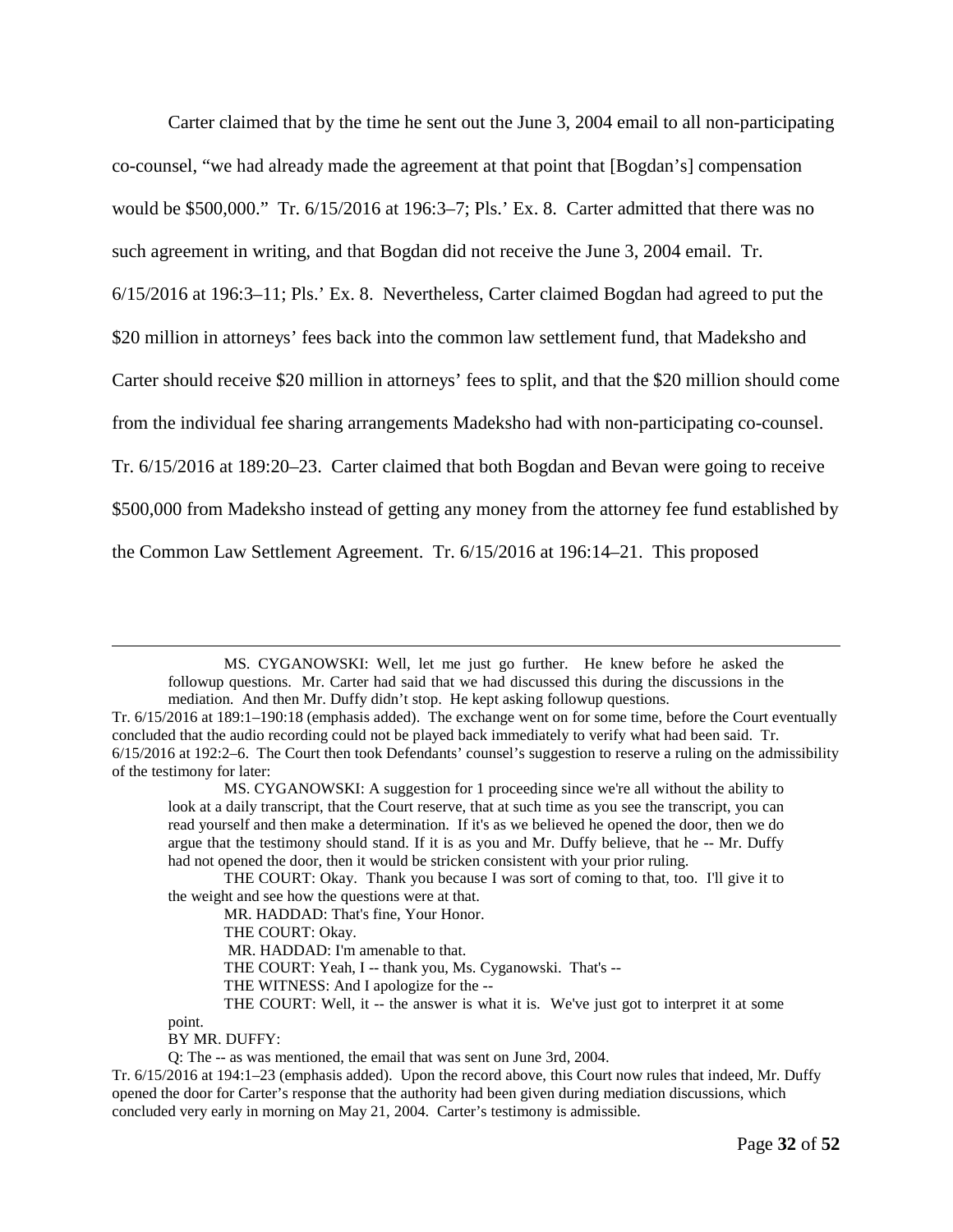Carter claimed that by the time he sent out the June 3, 2004 email to all non-participating co-counsel, "we had already made the agreement at that point that [Bogdan's] compensation would be $500,000." Tr. 6/15/2016 at 196:3–7; Pls.' Ex. 8. Carter admitted that there was no such agreement in writing, and that Bogdan did not receive the June 3, 2004 email. Tr. 6/15/2016 at 196:3–11; Pls.' Ex. 8. Nevertheless, Carter claimed Bogdan had agreed to put the $20 million in attorneys' fees back into the common law settlement fund, that Madeksho and Carter should receive $20 million in attorneys' fees to split, and that the $20 million should come from the individual fee sharing arrangements Madeksho had with non-participating co-counsel. Tr. 6/15/2016 at 189:20–23. Carter claimed that both Bogdan and Bevan were going to receive $500,000 from Madeksho instead of getting any money from the attorney fee fund established by the Common Law Settlement Agreement. Tr. 6/15/2016 at 196:14–21. This proposed

---

> MS. CYGANOWSKI: Well, let me just go further. He knew before he asked the followup questions. Mr. Carter had said that we had discussed this during the discussions in the mediation. And then Mr. Duffy didn't stop. He kept asking followup questions.

Tr. 6/15/2016 at 189:1–190:18 (emphasis added). The exchange went on for some time, before the Court eventually concluded that the audio recording could not be played back immediately to verify what had been said. Tr. 6/15/2016 at 192:2–6. The Court then took Defendants' counsel's suggestion to reserve a ruling on the admissibility of the testimony for later:

> MS. CYGANOWSKI: A suggestion for 1 proceeding since we're all without the ability to look at a daily transcript, that the Court reserve, that at such time as you see the transcript, you can read yourself and then make a determination. If it's as we believed he opened the door, then we do argue that the testimony should stand. If it is as you and Mr. Duffy believe, that he -- Mr. Duffy had not opened the door, then it would be stricken consistent with your prior ruling.
>
> THE COURT: Okay. Thank you because I was sort of coming to that, too. I'll give it to the weight and see how the questions were at that.
>
> MR. HADDAD: That's fine, Your Honor.
>
> THE COURT: Okay.
>
> MR. HADDAD: I'm amenable to that.
>
> THE COURT: Yeah, I -- thank you, Ms. Cyganowski. That's --
>
> THE WITNESS: And I apologize for the --
>
> THE COURT: Well, it -- the answer is what it is. We've just got to interpret it at some point.
>
> BY MR. DUFFY:
>
> Q: The -- as was mentioned, the email that was sent on June 3rd, 2004.

Tr. 6/15/2016 at 194:1–23 (emphasis added). Upon the record above, this Court now rules that indeed, Mr. Duffy opened the door for Carter's response that the authority had been given during mediation discussions, which concluded very early in morning on May 21, 2004. Carter's testimony is admissible.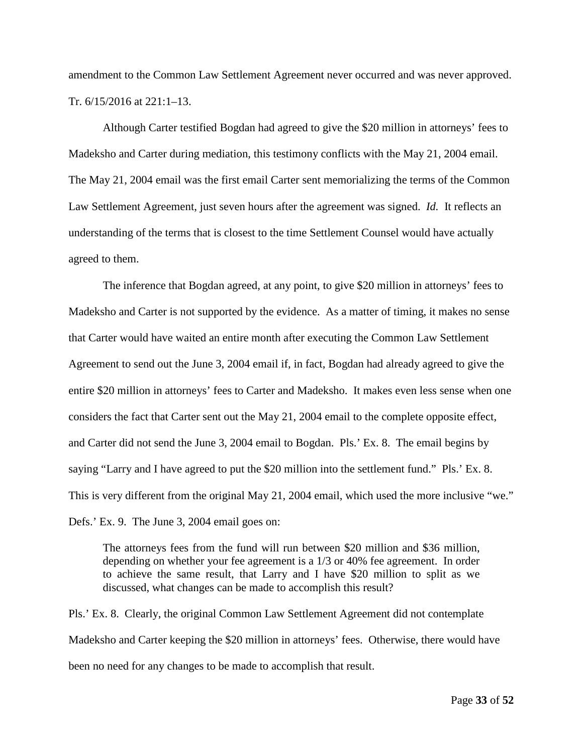amendment to the Common Law Settlement Agreement never occurred and was never approved. Tr. 6/15/2016 at 221:1–13.

Although Carter testified Bogdan had agreed to give the $20 million in attorneys' fees to Madeksho and Carter during mediation, this testimony conflicts with the May 21, 2004 email. The May 21, 2004 email was the first email Carter sent memorializing the terms of the Common Law Settlement Agreement, just seven hours after the agreement was signed. *Id.* It reflects an understanding of the terms that is closest to the time Settlement Counsel would have actually agreed to them.

The inference that Bogdan agreed, at any point, to give $20 million in attorneys' fees to Madeksho and Carter is not supported by the evidence. As a matter of timing, it makes no sense that Carter would have waited an entire month after executing the Common Law Settlement Agreement to send out the June 3, 2004 email if, in fact, Bogdan had already agreed to give the entire $20 million in attorneys' fees to Carter and Madeksho. It makes even less sense when one considers the fact that Carter sent out the May 21, 2004 email to the complete opposite effect, and Carter did not send the June 3, 2004 email to Bogdan. Pls.' Ex. 8. The email begins by saying "Larry and I have agreed to put the $20 million into the settlement fund." Pls.' Ex. 8. This is very different from the original May 21, 2004 email, which used the more inclusive "we." Defs.' Ex. 9. The June 3, 2004 email goes on:

> The attorneys fees from the fund will run between $20 million and $36 million, depending on whether your fee agreement is a 1/3 or 40% fee agreement. In order to achieve the same result, that Larry and I have $20 million to split as we discussed, what changes can be made to accomplish this result?

Pls.' Ex. 8. Clearly, the original Common Law Settlement Agreement did not contemplate Madeksho and Carter keeping the $20 million in attorneys' fees. Otherwise, there would have been no need for any changes to be made to accomplish that result.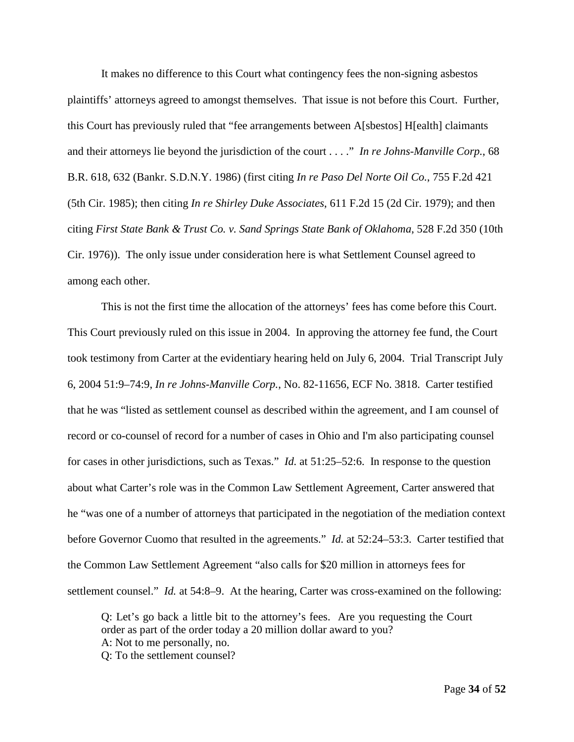It makes no difference to this Court what contingency fees the non-signing asbestos plaintiffs' attorneys agreed to amongst themselves. That issue is not before this Court. Further, this Court has previously ruled that "fee arrangements between A[sbestos] H[ealth] claimants and their attorneys lie beyond the jurisdiction of the court . . . ." *In re Johns-Manville Corp.*, 68 B.R. 618, 632 (Bankr. S.D.N.Y. 1986) (first citing *In re Paso Del Norte Oil Co.*, 755 F.2d 421 (5th Cir. 1985); then citing *In re Shirley Duke Associates*, 611 F.2d 15 (2d Cir. 1979); and then citing *First State Bank & Trust Co. v. Sand Springs State Bank of Oklahoma*, 528 F.2d 350 (10th Cir. 1976)). The only issue under consideration here is what Settlement Counsel agreed to among each other.

This is not the first time the allocation of the attorneys' fees has come before this Court. This Court previously ruled on this issue in 2004. In approving the attorney fee fund, the Court took testimony from Carter at the evidentiary hearing held on July 6, 2004. Trial Transcript July 6, 2004 51:9–74:9, *In re Johns-Manville Corp.*, No. 82-11656, ECF No. 3818. Carter testified that he was "listed as settlement counsel as described within the agreement, and I am counsel of record or co-counsel of record for a number of cases in Ohio and I'm also participating counsel for cases in other jurisdictions, such as Texas." *Id.* at 51:25–52:6. In response to the question about what Carter's role was in the Common Law Settlement Agreement, Carter answered that he "was one of a number of attorneys that participated in the negotiation of the mediation context before Governor Cuomo that resulted in the agreements." *Id.* at 52:24–53:3. Carter testified that the Common Law Settlement Agreement "also calls for $20 million in attorneys fees for settlement counsel." *Id.* at 54:8–9. At the hearing, Carter was cross-examined on the following:

> Q: Let's go back a little bit to the attorney's fees. Are you requesting the Court order as part of the order today a 20 million dollar award to you?
> A: Not to me personally, no.
> Q: To the settlement counsel?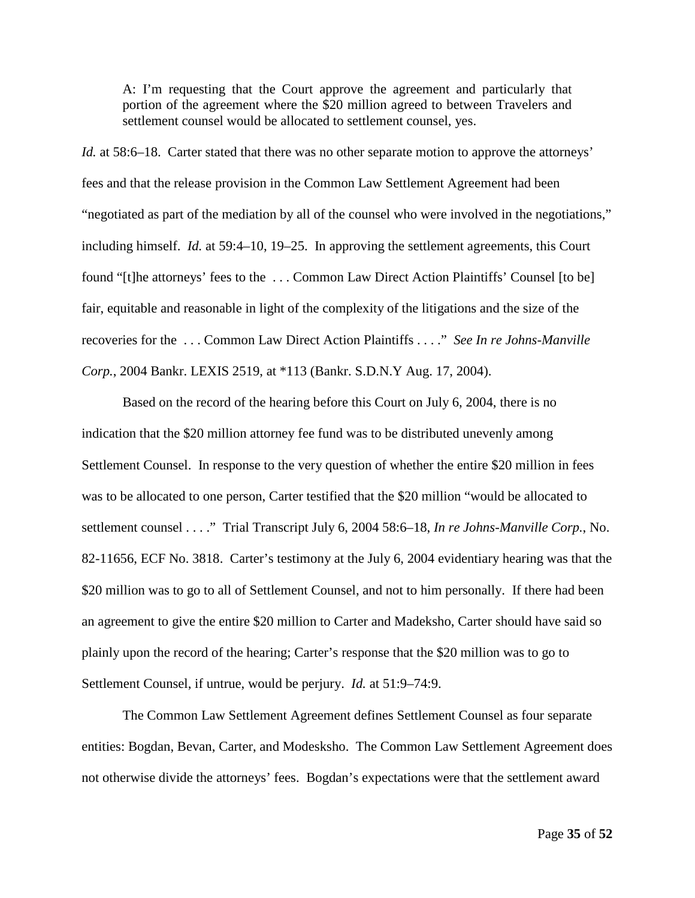> A: I'm requesting that the Court approve the agreement and particularly that portion of the agreement where the $20 million agreed to between Travelers and settlement counsel would be allocated to settlement counsel, yes.

*Id.* at 58:6–18. Carter stated that there was no other separate motion to approve the attorneys' fees and that the release provision in the Common Law Settlement Agreement had been "negotiated as part of the mediation by all of the counsel who were involved in the negotiations," including himself. *Id.* at 59:4–10, 19–25. In approving the settlement agreements, this Court found "[t]he attorneys' fees to the . . . Common Law Direct Action Plaintiffs' Counsel [to be] fair, equitable and reasonable in light of the complexity of the litigations and the size of the recoveries for the . . . Common Law Direct Action Plaintiffs . . . ." *See In re Johns-Manville Corp.*, 2004 Bankr. LEXIS 2519, at *113 (Bankr. S.D.N.Y Aug. 17, 2004).

Based on the record of the hearing before this Court on July 6, 2004, there is no indication that the $20 million attorney fee fund was to be distributed unevenly among Settlement Counsel. In response to the very question of whether the entire $20 million in fees was to be allocated to one person, Carter testified that the $20 million "would be allocated to settlement counsel . . . ." Trial Transcript July 6, 2004 58:6–18, *In re Johns-Manville Corp.*, No. 82-11656, ECF No. 3818. Carter's testimony at the July 6, 2004 evidentiary hearing was that the $20 million was to go to all of Settlement Counsel, and not to him personally. If there had been an agreement to give the entire $20 million to Carter and Madeksho, Carter should have said so plainly upon the record of the hearing; Carter's response that the $20 million was to go to Settlement Counsel, if untrue, would be perjury. *Id.* at 51:9–74:9.

The Common Law Settlement Agreement defines Settlement Counsel as four separate entities: Bogdan, Bevan, Carter, and Modesksho. The Common Law Settlement Agreement does not otherwise divide the attorneys' fees. Bogdan's expectations were that the settlement award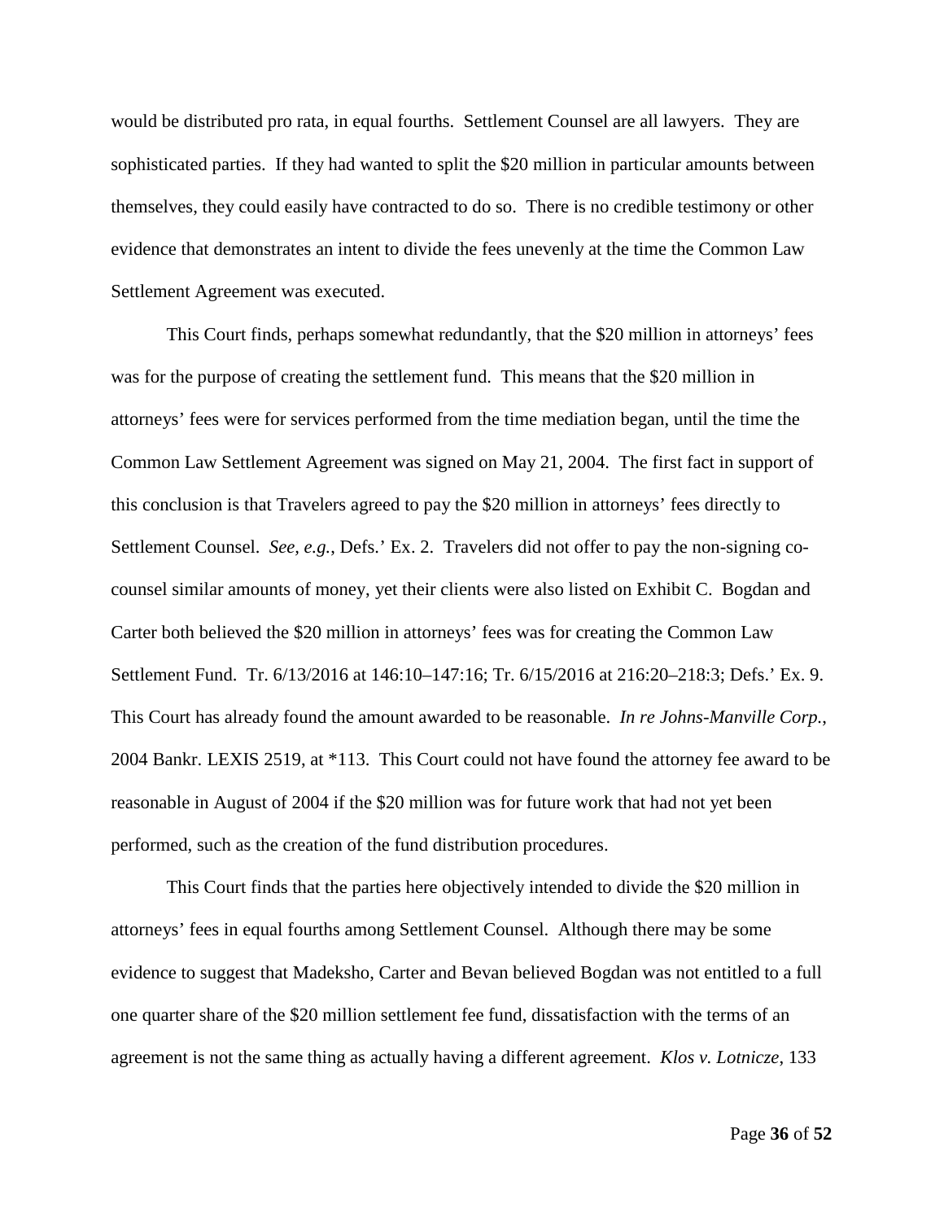would be distributed pro rata, in equal fourths. Settlement Counsel are all lawyers. They are sophisticated parties. If they had wanted to split the $20 million in particular amounts between themselves, they could easily have contracted to do so. There is no credible testimony or other evidence that demonstrates an intent to divide the fees unevenly at the time the Common Law Settlement Agreement was executed.

This Court finds, perhaps somewhat redundantly, that the $20 million in attorneys' fees was for the purpose of creating the settlement fund. This means that the $20 million in attorneys' fees were for services performed from the time mediation began, until the time the Common Law Settlement Agreement was signed on May 21, 2004. The first fact in support of this conclusion is that Travelers agreed to pay the $20 million in attorneys' fees directly to Settlement Counsel. *See, e.g.*, Defs.' Ex. 2. Travelers did not offer to pay the non-signing co-counsel similar amounts of money, yet their clients were also listed on Exhibit C. Bogdan and Carter both believed the $20 million in attorneys' fees was for creating the Common Law Settlement Fund. Tr. 6/13/2016 at 146:10–147:16; Tr. 6/15/2016 at 216:20–218:3; Defs.' Ex. 9. This Court has already found the amount awarded to be reasonable. *In re Johns-Manville Corp.*, 2004 Bankr. LEXIS 2519, at *113. This Court could not have found the attorney fee award to be reasonable in August of 2004 if the $20 million was for future work that had not yet been performed, such as the creation of the fund distribution procedures.

This Court finds that the parties here objectively intended to divide the $20 million in attorneys' fees in equal fourths among Settlement Counsel. Although there may be some evidence to suggest that Madeksho, Carter and Bevan believed Bogdan was not entitled to a full one quarter share of the $20 million settlement fee fund, dissatisfaction with the terms of an agreement is not the same thing as actually having a different agreement. *Klos v. Lotnicze*, 133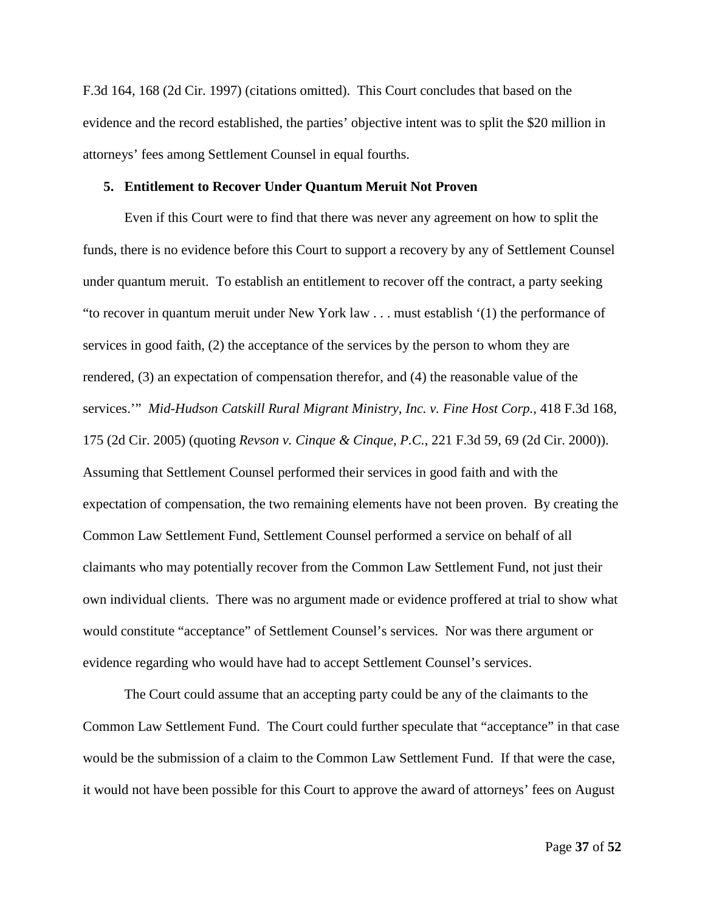F.3d 164, 168 (2d Cir. 1997) (citations omitted). This Court concludes that based on the evidence and the record established, the parties' objective intent was to split the $20 million in attorneys' fees among Settlement Counsel in equal fourths.

### 5. Entitlement to Recover Under Quantum Meruit Not Proven

Even if this Court were to find that there was never any agreement on how to split the funds, there is no evidence before this Court to support a recovery by any of Settlement Counsel under quantum meruit. To establish an entitlement to recover off the contract, a party seeking "to recover in quantum meruit under New York law . . . must establish '(1) the performance of services in good faith, (2) the acceptance of the services by the person to whom they are rendered, (3) an expectation of compensation therefor, and (4) the reasonable value of the services.'" *Mid-Hudson Catskill Rural Migrant Ministry, Inc. v. Fine Host Corp.*, 418 F.3d 168, 175 (2d Cir. 2005) (quoting *Revson v. Cinque & Cinque, P.C.*, 221 F.3d 59, 69 (2d Cir. 2000)). Assuming that Settlement Counsel performed their services in good faith and with the expectation of compensation, the two remaining elements have not been proven. By creating the Common Law Settlement Fund, Settlement Counsel performed a service on behalf of all claimants who may potentially recover from the Common Law Settlement Fund, not just their own individual clients. There was no argument made or evidence proffered at trial to show what would constitute "acceptance" of Settlement Counsel's services. Nor was there argument or evidence regarding who would have had to accept Settlement Counsel's services.

The Court could assume that an accepting party could be any of the claimants to the Common Law Settlement Fund. The Court could further speculate that "acceptance" in that case would be the submission of a claim to the Common Law Settlement Fund. If that were the case, it would not have been possible for this Court to approve the award of attorneys' fees on August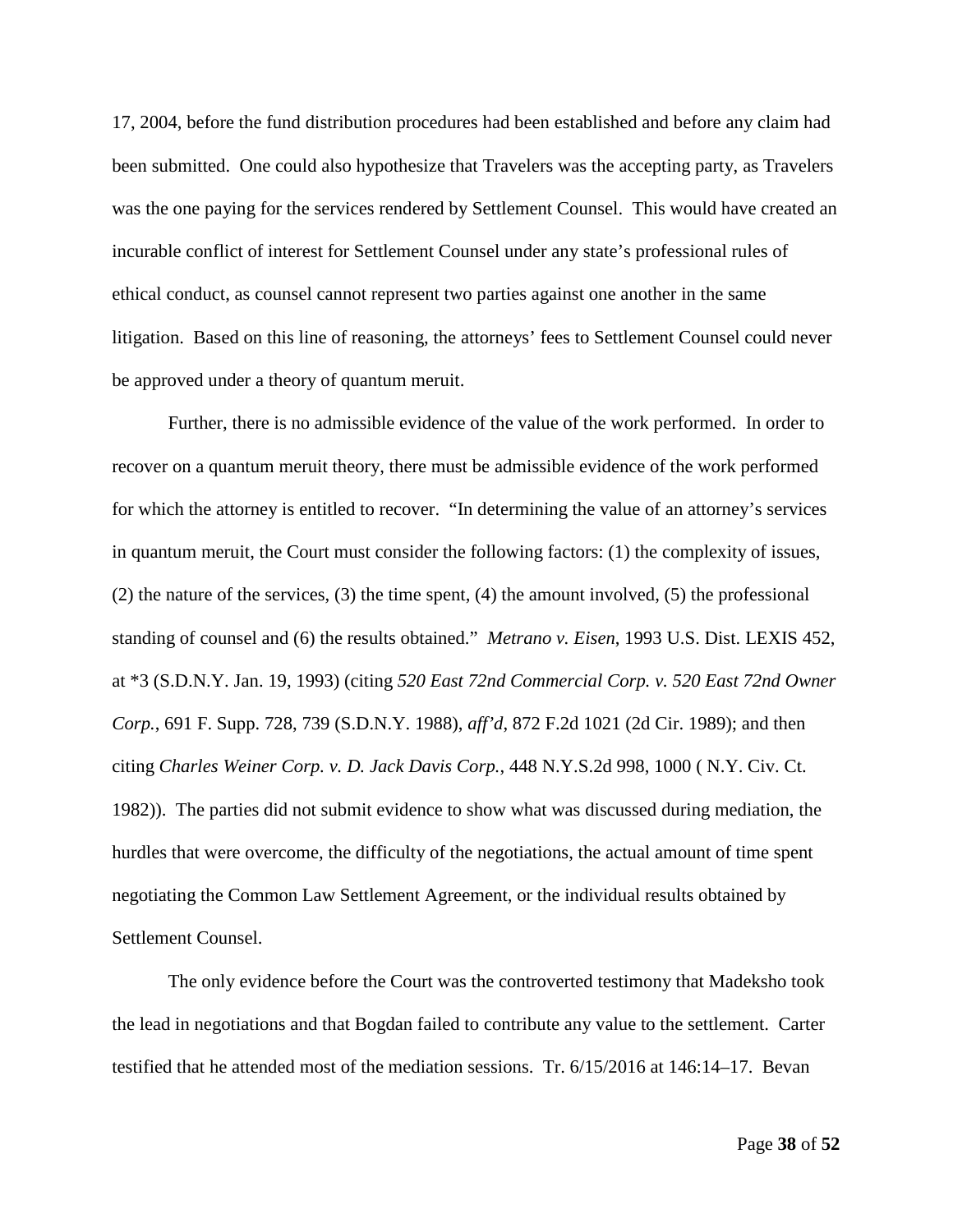17, 2004, before the fund distribution procedures had been established and before any claim had been submitted. One could also hypothesize that Travelers was the accepting party, as Travelers was the one paying for the services rendered by Settlement Counsel. This would have created an incurable conflict of interest for Settlement Counsel under any state's professional rules of ethical conduct, as counsel cannot represent two parties against one another in the same litigation. Based on this line of reasoning, the attorneys' fees to Settlement Counsel could never be approved under a theory of quantum meruit.

Further, there is no admissible evidence of the value of the work performed. In order to recover on a quantum meruit theory, there must be admissible evidence of the work performed for which the attorney is entitled to recover. "In determining the value of an attorney's services in quantum meruit, the Court must consider the following factors: (1) the complexity of issues, (2) the nature of the services, (3) the time spent, (4) the amount involved, (5) the professional standing of counsel and (6) the results obtained." *Metrano v. Eisen*, 1993 U.S. Dist. LEXIS 452, at *3 (S.D.N.Y. Jan. 19, 1993) (citing *520 East 72nd Commercial Corp. v. 520 East 72nd Owner Corp.*, 691 F. Supp. 728, 739 (S.D.N.Y. 1988), *aff'd*, 872 F.2d 1021 (2d Cir. 1989); and then citing *Charles Weiner Corp. v. D. Jack Davis Corp.*, 448 N.Y.S.2d 998, 1000 ( N.Y. Civ. Ct. 1982)). The parties did not submit evidence to show what was discussed during mediation, the hurdles that were overcome, the difficulty of the negotiations, the actual amount of time spent negotiating the Common Law Settlement Agreement, or the individual results obtained by Settlement Counsel.

The only evidence before the Court was the controverted testimony that Madeksho took the lead in negotiations and that Bogdan failed to contribute any value to the settlement. Carter testified that he attended most of the mediation sessions. Tr. 6/15/2016 at 146:14–17. Bevan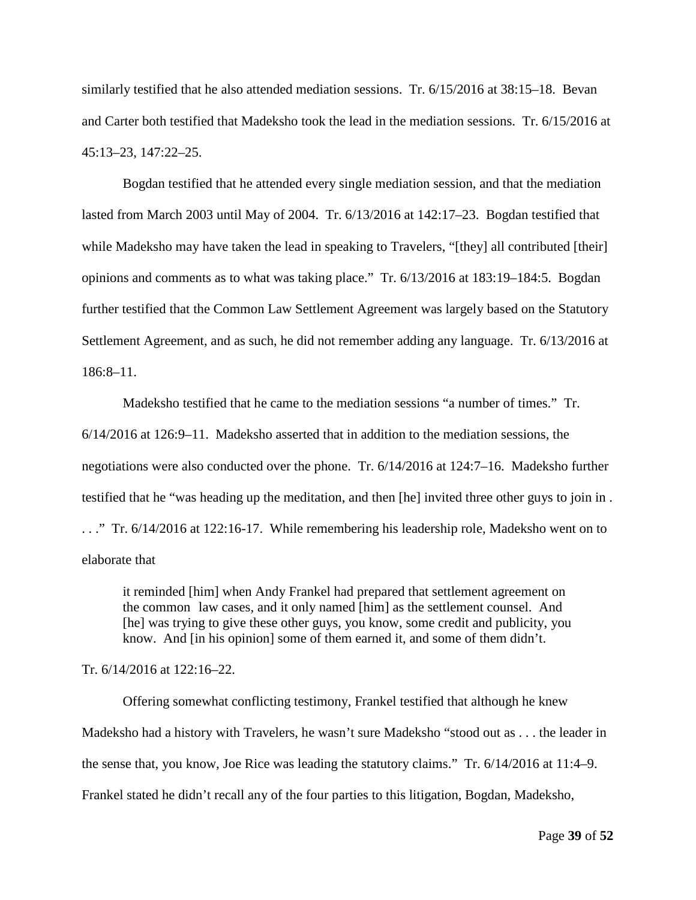similarly testified that he also attended mediation sessions. Tr. 6/15/2016 at 38:15–18. Bevan and Carter both testified that Madeksho took the lead in the mediation sessions. Tr. 6/15/2016 at 45:13–23, 147:22–25.

Bogdan testified that he attended every single mediation session, and that the mediation lasted from March 2003 until May of 2004. Tr. 6/13/2016 at 142:17–23. Bogdan testified that while Madeksho may have taken the lead in speaking to Travelers, "[they] all contributed [their] opinions and comments as to what was taking place." Tr. 6/13/2016 at 183:19–184:5. Bogdan further testified that the Common Law Settlement Agreement was largely based on the Statutory Settlement Agreement, and as such, he did not remember adding any language. Tr. 6/13/2016 at 186:8–11.

Madeksho testified that he came to the mediation sessions "a number of times." Tr. 6/14/2016 at 126:9–11. Madeksho asserted that in addition to the mediation sessions, the negotiations were also conducted over the phone. Tr. 6/14/2016 at 124:7–16. Madeksho further testified that he "was heading up the meditation, and then [he] invited three other guys to join in . . . ." Tr. 6/14/2016 at 122:16-17. While remembering his leadership role, Madeksho went on to elaborate that

> it reminded [him] when Andy Frankel had prepared that settlement agreement on the common law cases, and it only named [him] as the settlement counsel. And [he] was trying to give these other guys, you know, some credit and publicity, you know. And [in his opinion] some of them earned it, and some of them didn't.

Tr. 6/14/2016 at 122:16–22.

Offering somewhat conflicting testimony, Frankel testified that although he knew Madeksho had a history with Travelers, he wasn't sure Madeksho "stood out as . . . the leader in the sense that, you know, Joe Rice was leading the statutory claims." Tr. 6/14/2016 at 11:4–9. Frankel stated he didn't recall any of the four parties to this litigation, Bogdan, Madeksho,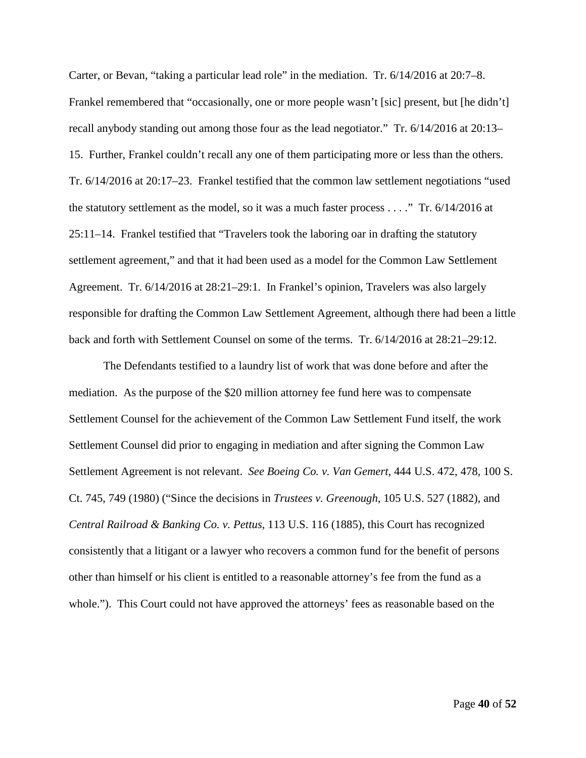Carter, or Bevan, "taking a particular lead role" in the mediation. Tr. 6/14/2016 at 20:7–8. Frankel remembered that "occasionally, one or more people wasn't [sic] present, but [he didn't] recall anybody standing out among those four as the lead negotiator." Tr. 6/14/2016 at 20:13–15. Further, Frankel couldn't recall any one of them participating more or less than the others. Tr. 6/14/2016 at 20:17–23. Frankel testified that the common law settlement negotiations "used the statutory settlement as the model, so it was a much faster process . . . ." Tr. 6/14/2016 at 25:11–14. Frankel testified that "Travelers took the laboring oar in drafting the statutory settlement agreement," and that it had been used as a model for the Common Law Settlement Agreement. Tr. 6/14/2016 at 28:21–29:1. In Frankel's opinion, Travelers was also largely responsible for drafting the Common Law Settlement Agreement, although there had been a little back and forth with Settlement Counsel on some of the terms. Tr. 6/14/2016 at 28:21–29:12.

The Defendants testified to a laundry list of work that was done before and after the mediation. As the purpose of the $20 million attorney fee fund here was to compensate Settlement Counsel for the achievement of the Common Law Settlement Fund itself, the work Settlement Counsel did prior to engaging in mediation and after signing the Common Law Settlement Agreement is not relevant. *See Boeing Co. v. Van Gemert*, 444 U.S. 472, 478, 100 S. Ct. 745, 749 (1980) ("Since the decisions in *Trustees v. Greenough*, 105 U.S. 527 (1882), and *Central Railroad & Banking Co. v. Pettus*, 113 U.S. 116 (1885), this Court has recognized consistently that a litigant or a lawyer who recovers a common fund for the benefit of persons other than himself or his client is entitled to a reasonable attorney's fee from the fund as a whole."). This Court could not have approved the attorneys' fees as reasonable based on the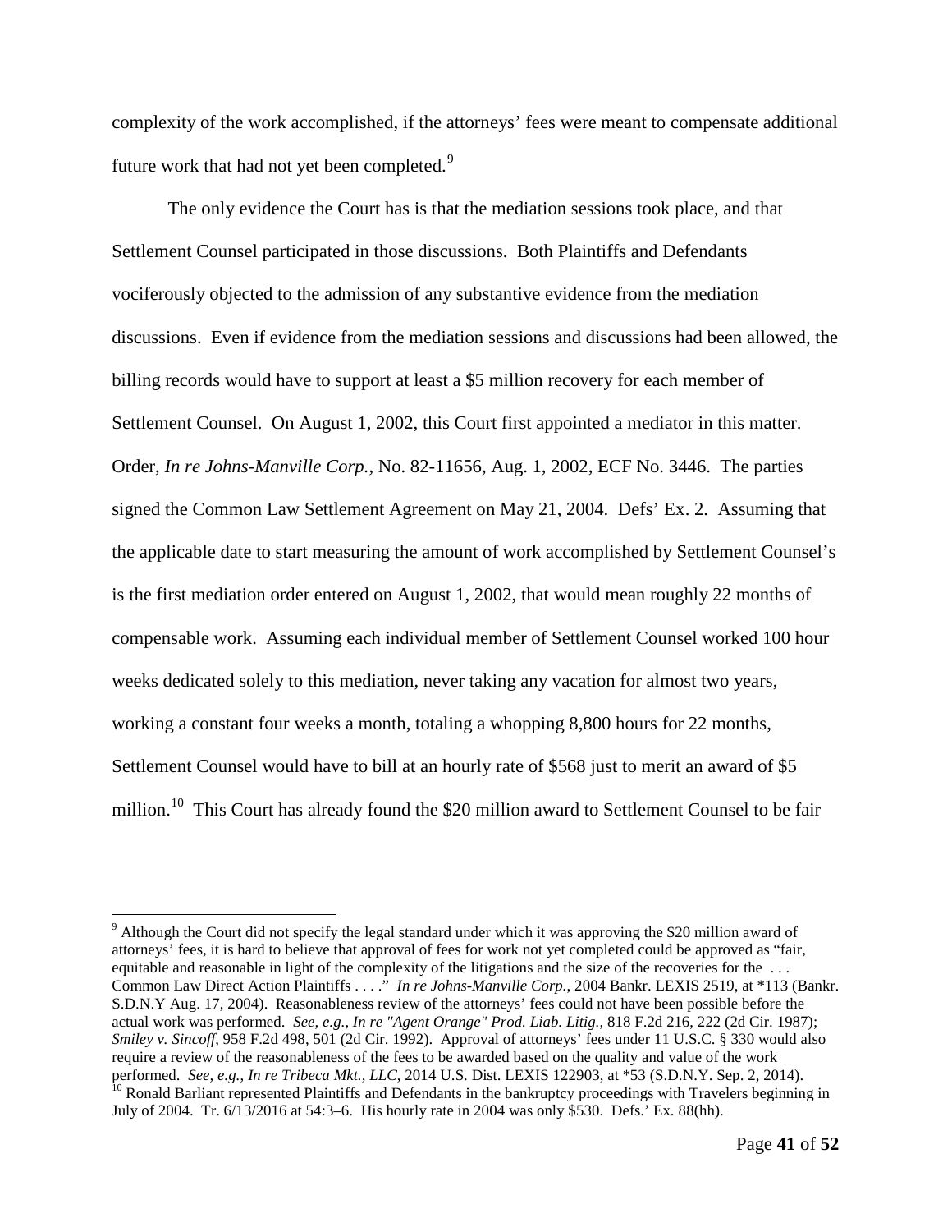complexity of the work accomplished, if the attorneys' fees were meant to compensate additional future work that had not yet been completed.[9]

The only evidence the Court has is that the mediation sessions took place, and that Settlement Counsel participated in those discussions. Both Plaintiffs and Defendants vociferously objected to the admission of any substantive evidence from the mediation discussions. Even if evidence from the mediation sessions and discussions had been allowed, the billing records would have to support at least a $5 million recovery for each member of Settlement Counsel. On August 1, 2002, this Court first appointed a mediator in this matter. Order, *In re Johns-Manville Corp.*, No. 82-11656, Aug. 1, 2002, ECF No. 3446. The parties signed the Common Law Settlement Agreement on May 21, 2004. Defs' Ex. 2. Assuming that the applicable date to start measuring the amount of work accomplished by Settlement Counsel's is the first mediation order entered on August 1, 2002, that would mean roughly 22 months of compensable work. Assuming each individual member of Settlement Counsel worked 100 hour weeks dedicated solely to this mediation, never taking any vacation for almost two years, working a constant four weeks a month, totaling a whopping 8,800 hours for 22 months, Settlement Counsel would have to bill at an hourly rate of $568 just to merit an award of $5 million.[10] This Court has already found the $20 million award to Settlement Counsel to be fair

---

[9] Although the Court did not specify the legal standard under which it was approving the $20 million award of attorneys' fees, it is hard to believe that approval of fees for work not yet completed could be approved as "fair, equitable and reasonable in light of the complexity of the litigations and the size of the recoveries for the . . . Common Law Direct Action Plaintiffs . . . ." *In re Johns-Manville Corp.*, 2004 Bankr. LEXIS 2519, at *113 (Bankr. S.D.N.Y Aug. 17, 2004). Reasonableness review of the attorneys' fees could not have been possible before the actual work was performed. *See, e.g.*, *In re "Agent Orange" Prod. Liab. Litig.*, 818 F.2d 216, 222 (2d Cir. 1987); *Smiley v. Sincoff*, 958 F.2d 498, 501 (2d Cir. 1992). Approval of attorneys' fees under 11 U.S.C. § 330 would also require a review of the reasonableness of the fees to be awarded based on the quality and value of the work performed. *See, e.g., In re Tribeca Mkt., LLC*, 2014 U.S. Dist. LEXIS 122903, at *53 (S.D.N.Y. Sep. 2, 2014).

[10] Ronald Barliant represented Plaintiffs and Defendants in the bankruptcy proceedings with Travelers beginning in July of 2004. Tr. 6/13/2016 at 54:3–6. His hourly rate in 2004 was only $530. Defs.' Ex. 88(hh).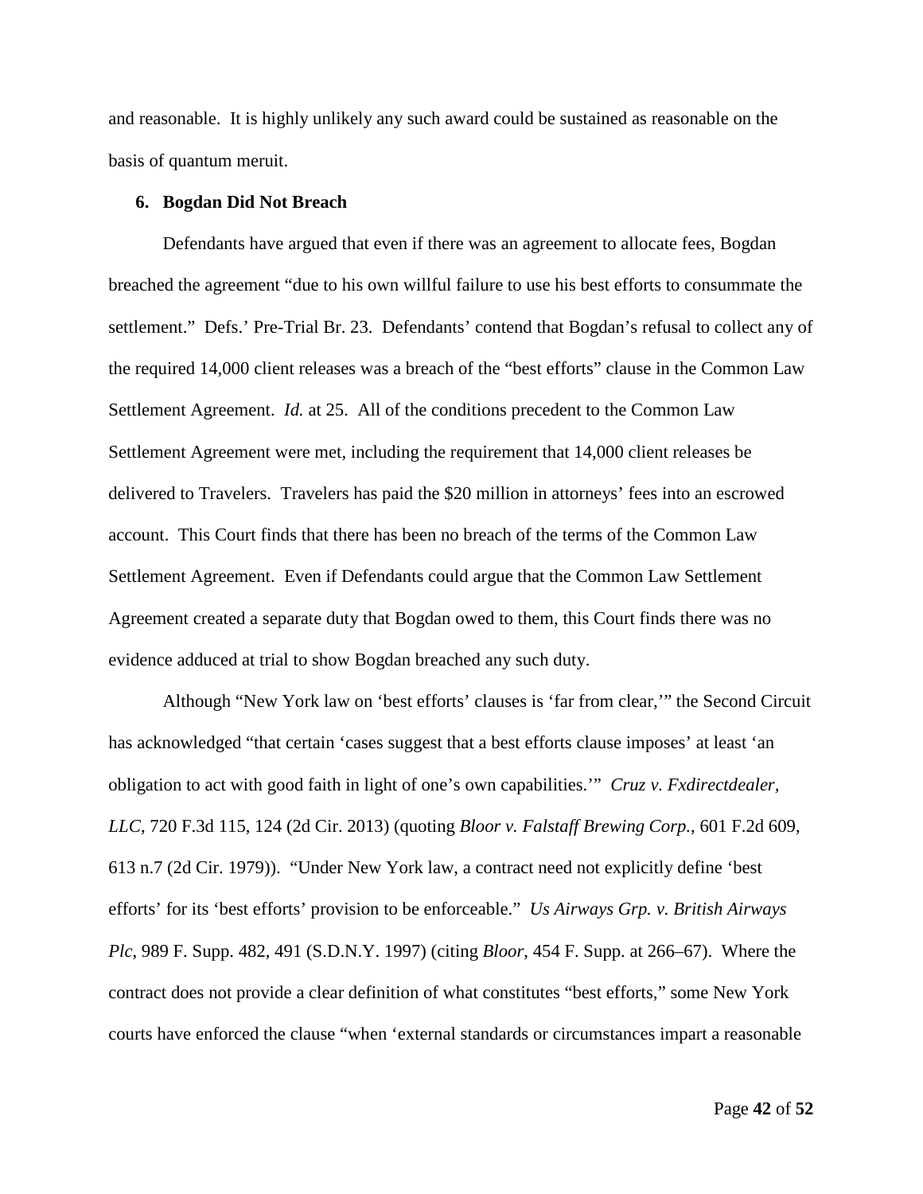and reasonable. It is highly unlikely any such award could be sustained as reasonable on the basis of quantum meruit.

### 6. Bogdan Did Not Breach

Defendants have argued that even if there was an agreement to allocate fees, Bogdan breached the agreement "due to his own willful failure to use his best efforts to consummate the settlement." Defs.' Pre-Trial Br. 23. Defendants' contend that Bogdan's refusal to collect any of the required 14,000 client releases was a breach of the "best efforts" clause in the Common Law Settlement Agreement. *Id.* at 25. All of the conditions precedent to the Common Law Settlement Agreement were met, including the requirement that 14,000 client releases be delivered to Travelers. Travelers has paid the $20 million in attorneys' fees into an escrowed account. This Court finds that there has been no breach of the terms of the Common Law Settlement Agreement. Even if Defendants could argue that the Common Law Settlement Agreement created a separate duty that Bogdan owed to them, this Court finds there was no evidence adduced at trial to show Bogdan breached any such duty.

Although "New York law on 'best efforts' clauses is 'far from clear,'" the Second Circuit has acknowledged "that certain 'cases suggest that a best efforts clause imposes' at least 'an obligation to act with good faith in light of one's own capabilities.'" *Cruz v. Fxdirectdealer, LLC*, 720 F.3d 115, 124 (2d Cir. 2013) (quoting *Bloor v. Falstaff Brewing Corp.*, 601 F.2d 609, 613 n.7 (2d Cir. 1979)). "Under New York law, a contract need not explicitly define 'best efforts' for its 'best efforts' provision to be enforceable." *Us Airways Grp. v. British Airways Plc*, 989 F. Supp. 482, 491 (S.D.N.Y. 1997) (citing *Bloor*, 454 F. Supp. at 266–67). Where the contract does not provide a clear definition of what constitutes "best efforts," some New York courts have enforced the clause "when 'external standards or circumstances impart a reasonable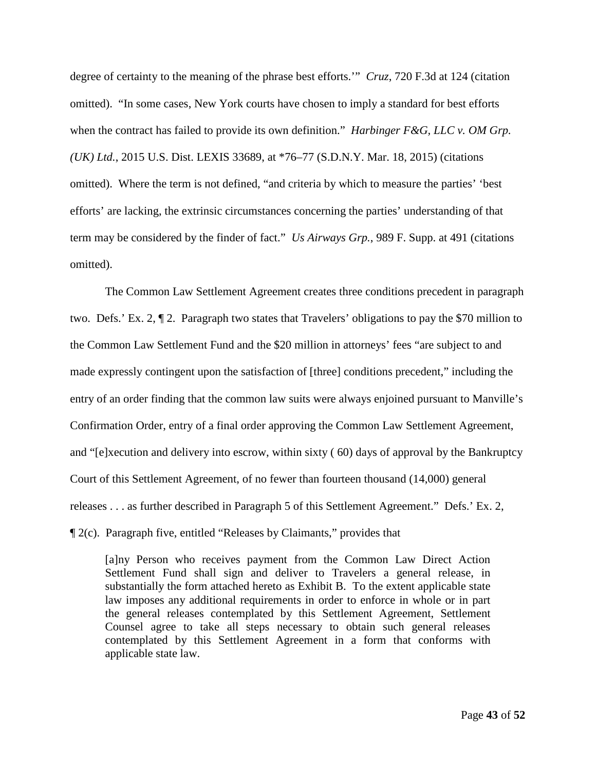degree of certainty to the meaning of the phrase best efforts.'" *Cruz*, 720 F.3d at 124 (citation omitted). "In some cases, New York courts have chosen to imply a standard for best efforts when the contract has failed to provide its own definition." *Harbinger F&G, LLC v. OM Grp. (UK) Ltd.*, 2015 U.S. Dist. LEXIS 33689, at *76–77 (S.D.N.Y. Mar. 18, 2015) (citations omitted). Where the term is not defined, "and criteria by which to measure the parties' 'best efforts' are lacking, the extrinsic circumstances concerning the parties' understanding of that term may be considered by the finder of fact." *Us Airways Grp.*, 989 F. Supp. at 491 (citations omitted).

The Common Law Settlement Agreement creates three conditions precedent in paragraph two. Defs.' Ex. 2, ¶ 2. Paragraph two states that Travelers' obligations to pay the $70 million to the Common Law Settlement Fund and the $20 million in attorneys' fees "are subject to and made expressly contingent upon the satisfaction of [three] conditions precedent," including the entry of an order finding that the common law suits were always enjoined pursuant to Manville's Confirmation Order, entry of a final order approving the Common Law Settlement Agreement, and "[e]xecution and delivery into escrow, within sixty ( 60) days of approval by the Bankruptcy Court of this Settlement Agreement, of no fewer than fourteen thousand (14,000) general releases . . . as further described in Paragraph 5 of this Settlement Agreement." Defs.' Ex. 2, ¶ 2(c). Paragraph five, entitled "Releases by Claimants," provides that

> [a]ny Person who receives payment from the Common Law Direct Action Settlement Fund shall sign and deliver to Travelers a general release, in substantially the form attached hereto as Exhibit B. To the extent applicable state law imposes any additional requirements in order to enforce in whole or in part the general releases contemplated by this Settlement Agreement, Settlement Counsel agree to take all steps necessary to obtain such general releases contemplated by this Settlement Agreement in a form that conforms with applicable state law.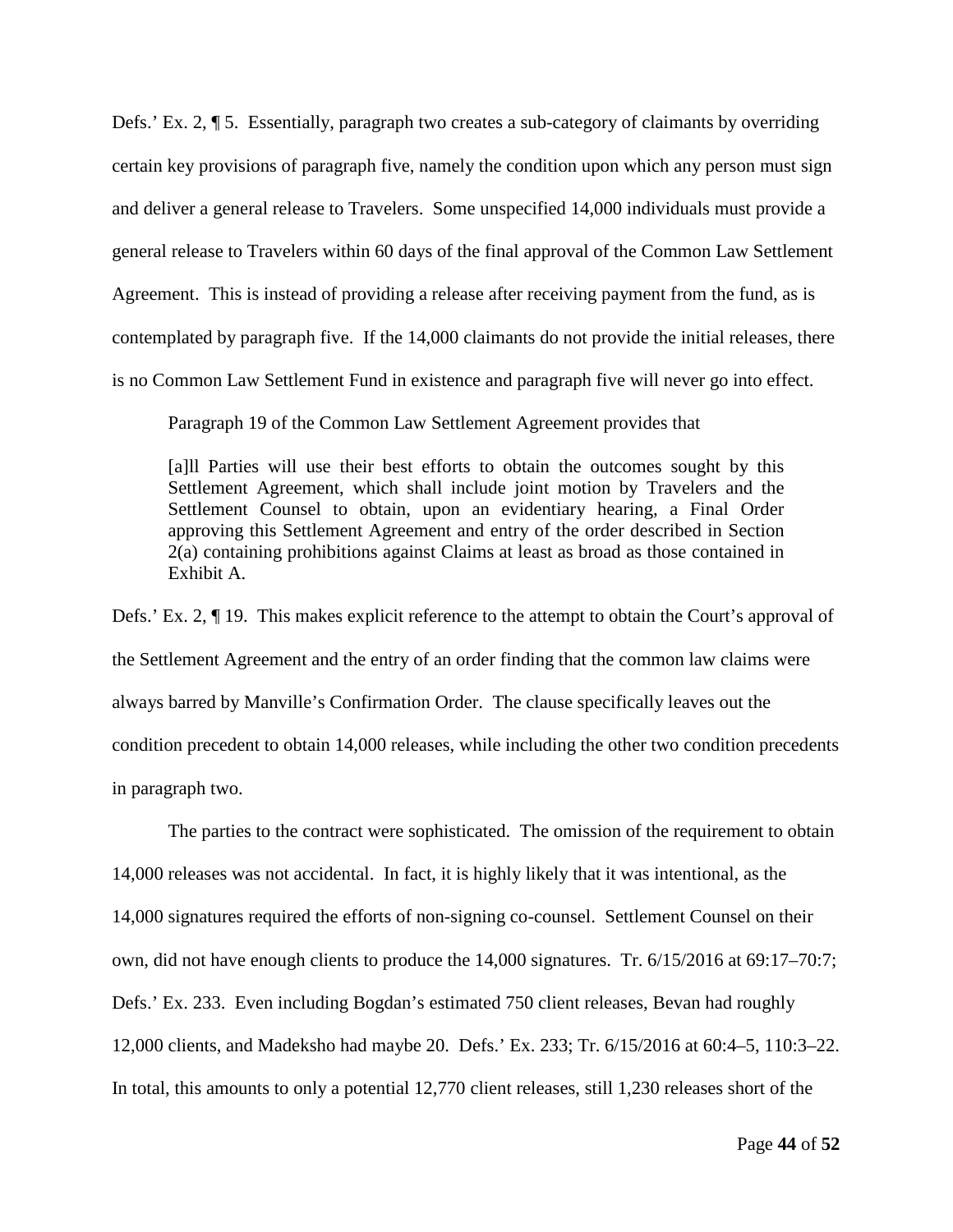Defs.' Ex. 2, ¶ 5. Essentially, paragraph two creates a sub-category of claimants by overriding certain key provisions of paragraph five, namely the condition upon which any person must sign and deliver a general release to Travelers. Some unspecified 14,000 individuals must provide a general release to Travelers within 60 days of the final approval of the Common Law Settlement Agreement. This is instead of providing a release after receiving payment from the fund, as is contemplated by paragraph five. If the 14,000 claimants do not provide the initial releases, there is no Common Law Settlement Fund in existence and paragraph five will never go into effect.

Paragraph 19 of the Common Law Settlement Agreement provides that

> [a]ll Parties will use their best efforts to obtain the outcomes sought by this Settlement Agreement, which shall include joint motion by Travelers and the Settlement Counsel to obtain, upon an evidentiary hearing, a Final Order approving this Settlement Agreement and entry of the order described in Section 2(a) containing prohibitions against Claims at least as broad as those contained in Exhibit A.

Defs.' Ex. 2, ¶ 19. This makes explicit reference to the attempt to obtain the Court's approval of the Settlement Agreement and the entry of an order finding that the common law claims were always barred by Manville's Confirmation Order. The clause specifically leaves out the condition precedent to obtain 14,000 releases, while including the other two condition precedents in paragraph two.

The parties to the contract were sophisticated. The omission of the requirement to obtain 14,000 releases was not accidental. In fact, it is highly likely that it was intentional, as the 14,000 signatures required the efforts of non-signing co-counsel. Settlement Counsel on their own, did not have enough clients to produce the 14,000 signatures. Tr. 6/15/2016 at 69:17–70:7; Defs.' Ex. 233. Even including Bogdan's estimated 750 client releases, Bevan had roughly 12,000 clients, and Madeksho had maybe 20. Defs.' Ex. 233; Tr. 6/15/2016 at 60:4–5, 110:3–22. In total, this amounts to only a potential 12,770 client releases, still 1,230 releases short of the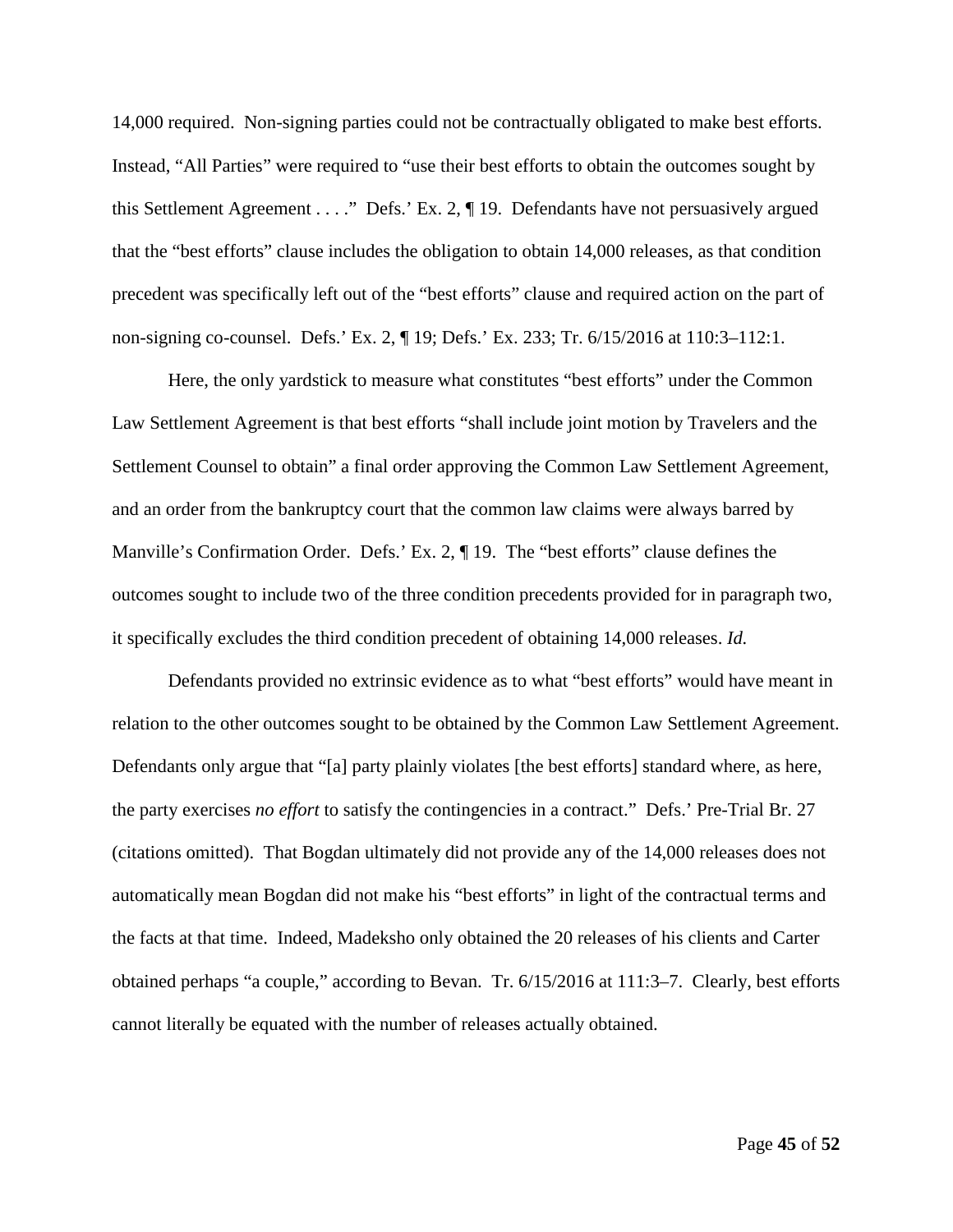14,000 required. Non-signing parties could not be contractually obligated to make best efforts. Instead, "All Parties" were required to "use their best efforts to obtain the outcomes sought by this Settlement Agreement . . . ." Defs.' Ex. 2, ¶ 19. Defendants have not persuasively argued that the "best efforts" clause includes the obligation to obtain 14,000 releases, as that condition precedent was specifically left out of the "best efforts" clause and required action on the part of non-signing co-counsel. Defs.' Ex. 2, ¶ 19; Defs.' Ex. 233; Tr. 6/15/2016 at 110:3–112:1.

Here, the only yardstick to measure what constitutes "best efforts" under the Common Law Settlement Agreement is that best efforts "shall include joint motion by Travelers and the Settlement Counsel to obtain" a final order approving the Common Law Settlement Agreement, and an order from the bankruptcy court that the common law claims were always barred by Manville's Confirmation Order. Defs.' Ex. 2, ¶ 19. The "best efforts" clause defines the outcomes sought to include two of the three condition precedents provided for in paragraph two, it specifically excludes the third condition precedent of obtaining 14,000 releases. *Id.*

Defendants provided no extrinsic evidence as to what "best efforts" would have meant in relation to the other outcomes sought to be obtained by the Common Law Settlement Agreement. Defendants only argue that "[a] party plainly violates [the best efforts] standard where, as here, the party exercises *no effort* to satisfy the contingencies in a contract." Defs.' Pre-Trial Br. 27 (citations omitted). That Bogdan ultimately did not provide any of the 14,000 releases does not automatically mean Bogdan did not make his "best efforts" in light of the contractual terms and the facts at that time. Indeed, Madeksho only obtained the 20 releases of his clients and Carter obtained perhaps "a couple," according to Bevan. Tr. 6/15/2016 at 111:3–7. Clearly, best efforts cannot literally be equated with the number of releases actually obtained.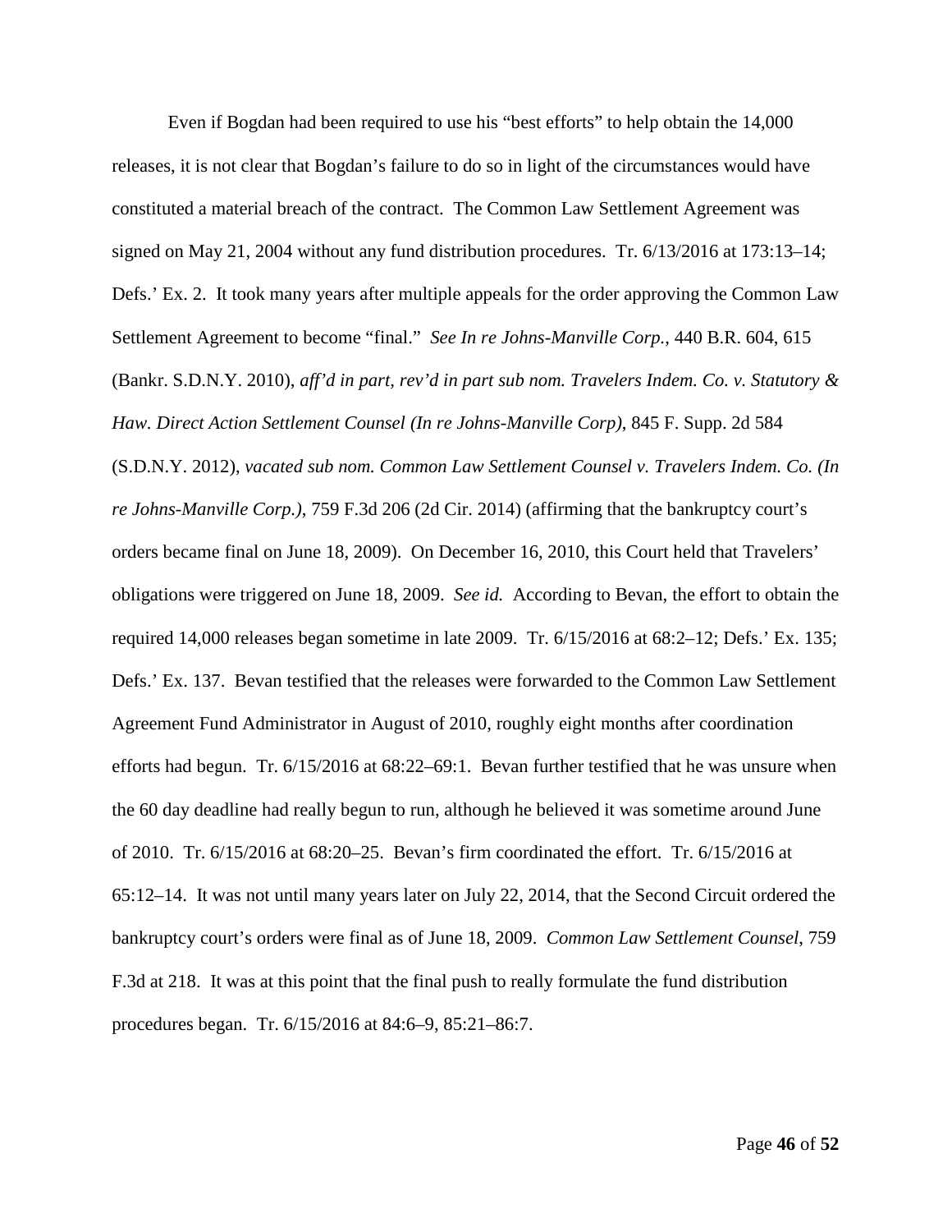Even if Bogdan had been required to use his "best efforts" to help obtain the 14,000 releases, it is not clear that Bogdan's failure to do so in light of the circumstances would have constituted a material breach of the contract. The Common Law Settlement Agreement was signed on May 21, 2004 without any fund distribution procedures. Tr. 6/13/2016 at 173:13–14; Defs.' Ex. 2. It took many years after multiple appeals for the order approving the Common Law Settlement Agreement to become "final." *See In re Johns-Manville Corp.*, 440 B.R. 604, 615 (Bankr. S.D.N.Y. 2010), *aff'd in part, rev'd in part sub nom. Travelers Indem. Co. v. Statutory & Haw. Direct Action Settlement Counsel (In re Johns-Manville Corp)*, 845 F. Supp. 2d 584 (S.D.N.Y. 2012), *vacated sub nom. Common Law Settlement Counsel v. Travelers Indem. Co. (In re Johns-Manville Corp.)*, 759 F.3d 206 (2d Cir. 2014) (affirming that the bankruptcy court's orders became final on June 18, 2009). On December 16, 2010, this Court held that Travelers' obligations were triggered on June 18, 2009. *See id.* According to Bevan, the effort to obtain the required 14,000 releases began sometime in late 2009. Tr. 6/15/2016 at 68:2–12; Defs.' Ex. 135; Defs.' Ex. 137. Bevan testified that the releases were forwarded to the Common Law Settlement Agreement Fund Administrator in August of 2010, roughly eight months after coordination efforts had begun. Tr. 6/15/2016 at 68:22–69:1. Bevan further testified that he was unsure when the 60 day deadline had really begun to run, although he believed it was sometime around June of 2010. Tr. 6/15/2016 at 68:20–25. Bevan's firm coordinated the effort. Tr. 6/15/2016 at 65:12–14. It was not until many years later on July 22, 2014, that the Second Circuit ordered the bankruptcy court's orders were final as of June 18, 2009. *Common Law Settlement Counsel*, 759 F.3d at 218. It was at this point that the final push to really formulate the fund distribution procedures began. Tr. 6/15/2016 at 84:6–9, 85:21–86:7.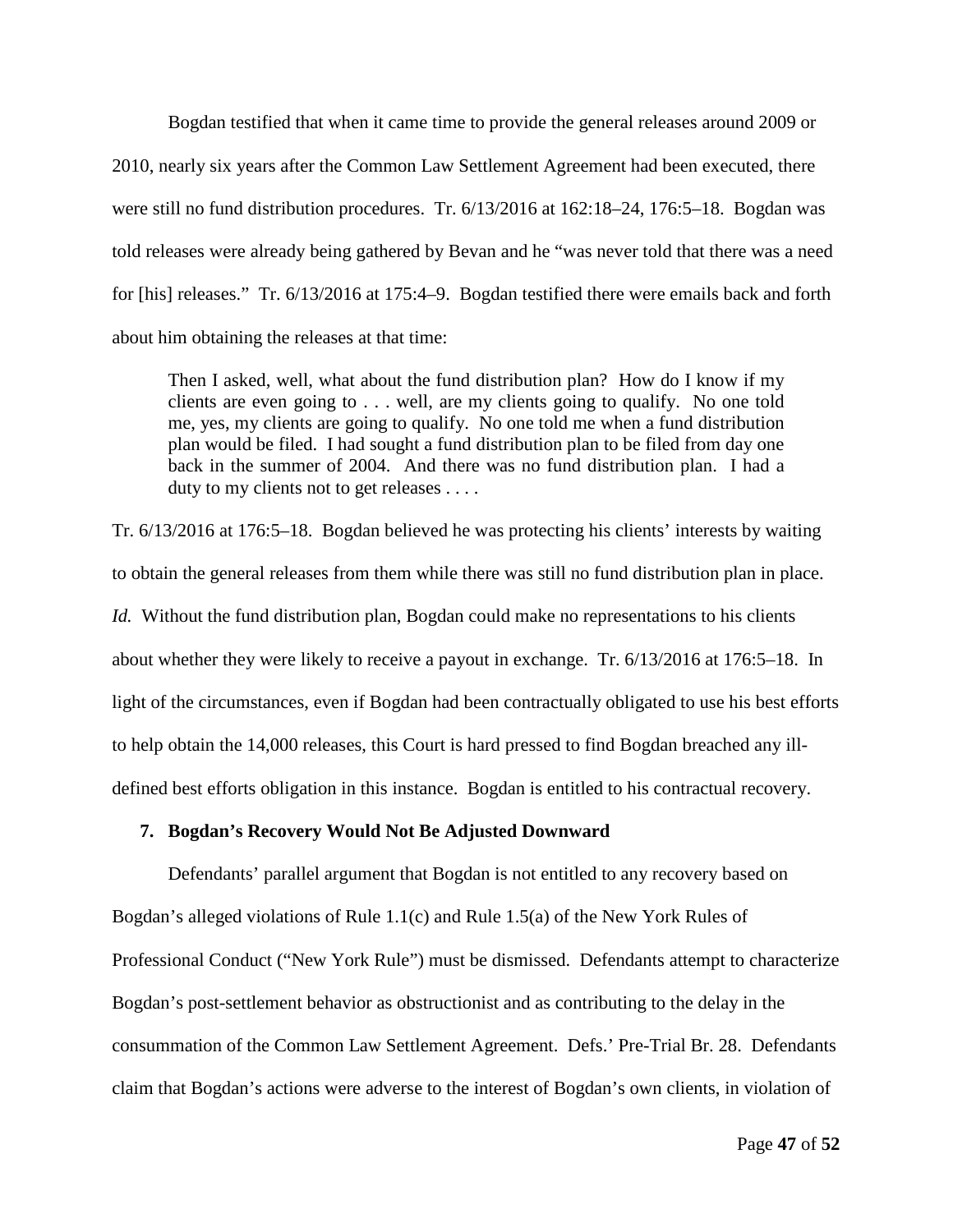Bogdan testified that when it came time to provide the general releases around 2009 or 2010, nearly six years after the Common Law Settlement Agreement had been executed, there were still no fund distribution procedures. Tr. 6/13/2016 at 162:18–24, 176:5–18. Bogdan was told releases were already being gathered by Bevan and he "was never told that there was a need for [his] releases." Tr. 6/13/2016 at 175:4–9. Bogdan testified there were emails back and forth about him obtaining the releases at that time:

> Then I asked, well, what about the fund distribution plan? How do I know if my clients are even going to . . . well, are my clients going to qualify. No one told me, yes, my clients are going to qualify. No one told me when a fund distribution plan would be filed. I had sought a fund distribution plan to be filed from day one back in the summer of 2004. And there was no fund distribution plan. I had a duty to my clients not to get releases . . . .

Tr. 6/13/2016 at 176:5–18. Bogdan believed he was protecting his clients' interests by waiting to obtain the general releases from them while there was still no fund distribution plan in place. *Id.* Without the fund distribution plan, Bogdan could make no representations to his clients about whether they were likely to receive a payout in exchange. Tr. 6/13/2016 at 176:5–18. In light of the circumstances, even if Bogdan had been contractually obligated to use his best efforts to help obtain the 14,000 releases, this Court is hard pressed to find Bogdan breached any ill-defined best efforts obligation in this instance. Bogdan is entitled to his contractual recovery.

### 7. Bogdan's Recovery Would Not Be Adjusted Downward

Defendants' parallel argument that Bogdan is not entitled to any recovery based on Bogdan's alleged violations of Rule 1.1(c) and Rule 1.5(a) of the New York Rules of Professional Conduct ("New York Rule") must be dismissed. Defendants attempt to characterize Bogdan's post-settlement behavior as obstructionist and as contributing to the delay in the consummation of the Common Law Settlement Agreement. Defs.' Pre-Trial Br. 28. Defendants claim that Bogdan's actions were adverse to the interest of Bogdan's own clients, in violation of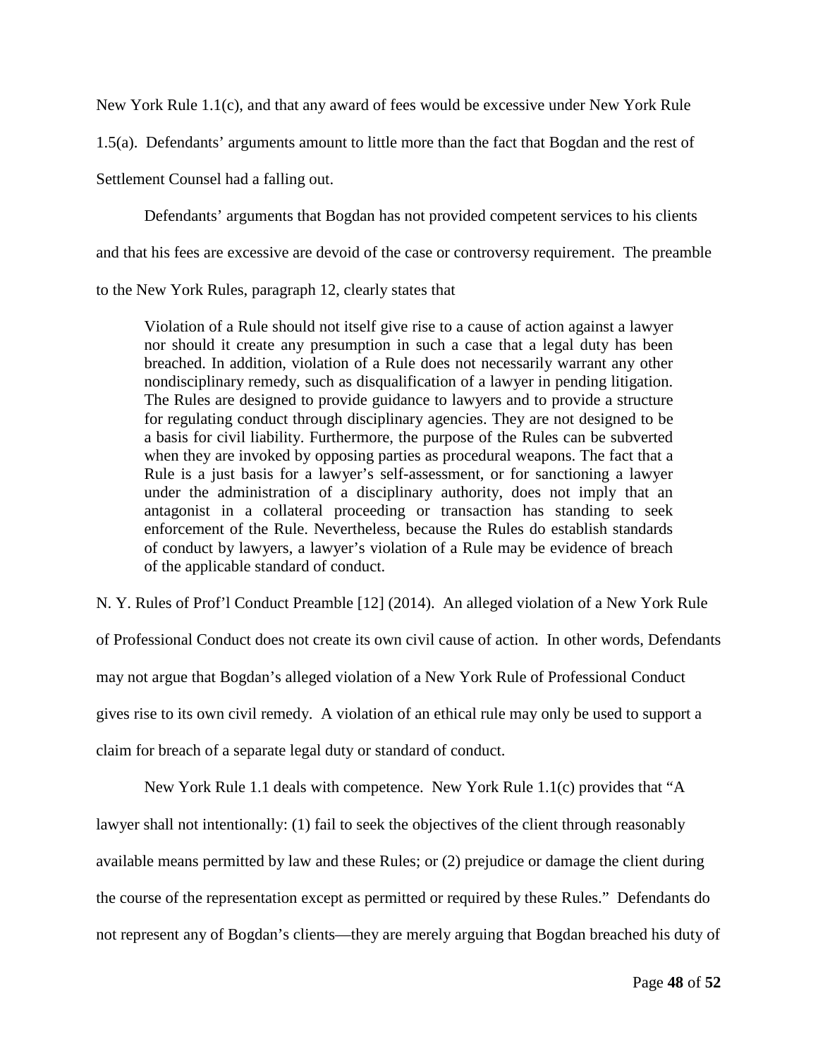New York Rule 1.1(c), and that any award of fees would be excessive under New York Rule 1.5(a). Defendants' arguments amount to little more than the fact that Bogdan and the rest of Settlement Counsel had a falling out.

Defendants' arguments that Bogdan has not provided competent services to his clients and that his fees are excessive are devoid of the case or controversy requirement. The preamble to the New York Rules, paragraph 12, clearly states that

> Violation of a Rule should not itself give rise to a cause of action against a lawyer nor should it create any presumption in such a case that a legal duty has been breached. In addition, violation of a Rule does not necessarily warrant any other nondisciplinary remedy, such as disqualification of a lawyer in pending litigation. The Rules are designed to provide guidance to lawyers and to provide a structure for regulating conduct through disciplinary agencies. They are not designed to be a basis for civil liability. Furthermore, the purpose of the Rules can be subverted when they are invoked by opposing parties as procedural weapons. The fact that a Rule is a just basis for a lawyer's self-assessment, or for sanctioning a lawyer under the administration of a disciplinary authority, does not imply that an antagonist in a collateral proceeding or transaction has standing to seek enforcement of the Rule. Nevertheless, because the Rules do establish standards of conduct by lawyers, a lawyer's violation of a Rule may be evidence of breach of the applicable standard of conduct.

N. Y. Rules of Prof'l Conduct Preamble [12] (2014). An alleged violation of a New York Rule of Professional Conduct does not create its own civil cause of action. In other words, Defendants may not argue that Bogdan's alleged violation of a New York Rule of Professional Conduct gives rise to its own civil remedy. A violation of an ethical rule may only be used to support a claim for breach of a separate legal duty or standard of conduct.

New York Rule 1.1 deals with competence. New York Rule 1.1(c) provides that "A lawyer shall not intentionally: (1) fail to seek the objectives of the client through reasonably available means permitted by law and these Rules; or (2) prejudice or damage the client during the course of the representation except as permitted or required by these Rules." Defendants do not represent any of Bogdan's clients—they are merely arguing that Bogdan breached his duty of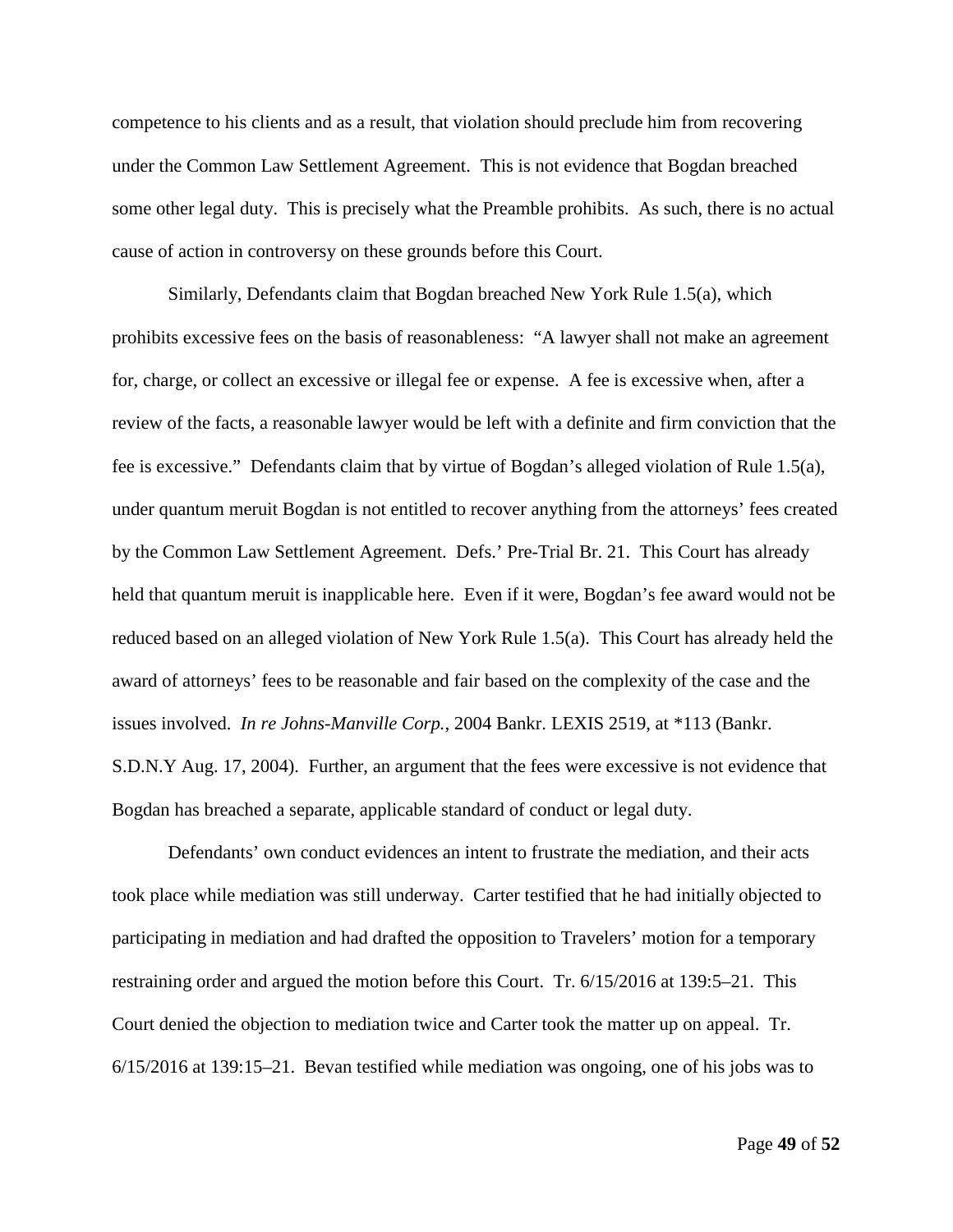competence to his clients and as a result, that violation should preclude him from recovering under the Common Law Settlement Agreement. This is not evidence that Bogdan breached some other legal duty. This is precisely what the Preamble prohibits. As such, there is no actual cause of action in controversy on these grounds before this Court.

Similarly, Defendants claim that Bogdan breached New York Rule 1.5(a), which prohibits excessive fees on the basis of reasonableness: "A lawyer shall not make an agreement for, charge, or collect an excessive or illegal fee or expense. A fee is excessive when, after a review of the facts, a reasonable lawyer would be left with a definite and firm conviction that the fee is excessive." Defendants claim that by virtue of Bogdan's alleged violation of Rule 1.5(a), under quantum meruit Bogdan is not entitled to recover anything from the attorneys' fees created by the Common Law Settlement Agreement. Defs.' Pre-Trial Br. 21. This Court has already held that quantum meruit is inapplicable here. Even if it were, Bogdan's fee award would not be reduced based on an alleged violation of New York Rule 1.5(a). This Court has already held the award of attorneys' fees to be reasonable and fair based on the complexity of the case and the issues involved. *In re Johns-Manville Corp.*, 2004 Bankr. LEXIS 2519, at *113 (Bankr. S.D.N.Y Aug. 17, 2004). Further, an argument that the fees were excessive is not evidence that Bogdan has breached a separate, applicable standard of conduct or legal duty.

Defendants' own conduct evidences an intent to frustrate the mediation, and their acts took place while mediation was still underway. Carter testified that he had initially objected to participating in mediation and had drafted the opposition to Travelers' motion for a temporary restraining order and argued the motion before this Court. Tr. 6/15/2016 at 139:5–21. This Court denied the objection to mediation twice and Carter took the matter up on appeal. Tr. 6/15/2016 at 139:15–21. Bevan testified while mediation was ongoing, one of his jobs was to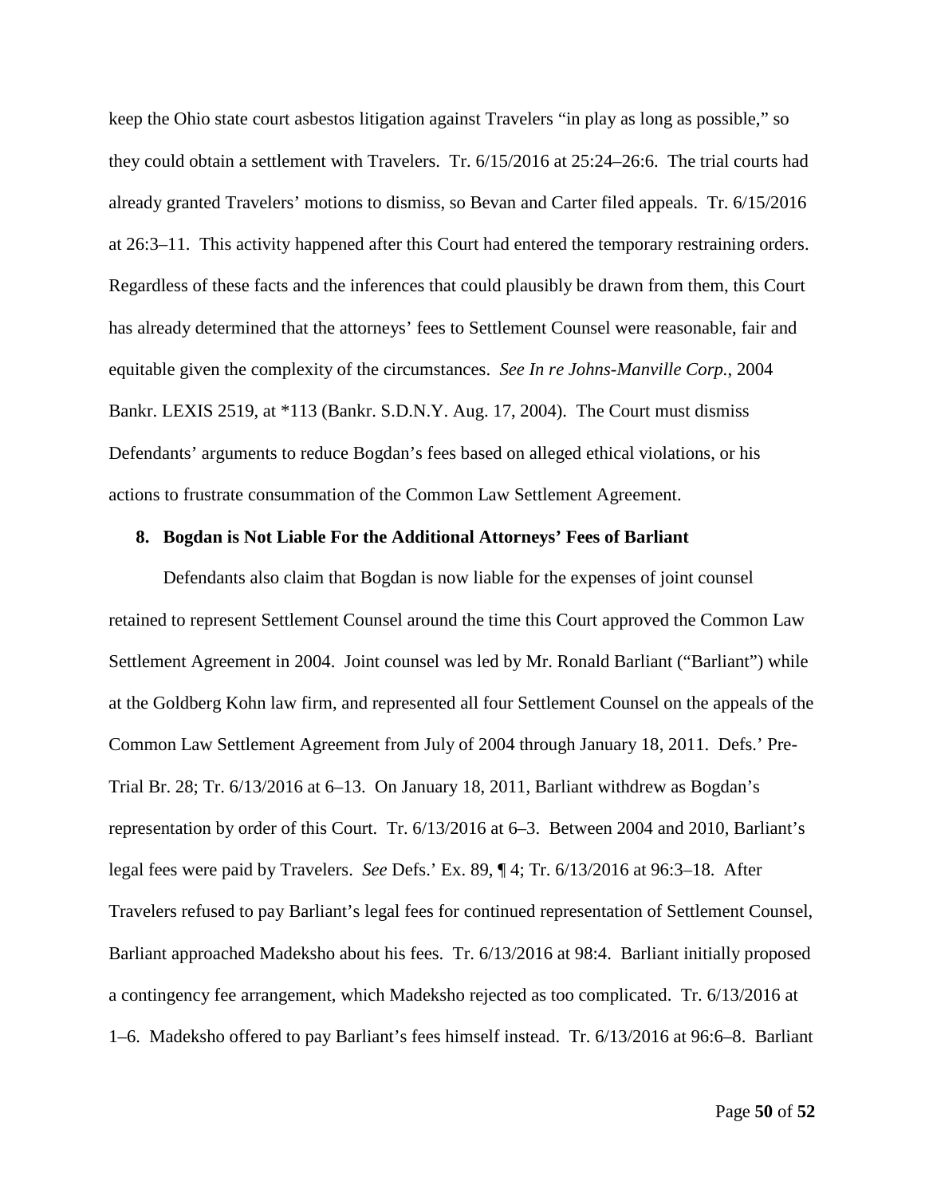keep the Ohio state court asbestos litigation against Travelers "in play as long as possible," so they could obtain a settlement with Travelers. Tr. 6/15/2016 at 25:24–26:6. The trial courts had already granted Travelers' motions to dismiss, so Bevan and Carter filed appeals. Tr. 6/15/2016 at 26:3–11. This activity happened after this Court had entered the temporary restraining orders. Regardless of these facts and the inferences that could plausibly be drawn from them, this Court has already determined that the attorneys' fees to Settlement Counsel were reasonable, fair and equitable given the complexity of the circumstances. *See In re Johns-Manville Corp.*, 2004 Bankr. LEXIS 2519, at *113 (Bankr. S.D.N.Y. Aug. 17, 2004). The Court must dismiss Defendants' arguments to reduce Bogdan's fees based on alleged ethical violations, or his actions to frustrate consummation of the Common Law Settlement Agreement.

**8. Bogdan is Not Liable For the Additional Attorneys' Fees of Barliant**

Defendants also claim that Bogdan is now liable for the expenses of joint counsel retained to represent Settlement Counsel around the time this Court approved the Common Law Settlement Agreement in 2004. Joint counsel was led by Mr. Ronald Barliant ("Barliant") while at the Goldberg Kohn law firm, and represented all four Settlement Counsel on the appeals of the Common Law Settlement Agreement from July of 2004 through January 18, 2011. Defs.' Pre-Trial Br. 28; Tr. 6/13/2016 at 6–13. On January 18, 2011, Barliant withdrew as Bogdan's representation by order of this Court. Tr. 6/13/2016 at 6–3. Between 2004 and 2010, Barliant's legal fees were paid by Travelers. *See* Defs.' Ex. 89, ¶ 4; Tr. 6/13/2016 at 96:3–18. After Travelers refused to pay Barliant's legal fees for continued representation of Settlement Counsel, Barliant approached Madeksho about his fees. Tr. 6/13/2016 at 98:4. Barliant initially proposed a contingency fee arrangement, which Madeksho rejected as too complicated. Tr. 6/13/2016 at 1–6. Madeksho offered to pay Barliant's fees himself instead. Tr. 6/13/2016 at 96:6–8. Barliant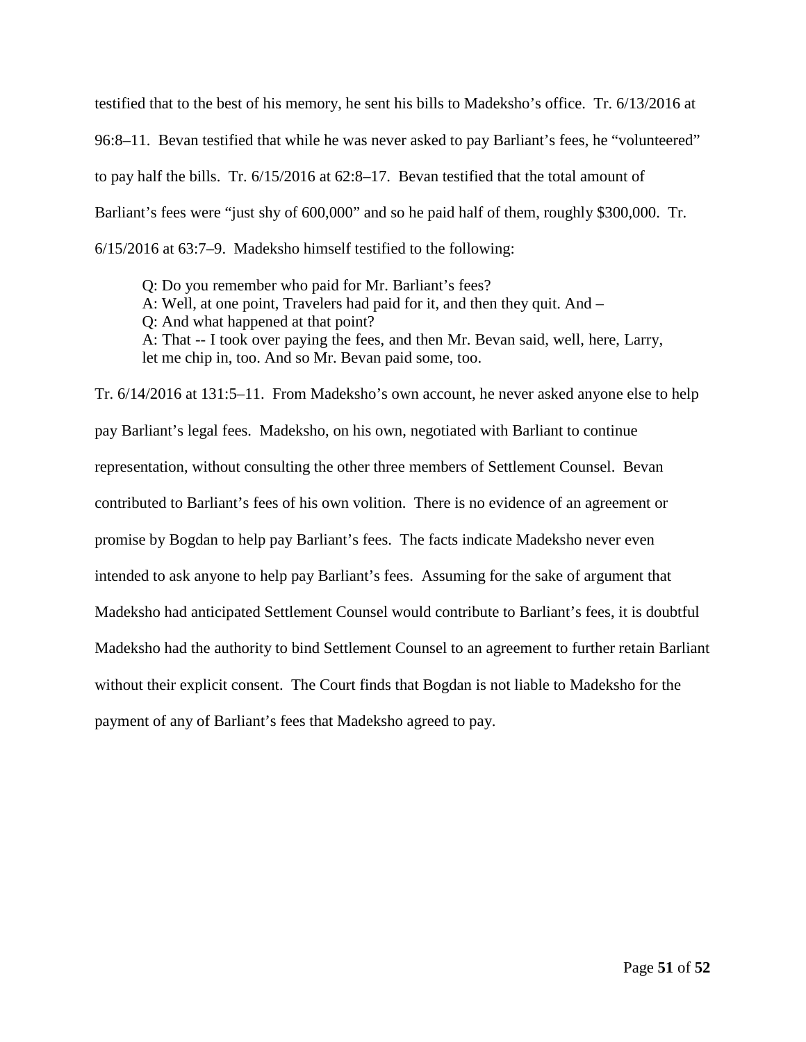testified that to the best of his memory, he sent his bills to Madeksho's office. Tr. 6/13/2016 at 96:8–11. Bevan testified that while he was never asked to pay Barliant's fees, he "volunteered" to pay half the bills. Tr. 6/15/2016 at 62:8–17. Bevan testified that the total amount of Barliant's fees were "just shy of 600,000" and so he paid half of them, roughly $300,000. Tr. 6/15/2016 at 63:7–9. Madeksho himself testified to the following:

> Q: Do you remember who paid for Mr. Barliant's fees?
> A: Well, at one point, Travelers had paid for it, and then they quit. And –
> Q: And what happened at that point?
> A: That -- I took over paying the fees, and then Mr. Bevan said, well, here, Larry, let me chip in, too. And so Mr. Bevan paid some, too.

Tr. 6/14/2016 at 131:5–11. From Madeksho's own account, he never asked anyone else to help pay Barliant's legal fees. Madeksho, on his own, negotiated with Barliant to continue representation, without consulting the other three members of Settlement Counsel. Bevan contributed to Barliant's fees of his own volition. There is no evidence of an agreement or promise by Bogdan to help pay Barliant's fees. The facts indicate Madeksho never even intended to ask anyone to help pay Barliant's fees. Assuming for the sake of argument that Madeksho had anticipated Settlement Counsel would contribute to Barliant's fees, it is doubtful Madeksho had the authority to bind Settlement Counsel to an agreement to further retain Barliant without their explicit consent. The Court finds that Bogdan is not liable to Madeksho for the payment of any of Barliant's fees that Madeksho agreed to pay.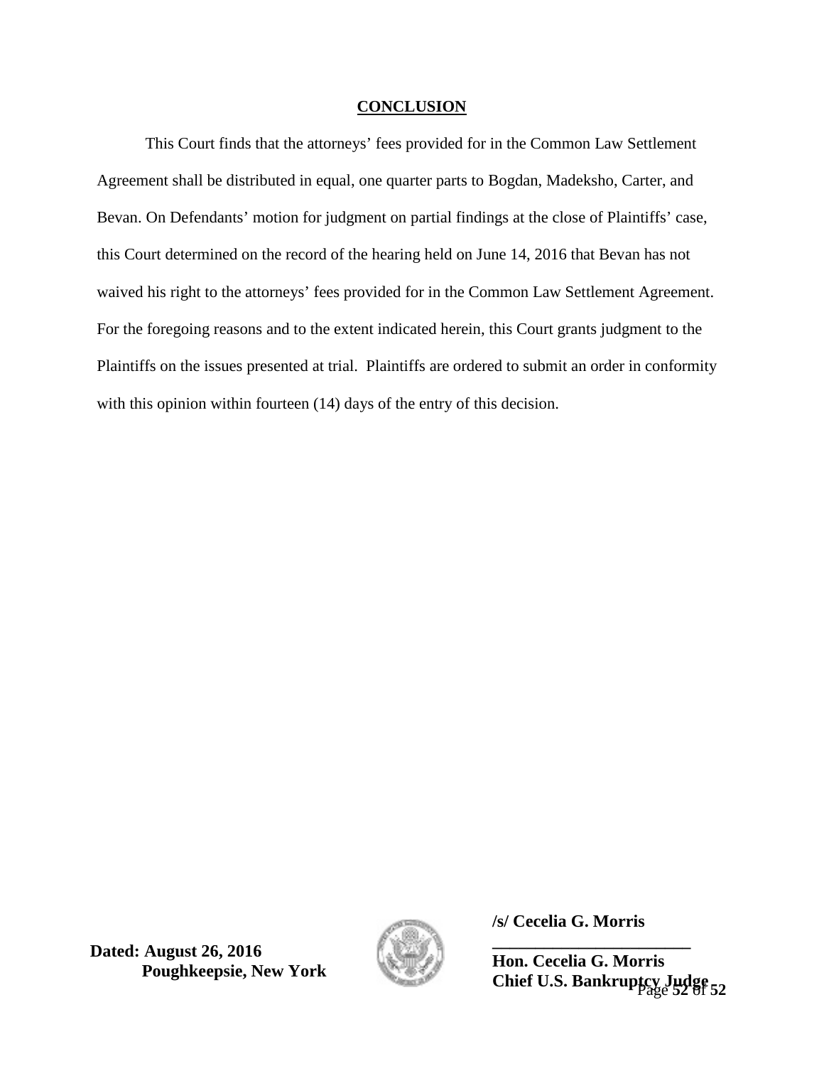## CONCLUSION

This Court finds that the attorneys' fees provided for in the Common Law Settlement Agreement shall be distributed in equal, one quarter parts to Bogdan, Madeksho, Carter, and Bevan. On Defendants' motion for judgment on partial findings at the close of Plaintiffs' case, this Court determined on the record of the hearing held on June 14, 2016 that Bevan has not waived his right to the attorneys' fees provided for in the Common Law Settlement Agreement. For the foregoing reasons and to the extent indicated herein, this Court grants judgment to the Plaintiffs on the issues presented at trial. Plaintiffs are ordered to submit an order in conformity with this opinion within fourteen (14) days of the entry of this decision.

**Dated: August 26, 2016**
**Poughkeepsie, New York**

**/s/ Cecelia G. Morris**
**_______________________**
**Hon. Cecelia G. Morris**
**Chief U.S. Bankruptcy Judge**